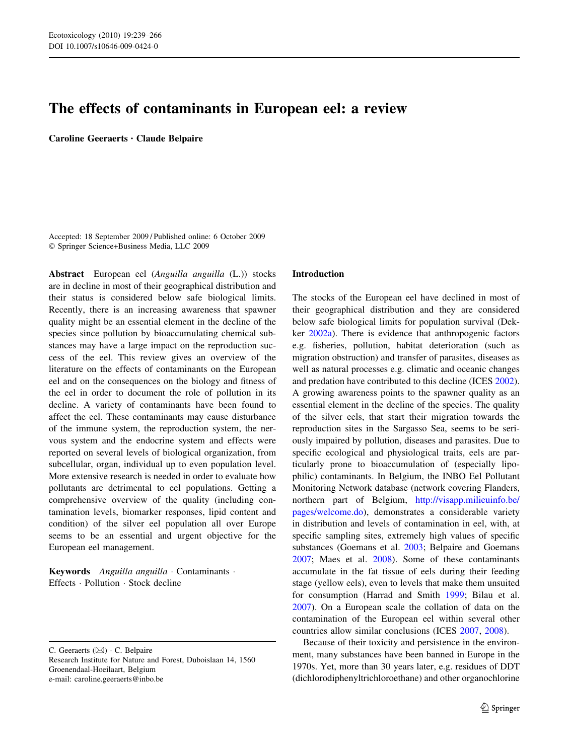# The effects of contaminants in European eel: a review

**Caroline Geeraerts · Claude Belpaire**

Accepted: 18 September 2009 / Published online: 6 October 2009
© Springer Science+Business Media, LLC 2009

**Abstract** European eel (*Anguilla anguilla* (L.)) stocks are in decline in most of their geographical distribution and their status is considered below safe biological limits. Recently, there is an increasing awareness that spawner quality might be an essential element in the decline of the species since pollution by bioaccumulating chemical substances may have a large impact on the reproduction success of the eel. This review gives an overview of the literature on the effects of contaminants on the European eel and on the consequences on the biology and fitness of the eel in order to document the role of pollution in its decline. A variety of contaminants have been found to affect the eel. These contaminants may cause disturbance of the immune system, the reproduction system, the nervous system and the endocrine system and effects were reported on several levels of biological organization, from subcellular, organ, individual up to even population level. More extensive research is needed in order to evaluate how pollutants are detrimental to eel populations. Getting a comprehensive overview of the quality (including contamination levels, biomarker responses, lipid content and condition) of the silver eel population all over Europe seems to be an essential and urgent objective for the European eel management.

**Keywords** *Anguilla anguilla* · Contaminants · Effects · Pollution · Stock decline

C. Geeraerts (✉) · C. Belpaire
Research Institute for Nature and Forest, Duboislaan 14, 1560 Groenendaal-Hoeilaart, Belgium
e-mail: caroline.geeraerts@inbo.be

## Introduction

The stocks of the European eel have declined in most of their geographical distribution and they are considered below safe biological limits for population survival (Dekker 2002a). There is evidence that anthropogenic factors e.g. fisheries, pollution, habitat deterioration (such as migration obstruction) and transfer of parasites, diseases as well as natural processes e.g. climatic and oceanic changes and predation have contributed to this decline (ICES 2002). A growing awareness points to the spawner quality as an essential element in the decline of the species. The quality of the silver eels, that start their migration towards the reproduction sites in the Sargasso Sea, seems to be seriously impaired by pollution, diseases and parasites. Due to specific ecological and physiological traits, eels are particularly prone to bioaccumulation of (especially lipophilic) contaminants. In Belgium, the INBO Eel Pollutant Monitoring Network database (network covering Flanders, northern part of Belgium, http://visapp.milieuinfo.be/pages/welcome.do), demonstrates a considerable variety in distribution and levels of contamination in eel, with, at specific sampling sites, extremely high values of specific substances (Goemans et al. 2003; Belpaire and Goemans 2007; Maes et al. 2008). Some of these contaminants accumulate in the fat tissue of eels during their feeding stage (yellow eels), even to levels that make them unsuited for consumption (Harrad and Smith 1999; Bilau et al. 2007). On a European scale the collation of data on the contamination of the European eel within several other countries allow similar conclusions (ICES 2007, 2008).

Because of their toxicity and persistence in the environment, many substances have been banned in Europe in the 1970s. Yet, more than 30 years later, e.g. residues of DDT (dichlorodiphenyltrichloroethane) and other organochlorine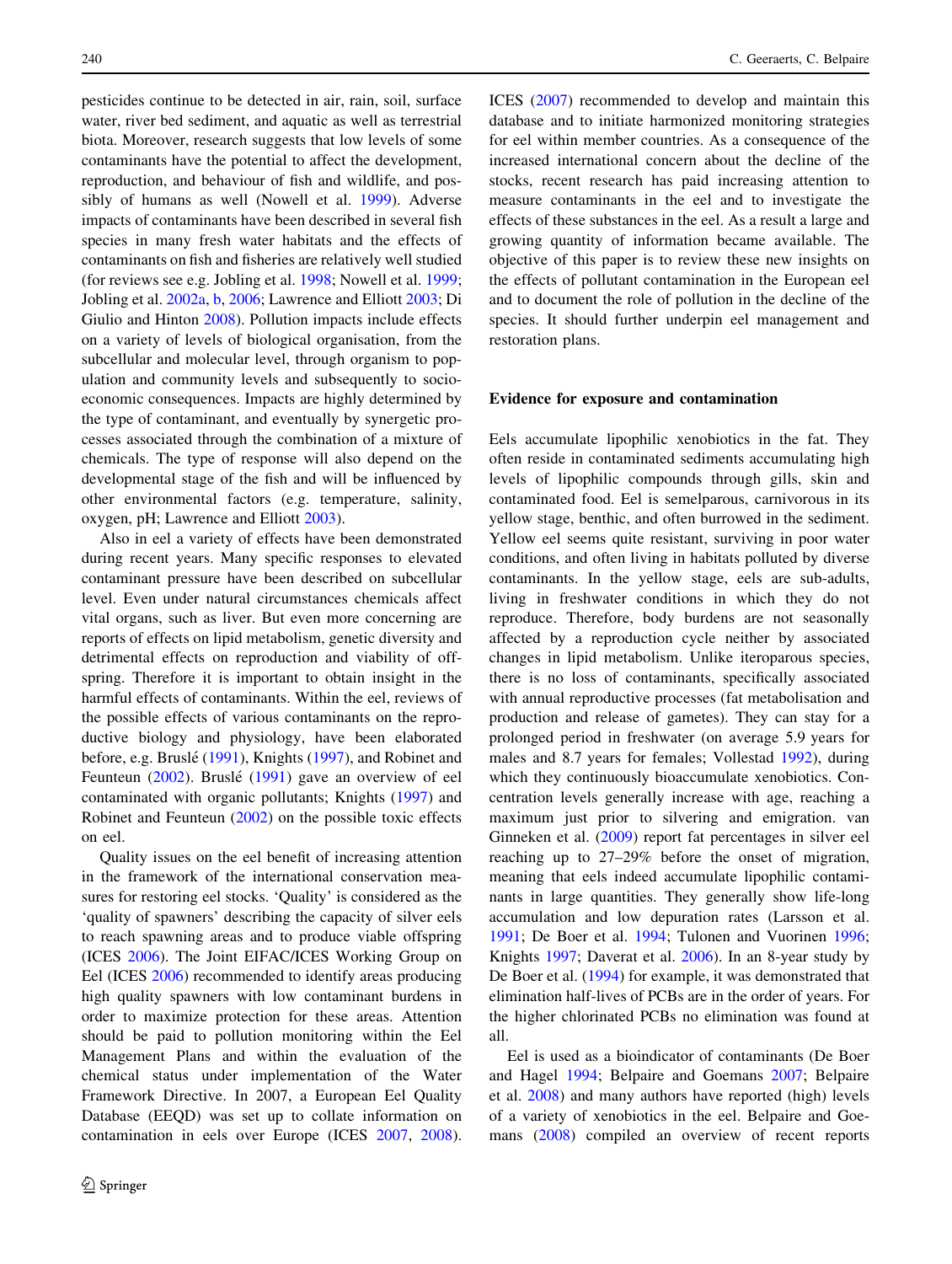pesticides continue to be detected in air, rain, soil, surface water, river bed sediment, and aquatic as well as terrestrial biota. Moreover, research suggests that low levels of some contaminants have the potential to affect the development, reproduction, and behaviour of fish and wildlife, and possibly of humans as well (Nowell et al. 1999). Adverse impacts of contaminants have been described in several fish species in many fresh water habitats and the effects of contaminants on fish and fisheries are relatively well studied (for reviews see e.g. Jobling et al. 1998; Nowell et al. 1999; Jobling et al. 2002a, b, 2006; Lawrence and Elliott 2003; Di Giulio and Hinton 2008). Pollution impacts include effects on a variety of levels of biological organisation, from the subcellular and molecular level, through organism to population and community levels and subsequently to socio-economic consequences. Impacts are highly determined by the type of contaminant, and eventually by synergetic processes associated through the combination of a mixture of chemicals. The type of response will also depend on the developmental stage of the fish and will be influenced by other environmental factors (e.g. temperature, salinity, oxygen, pH; Lawrence and Elliott 2003).

Also in eel a variety of effects have been demonstrated during recent years. Many specific responses to elevated contaminant pressure have been described on subcellular level. Even under natural circumstances chemicals affect vital organs, such as liver. But even more concerning are reports of effects on lipid metabolism, genetic diversity and detrimental effects on reproduction and viability of offspring. Therefore it is important to obtain insight in the harmful effects of contaminants. Within the eel, reviews of the possible effects of various contaminants on the reproductive biology and physiology, have been elaborated before, e.g. Bruslé (1991), Knights (1997), and Robinet and Feunteun (2002). Bruslé (1991) gave an overview of eel contaminated with organic pollutants; Knights (1997) and Robinet and Feunteun (2002) on the possible toxic effects on eel.

Quality issues on the eel benefit of increasing attention in the framework of the international conservation measures for restoring eel stocks. 'Quality' is considered as the 'quality of spawners' describing the capacity of silver eels to reach spawning areas and to produce viable offspring (ICES 2006). The Joint EIFAC/ICES Working Group on Eel (ICES 2006) recommended to identify areas producing high quality spawners with low contaminant burdens in order to maximize protection for these areas. Attention should be paid to pollution monitoring within the Eel Management Plans and within the evaluation of the chemical status under implementation of the Water Framework Directive. In 2007, a European Eel Quality Database (EEQD) was set up to collate information on contamination in eels over Europe (ICES 2007, 2008). ICES (2007) recommended to develop and maintain this database and to initiate harmonized monitoring strategies for eel within member countries. As a consequence of the increased international concern about the decline of the stocks, recent research has paid increasing attention to measure contaminants in the eel and to investigate the effects of these substances in the eel. As a result a large and growing quantity of information became available. The objective of this paper is to review these new insights on the effects of pollutant contamination in the European eel and to document the role of pollution in the decline of the species. It should further underpin eel management and restoration plans.

## Evidence for exposure and contamination

Eels accumulate lipophilic xenobiotics in the fat. They often reside in contaminated sediments accumulating high levels of lipophilic compounds through gills, skin and contaminated food. Eel is semelparous, carnivorous in its yellow stage, benthic, and often burrowed in the sediment. Yellow eel seems quite resistant, surviving in poor water conditions, and often living in habitats polluted by diverse contaminants. In the yellow stage, eels are sub-adults, living in freshwater conditions in which they do not reproduce. Therefore, body burdens are not seasonally affected by a reproduction cycle neither by associated changes in lipid metabolism. Unlike iteroparous species, there is no loss of contaminants, specifically associated with annual reproductive processes (fat metabolisation and production and release of gametes). They can stay for a prolonged period in freshwater (on average 5.9 years for males and 8.7 years for females; Vollestad 1992), during which they continuously bioaccumulate xenobiotics. Concentration levels generally increase with age, reaching a maximum just prior to silvering and emigration. van Ginneken et al. (2009) report fat percentages in silver eel reaching up to 27–29% before the onset of migration, meaning that eels indeed accumulate lipophilic contaminants in large quantities. They generally show life-long accumulation and low depuration rates (Larsson et al. 1991; De Boer et al. 1994; Tulonen and Vuorinen 1996; Knights 1997; Daverat et al. 2006). In an 8-year study by De Boer et al. (1994) for example, it was demonstrated that elimination half-lives of PCBs are in the order of years. For the higher chlorinated PCBs no elimination was found at all.

Eel is used as a bioindicator of contaminants (De Boer and Hagel 1994; Belpaire and Goemans 2007; Belpaire et al. 2008) and many authors have reported (high) levels of a variety of xenobiotics in the eel. Belpaire and Goemans (2008) compiled an overview of recent reports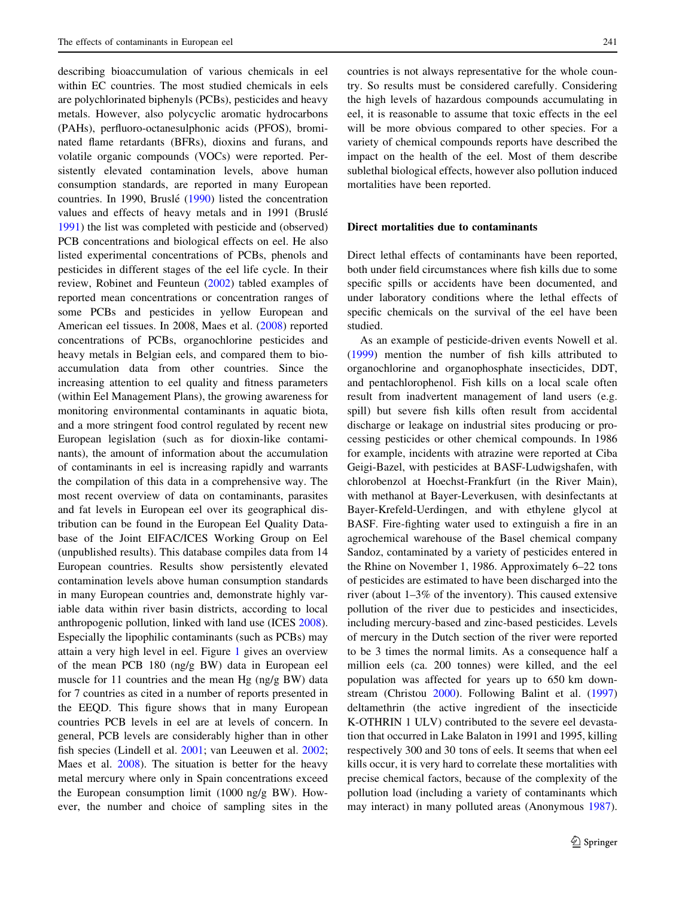describing bioaccumulation of various chemicals in eel within EC countries. The most studied chemicals in eels are polychlorinated biphenyls (PCBs), pesticides and heavy metals. However, also polycyclic aromatic hydrocarbons (PAHs), perfluoro-octanesulphonic acids (PFOS), brominated flame retardants (BFRs), dioxins and furans, and volatile organic compounds (VOCs) were reported. Persistently elevated contamination levels, above human consumption standards, are reported in many European countries. In 1990, Truslé (1990) listed the concentration values and effects of heavy metals and in 1991 (Truslé 1991) the list was completed with pesticide and (observed) PCB concentrations and biological effects on eel. He also listed experimental concentrations of PCBs, phenols and pesticides in different stages of the eel life cycle. In their review, Robinet and Feunteun (2002) tabled examples of reported mean concentrations or concentration ranges of some PCBs and pesticides in yellow European and American eel tissues. In 2008, Maes et al. (2008) reported concentrations of PCBs, organochlorine pesticides and heavy metals in Belgian eels, and compared them to bioaccumulation data from other countries. Since the increasing attention to eel quality and fitness parameters (within Eel Management Plans), the growing awareness for monitoring environmental contaminants in aquatic biota, and a more stringent food control regulated by recent new European legislation (such as for dioxin-like contaminants), the amount of information about the accumulation of contaminants in eel is increasing rapidly and warrants the compilation of this data in a comprehensive way. The most recent overview of data on contaminants, parasites and fat levels in European eel over its geographical distribution can be found in the European Eel Quality Database of the Joint EIFAC/ICES Working Group on Eel (unpublished results). This database compiles data from 14 European countries. Results show persistently elevated contamination levels above human consumption standards in many European countries and, demonstrate highly variable data within river basin districts, according to local anthropogenic pollution, linked with land use (ICES 2008). Especially the lipophilic contaminants (such as PCBs) may attain a very high level in eel. Figure 1 gives an overview of the mean PCB 180 (ng/g BW) data in European eel muscle for 11 countries and the mean Hg (ng/g BW) data for 7 countries as cited in a number of reports presented in the EEQD. This figure shows that in many European countries PCB levels in eel are at levels of concern. In general, PCB levels are considerably higher than in other fish species (Lindell et al. 2001; van Leeuwen et al. 2002; Maes et al. 2008). The situation is better for the heavy metal mercury where only in Spain concentrations exceed the European consumption limit (1000 ng/g BW). However, the number and choice of sampling sites in the countries is not always representative for the whole country. So results must be considered carefully. Considering the high levels of hazardous compounds accumulating in eel, it is reasonable to assume that toxic effects in the eel will be more obvious compared to other species. For a variety of chemical compounds reports have described the impact on the health of the eel. Most of them describe sublethal biological effects, however also pollution induced mortalities have been reported.

## Direct mortalities due to contaminants

Direct lethal effects of contaminants have been reported, both under field circumstances where fish kills due to some specific spills or accidents have been documented, and under laboratory conditions where the lethal effects of specific chemicals on the survival of the eel have been studied.

As an example of pesticide-driven events Nowell et al. (1999) mention the number of fish kills attributed to organochlorine and organophosphate insecticides, DDT, and pentachlorophenol. Fish kills on a local scale often result from inadvertent management of land users (e.g. spill) but severe fish kills often result from accidental discharge or leakage on industrial sites producing or processing pesticides or other chemical compounds. In 1986 for example, incidents with atrazine were reported at Ciba Geigi-Bazel, with pesticides at BASF-Ludwigshafen, with chlorobenzol at Hoechst-Frankfurt (in the River Main), with methanol at Bayer-Leverkusen, with desinfectants at Bayer-Krefeld-Uerdingen, and with ethylene glycol at BASF. Fire-fighting water used to extinguish a fire in an agrochemical warehouse of the Basel chemical company Sandoz, contaminated by a variety of pesticides entered in the Rhine on November 1, 1986. Approximately 6–22 tons of pesticides are estimated to have been discharged into the river (about 1–3% of the inventory). This caused extensive pollution of the river due to pesticides and insecticides, including mercury-based and zinc-based pesticides. Levels of mercury in the Dutch section of the river were reported to be 3 times the normal limits. As a consequence half a million eels (ca. 200 tonnes) were killed, and the eel population was affected for years up to 650 km downstream (Christou 2000). Following Balint et al. (1997) deltamethrin (the active ingredient of the insecticide K-OTHRIN 1 ULV) contributed to the severe eel devastation that occurred in Lake Balaton in 1991 and 1995, killing respectively 300 and 30 tons of eels. It seems that when eel kills occur, it is very hard to correlate these mortalities with precise chemical factors, because of the complexity of the pollution load (including a variety of contaminants which may interact) in many polluted areas (Anonymous 1987).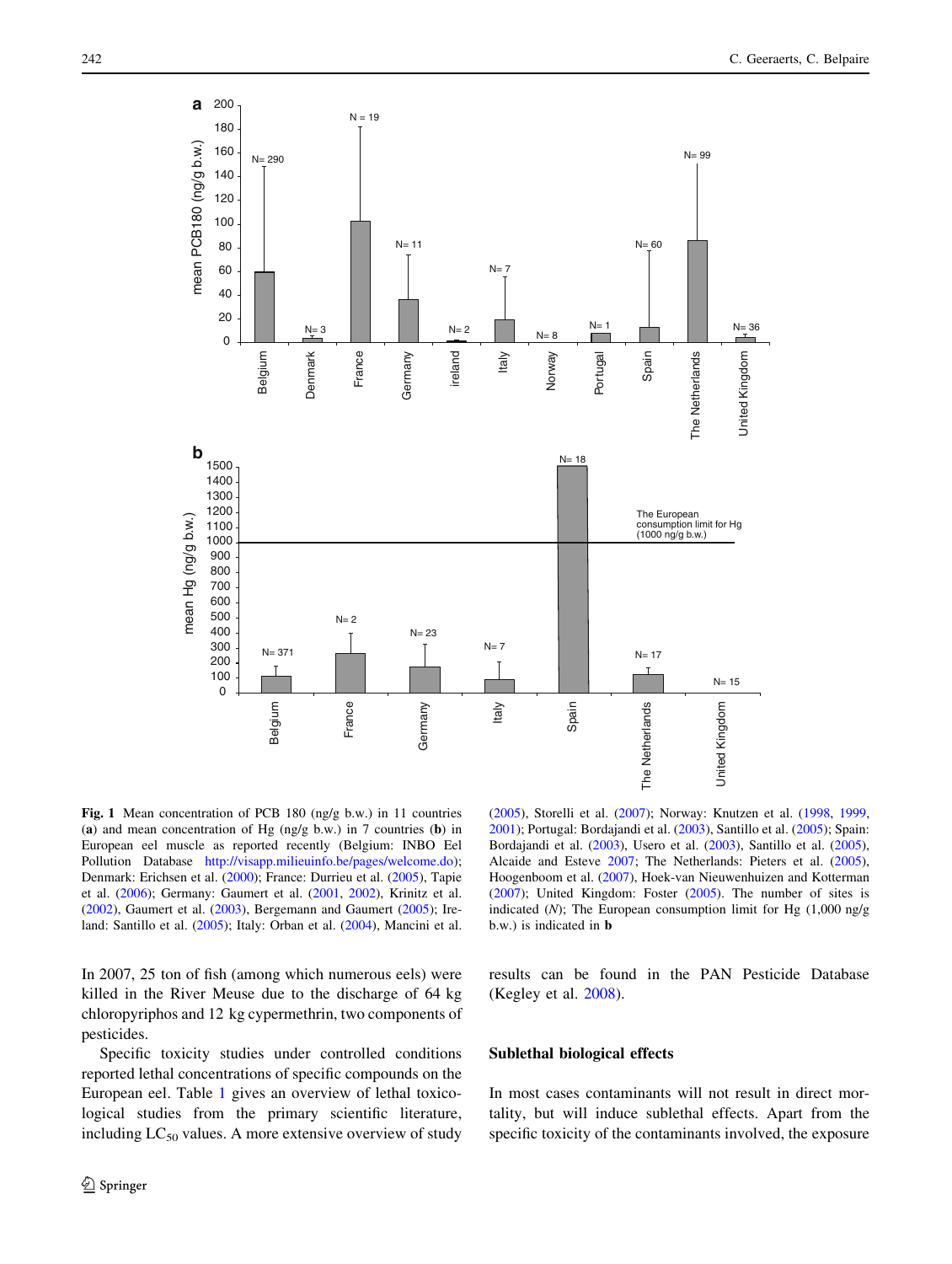**Fig. 1** Mean concentration of PCB 180 (ng/g b.w.) in 11 countries (**a**) and mean concentration of Hg (ng/g b.w.) in 7 countries (**b**) in European eel muscle as reported recently (Belgium: INBO Eel Pollution Database http://visapp.milieuinfo.be/pages/welcome.do); Denmark: Erichsen et al. (2000); France: Durrieu et al. (2005), Tapie et al. (2006); Germany: Gaumert et al. (2001, 2002), Krinitz et al. (2002), Gaumert et al. (2003), Bergemann and Gaumert (2005); Ireland: Santillo et al. (2005); Italy: Orban et al. (2004), Mancini et al. (2005), Storelli et al. (2007); Norway: Knutzen et al. (1998, 1999, 2001); Portugal: Bordajandi et al. (2003), Santillo et al. (2005); Spain: Bordajandi et al. (2003), Usero et al. (2003), Santillo et al. (2005), Alcaide and Esteve 2007; The Netherlands: Pieters et al. (2005), Hoogenboom et al. (2007), Hoek-van Nieuwenhuizen and Kotterman (2007); United Kingdom: Foster (2005). The number of sites is indicated (*N*); The European consumption limit for Hg (1,000 ng/g b.w.) is indicated in **b**

In 2007, 25 ton of fish (among which numerous eels) were killed in the River Meuse due to the discharge of 64 kg chloropyriphos and 12 kg cypermethrin, two components of pesticides.

Specific toxicity studies under controlled conditions reported lethal concentrations of specific compounds on the European eel. Table 1 gives an overview of lethal toxicological studies from the primary scientific literature, including $LC_{50}$ values. A more extensive overview of study results can be found in the PAN Pesticide Database (Kegley et al. 2008).

## Sublethal biological effects

In most cases contaminants will not result in direct mortality, but will induce sublethal effects. Apart from the specific toxicity of the contaminants involved, the exposure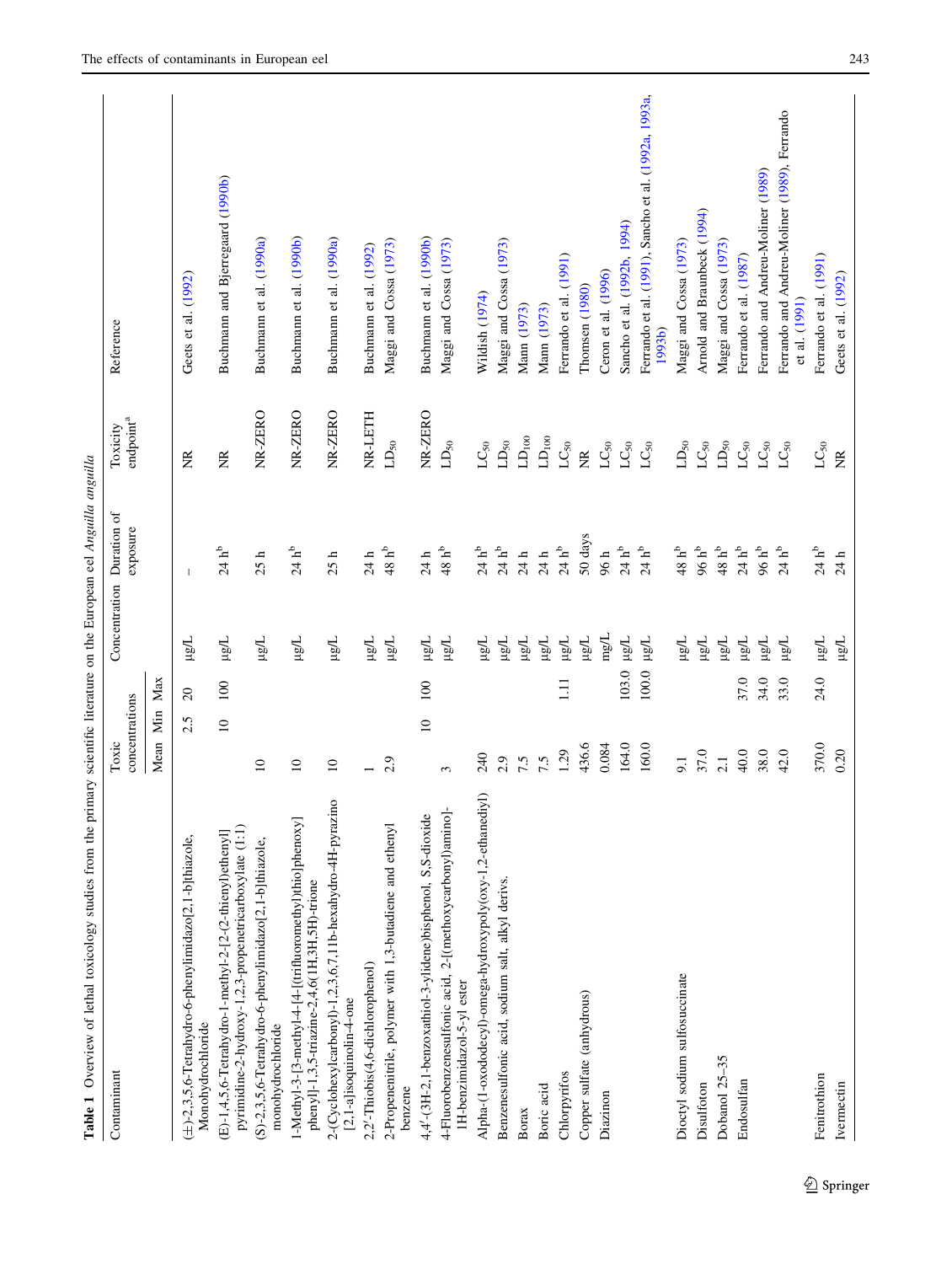**Table 1** Overview of lethal toxicology studies from the primary scientific literature on the European eel *Anguilla anguilla*

| Contaminant | Toxic concentrations | | | Concentration | Duration of exposure | Toxicity endpoint[a] | Reference |
|---|---|---|---|---|---|---|---|
| | Mean | Min | Max | | | | |
| (±)-2,3,5,6-Tetrahydro-6-phenylimidazo[2,1-b]thiazole, Monohydrochloride | | 2.5 | 20 | μg/L | – | NR | Geets et al. (1992) |
| (E)-1,4,5,6-Tetrahydro-1-methyl-2-[2-(2-thienyl)ethenyl] pyrimidine-2-hydroxy-1,2,3-propenetricarboxylate (1:1) | | 10 | 100 | μg/L | 24 h[b] | NR | Buchmann and Bjerregaard (1990b) |
| (S)-2,3,5,6-Tetrahydro-6-phenylimidazo[2,1-b]thiazole, monohydrochloride | 10 | | | μg/L | 25 h | NR-ZERO | Buchmann et al. (1990a) |
| 1-Methyl-3-[3-methyl-4-[4-[(trifluoromethyl)thio]phenoxy] phenyl]-1,3,5-triazine-2,4,6(1H,3H,5H)-trione | 10 | | | μg/L | 24 h[b] | NR-ZERO | Buchmann et al. (1990b) |
| 2-(Cyclohexylcarbonyl)-1,2,3,6,7,11b-hexahydro-4H-pyrazino [2,1-a]isoquinolin-4-one | 10 | | | μg/L | 25 h | NR-ZERO | Buchmann et al. (1990a) |
| 2,2′-Thiobis(4,6-dichlorophenol) | 1 | | | μg/L | 24 h | NR-LETH | Buchmann et al. (1992) |
| 2-Propenenitrile, polymer with 1,3-butadiene and ethenyl benzene | 2.9 | | | μg/L | 48 h[b] | $LD_{50}$ | Maggi and Cossa (1973) |
| 4,4′-(3H-2,1-benzoxathiol-3-ylidene)bisphenol, S,S-dioxide | | 10 | 100 | μg/L | 24 h | NR-ZERO | Buchmann et al. (1990b) |
| 4-Fluorobenzenesulfonic acid, 2-[(methoxycarbonyl)amino]-1H-benzimidazol-5-yl ester | 3 | | | μg/L | 48 h[b] | $LD_{50}$ | Maggi and Cossa (1973) |
| Alpha-(1-oxododecyl)-omega-hydroxypoly(oxy-1,2-ethanediyl) | 240 | | | μg/L | 24 h[b] | $LC_{50}$ | Wildish (1974) |
| Benzenesulfonic acid, sodium salt, alkyl derivs. | 2.9 | | | μg/L | 24 h[b] | $LD_{50}$ | Maggi and Cossa (1973) |
| Borax | 7.5 | | | μg/L | 24 h | $LD_{100}$ | Mann (1973) |
| Boric acid | 7.5 | | | μg/L | 24 h | $LD_{100}$ | Mann (1973) |
| Chlorpyrifos | 1.29 | | 1.11 | μg/L | 24 h[b] | $LC_{50}$ | Ferrando et al. (1991) |
| Copper sulfate (anhydrous) | 436.6 | | | μg/L | 50 days | NR | Thomsen (1980) |
| Diazinon | 0.084 | | | mg/L | 96 h | $LC_{50}$ | Ceron et al. (1996) |
| | 164.0 | | 103.0 | μg/L | 24 h[b] | $LC_{50}$ | Sancho et al. (1992b, 1994) |
| | 160.0 | | 100.0 | μg/L | 24 h[b] | $LC_{50}$ | Ferrando et al. (1991), Sancho et al. (1992a, 1993a, 1993b) |
| Dioctyl sodium sulfosuccinate | 9.1 | | | μg/L | 48 h[b] | $LD_{50}$ | Maggi and Cossa (1973) |
| Disulfoton | 37.0 | | | μg/L | 96 h[b] | $LC_{50}$ | Arnold and Braunbeck (1994) |
| Dobanol 25–35 | 2.1 | | | μg/L | 48 h[b] | $LD_{50}$ | Maggi and Cossa (1973) |
| Endosulfan | 40.0 | | 37.0 | μg/L | 24 h[b] | $LC_{50}$ | Ferrando et al. (1987) |
| | 38.0 | | 34.0 | μg/L | 96 h[b] | $LC_{50}$ | Ferrando and Andreu-Moliner (1989) |
| | 42.0 | | 33.0 | μg/L | 24 h[b] | $LC_{50}$ | Ferrando and Andreu-Moliner (1989), Ferrando et al. (1991) |
| Fenitrothion | 370.0 | | 24.0 | μg/L | 24 h[b] | $LC_{50}$ | Ferrando et al. (1991) |
| Ivermectin | 0.20 | | | μg/L | 24 h | NR | Geets et al. (1992) |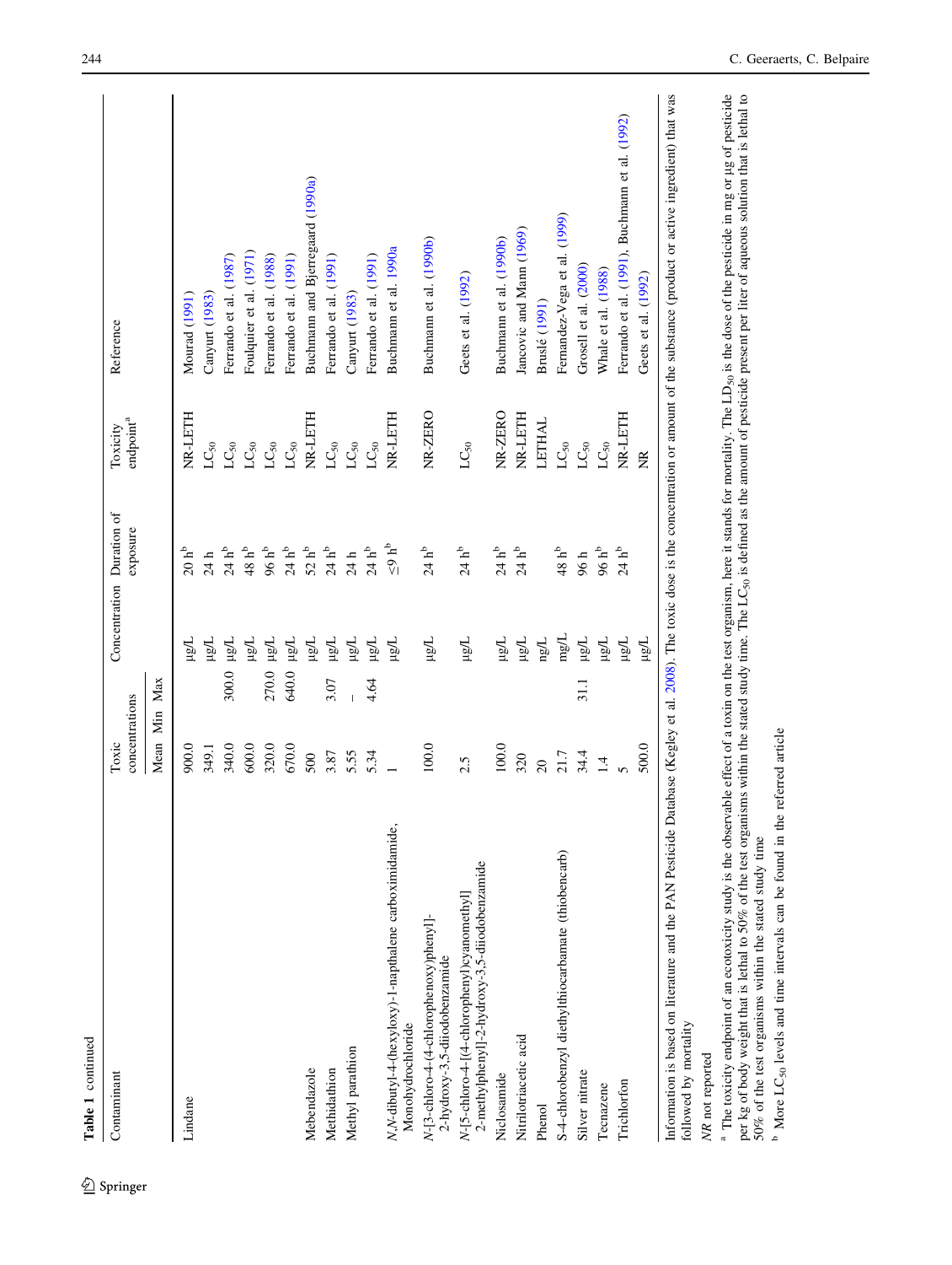**Table 1** continued

| Contaminant | Toxic concentrations | | | Concentration | Duration of exposure | Toxicity endpoint[a] | Reference |
|---|---|---|---|---|---|---|---|
| | Mean | Min | Max | | | | |
| Lindane | 900.0 | | | μg/L | 20 h[b] | NR-LETH | Mourad (1991) |
| | 349.1 | | | μg/L | 24 h | $LC_{50}$ | Canyurt (1983) |
| | 340.0 | | 300.0 | μg/L | 24 h[b] | $LC_{50}$ | Ferrando et al. (1987) |
| | 600.0 | | | μg/L | 48 h[b] | $LC_{50}$ | Foulquier et al. (1971) |
| | 320.0 | | 270.0 | μg/L | 96 h[b] | $LC_{50}$ | Ferrando et al. (1988) |
| | 670.0 | | 640.0 | μg/L | 24 h[b] | $LC_{50}$ | Ferrando et al. (1991) |
| Mebendazole | 500 | | | μg/L | 52 h[b] | NR-LETH | Buchmann and Bjerregaard (1990a) |
| Methidathion | 3.87 | | 3.07 | μg/L | 24 h[b] | $LC_{50}$ | Ferrando et al. (1991) |
| Methyl parathion | 5.55 | | – | μg/L | 24 h | $LC_{50}$ | Canyurt (1983) |
| | 5.34 | | 4.64 | μg/L | 24 h[b] | $LC_{50}$ | Ferrando et al. (1991) |
| *N,N*-dibutyl-4-(hexyloxy)-1-napthalene carboximidamide, Monohydrochloride | 1 | | | μg/L | ≤9 h[b] | NR-LETH | Buchmann et al. 1990a |
| *N*-[3-chloro-4-(4-chlorophenoxy)phenyl]-2-hydroxy-3,5-diiodobenzamide | 100.0 | | | μg/L | 24 h[b] | NR-ZERO | Buchmann et al. (1990b) |
| *N*-[5-chloro-4-[(4-chlorophenyl)cyanomethyl]-2-methylphenyl]-2-hydroxy-3,5-diiodobenzamide | 2.5 | | | μg/L | 24 h[b] | $LC_{50}$ | Geets et al. (1992) |
| Niclosamide | 100.0 | | | μg/L | 24 h[b] | NR-ZERO | Buchmann et al. (1990b) |
| Nitrilotriacetic acid | 320 | | | μg/L | 24 h[b] | NR-LETH | Jancovic and Mann (1969) |
| Phenol | 20 | | | ng/L | | LETHAL | Bruslé (1991) |
| S-4-chlorobenzyl diethylthiocarbamate (thiobencarb) | 21.7 | | | mg/L | 48 h[b] | $LC_{50}$ | Fernandez-Vega et al. (1999) |
| Silver nitrate | 34.4 | | 31.1 | μg/L | 96 h | $LC_{50}$ | Grosell et al. (2000) |
| Tecnazene | 1.4 | | | μg/L | 96 h[b] | $LC_{50}$ | Whale et al. (1988) |
| Trichlorfon | 5 | | | μg/L | 24 h[b] | NR-LETH | Ferrando et al. (1991), Buchmann et al. (1992) |
| | 500.0 | | | μg/L | | NR | Geets et al. (1992) |

Information is based on literature and the PAN Pesticide Database (Kegley et al. 2008). The toxic dose is the concentration or amount of the substance (product or active ingredient) that was followed by mortality

*NR* not reported

[a] The toxicity endpoint of an ecotoxicity study is the observable effect of a toxin on the test organism, here it stands for mortality. The $LD_{50}$ is the dose of the pesticide in mg or μg of pesticide per kg of body weight that is lethal to 50% of the test organisms within the stated study time. The $LC_{50}$ is defined as the amount of pesticide present per liter of aqueous solution that is lethal to 50% of the test organisms within the stated study time

[b] More $LC_{50}$ levels and time intervals can be found in the referred article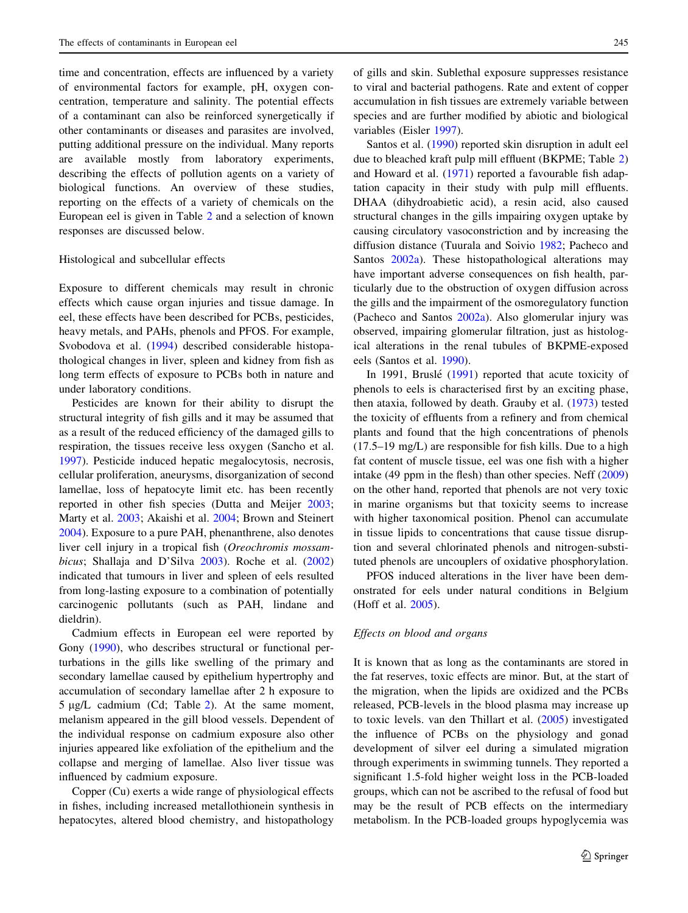time and concentration, effects are influenced by a variety of environmental factors for example, pH, oxygen concentration, temperature and salinity. The potential effects of a contaminant can also be reinforced synergetically if other contaminants or diseases and parasites are involved, putting additional pressure on the individual. Many reports are available mostly from laboratory experiments, describing the effects of pollution agents on a variety of biological functions. An overview of these studies, reporting on the effects of a variety of chemicals on the European eel is given in Table 2 and a selection of known responses are discussed below.

### Histological and subcellular effects

Exposure to different chemicals may result in chronic effects which cause organ injuries and tissue damage. In eel, these effects have been described for PCBs, pesticides, heavy metals, and PAHs, phenols and PFOS. For example, Svobodova et al. (1994) described considerable histopathological changes in liver, spleen and kidney from fish as long term effects of exposure to PCBs both in nature and under laboratory conditions.

Pesticides are known for their ability to disrupt the structural integrity of fish gills and it may be assumed that as a result of the reduced efficiency of the damaged gills to respiration, the tissues receive less oxygen (Sancho et al. 1997). Pesticide induced hepatic megalocytosis, necrosis, cellular proliferation, aneurysms, disorganization of second lamellae, loss of hepatocyte limit etc. has been recently reported in other fish species (Dutta and Meijer 2003; Marty et al. 2003; Akaishi et al. 2004; Brown and Steinert 2004). Exposure to a pure PAH, phenanthrene, also denotes liver cell injury in a tropical fish (*Oreochromis mossambicus*; Shallaja and D'Silva 2003). Roche et al. (2002) indicated that tumours in liver and spleen of eels resulted from long-lasting exposure to a combination of potentially carcinogenic pollutants (such as PAH, lindane and dieldrin).

Cadmium effects in European eel were reported by Gony (1990), who describes structural or functional perturbations in the gills like swelling of the primary and secondary lamellae caused by epithelium hypertrophy and accumulation of secondary lamellae after 2 h exposure to 5 μg/L cadmium (Cd; Table 2). At the same moment, melanism appeared in the gill blood vessels. Dependent of the individual response on cadmium exposure also other injuries appeared like exfoliation of the epithelium and the collapse and merging of lamellae. Also liver tissue was influenced by cadmium exposure.

Copper (Cu) exerts a wide range of physiological effects in fishes, including increased metallothionein synthesis in hepatocytes, altered blood chemistry, and histopathology of gills and skin. Sublethal exposure suppresses resistance to viral and bacterial pathogens. Rate and extent of copper accumulation in fish tissues are extremely variable between species and are further modified by abiotic and biological variables (Eisler 1997).

Santos et al. (1990) reported skin disruption in adult eel due to bleached kraft pulp mill effluent (BKPME; Table 2) and Howard et al. (1971) reported a favourable fish adaptation capacity in their study with pulp mill effluents. DHAA (dihydroabietic acid), a resin acid, also caused structural changes in the gills impairing oxygen uptake by causing circulatory vasoconstriction and by increasing the diffusion distance (Tuurala and Soivio 1982; Pacheco and Santos 2002a). These histopathological alterations may have important adverse consequences on fish health, particularly due to the obstruction of oxygen diffusion across the gills and the impairment of the osmoregulatory function (Pacheco and Santos 2002a). Also glomerular injury was observed, impairing glomerular filtration, just as histological alterations in the renal tubules of BKPME-exposed eels (Santos et al. 1990).

In 1991, Bruslé (1991) reported that acute toxicity of phenols to eels is characterised first by an exciting phase, then ataxia, followed by death. Grauby et al. (1973) tested the toxicity of effluents from a refinery and from chemical plants and found that the high concentrations of phenols (17.5–19 mg/L) are responsible for fish kills. Due to a high fat content of muscle tissue, eel was one fish with a higher intake (49 ppm in the flesh) than other species. Neff (2009) on the other hand, reported that phenols are not very toxic in marine organisms but that toxicity seems to increase with higher taxonomical position. Phenol can accumulate in tissue lipids to concentrations that cause tissue disruption and several chlorinated phenols and nitrogen-substituted phenols are uncouplers of oxidative phosphorylation.

PFOS induced alterations in the liver have been demonstrated for eels under natural conditions in Belgium (Hoff et al. 2005).

### *Effects on blood and organs*

It is known that as long as the contaminants are stored in the fat reserves, toxic effects are minor. But, at the start of the migration, when the lipids are oxidized and the PCBs released, PCB-levels in the blood plasma may increase up to toxic levels. van den Thillart et al. (2005) investigated the influence of PCBs on the physiology and gonad development of silver eel during a simulated migration through experiments in swimming tunnels. They reported a significant 1.5-fold higher weight loss in the PCB-loaded groups, which can not be ascribed to the refusal of food but may be the result of PCB effects on the intermediary metabolism. In the PCB-loaded groups hypoglycemia was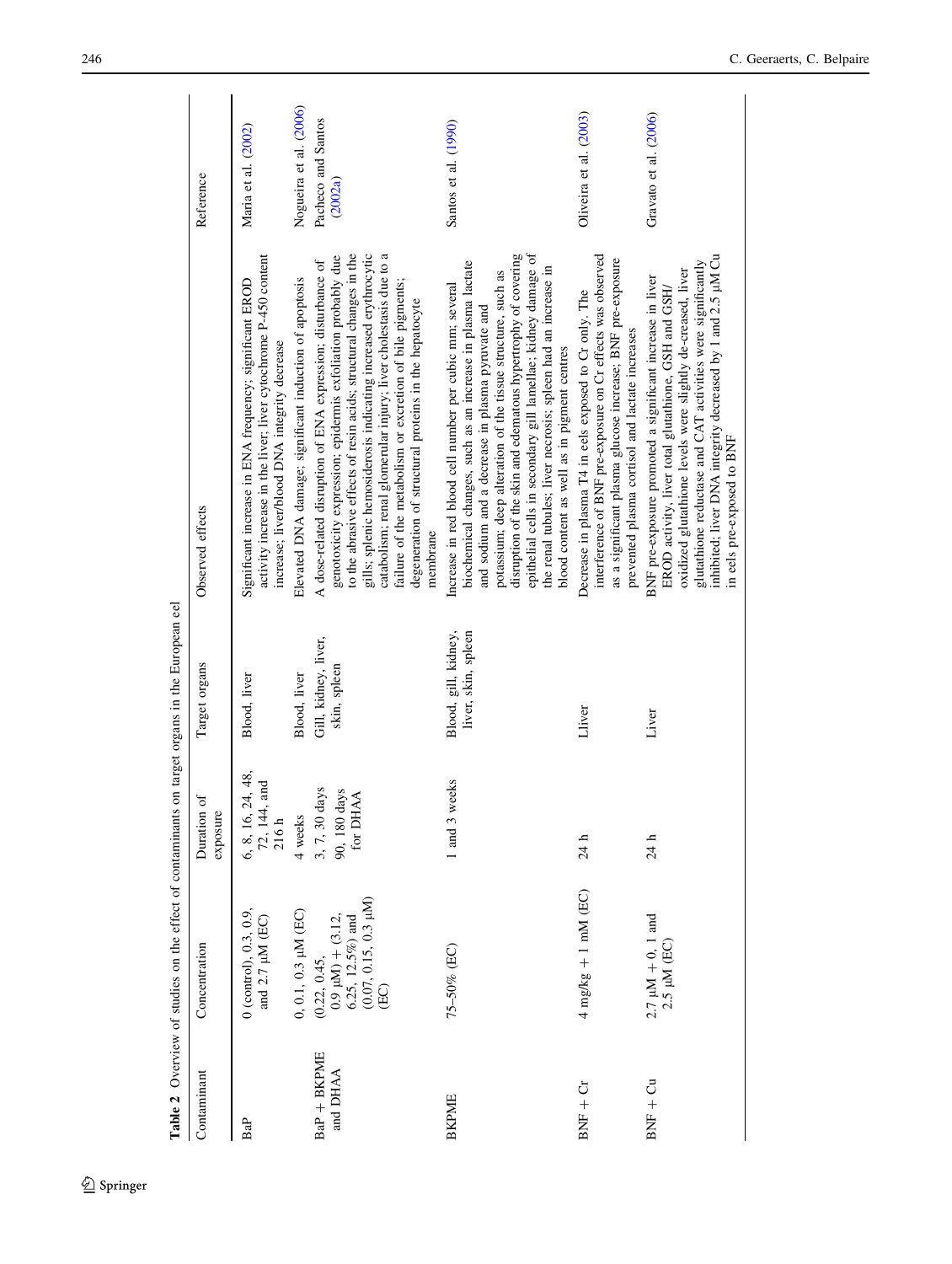**Table 2** Overview of studies on the effect of contaminants on target organs in the European eel

| Contaminant | Concentration | Duration of exposure | Target organs | Observed effects | Reference |
|---|---|---|---|---|---|
| BaP | 0 (control), 0.3, 0.9, and 2.7 μM (EC) | 6, 8, 16, 24, 48, 72, 144, and 216 h | Blood, liver | Significant increase in ENA frequency; significant EROD activity increase in the liver; liver cytochrome P-450 content increase; liver/blood DNA integrity decrease | Maria et al. (2002) |
| | 0, 0.1, 0.3 μM (EC) | 4 weeks | Blood, liver | Elevated DNA damage; significant induction of apoptosis | Nogueira et al. (2006) |
| BaP + BKPME and DHAA | (0.22, 0.45, 0.9 μM) + (3.12, 6.25, 12.5%) and (0.07, 0.15, 0.3 μM) (EC) | 3, 7, 30 days 90, 180 days for DHAA | Gill, kidney, liver, skin, spleen | A dose-related disruption of ENA expression; disturbance of genotoxicity expression; epidermis exfoliation probably due to the abrasive effects of resin acids; structural changes in the gills; splenic hemosiderosis indicating increased erythrocytic catabolism; renal glomerular injury; liver cholestasis due to a failure of the metabolism or excretion of bile pigments; degeneration of structural proteins in the hepatocyte membrane | Pacheco and Santos (2002a) |
| BKPME | 75–50% (EC) | 1 and 3 weeks | Blood, gill, kidney, liver, skin, spleen | Increase in red blood cell number per cubic mm; several biochemical changes, such as an increase in plasma lactate and sodium and a decrease in plasma pyruvate and potassium; deep alteration of the tissue structure, such as disruption of the skin and edematous hypertrophy of covering epithelial cells in secondary gill lamellae; kidney damage of the renal tubules; liver necrosis; spleen had an increase in blood content as well as in pigment centres | Santos et al. (1990) |
| BNF + Cr | 4 mg/kg + 1 mM (EC) | 24 h | Lliver | Decrease in plasma T4 in eels exposed to Cr only. The interference of BNF pre-exposure on Cr effects was observed as a significant plasma glucose increase; BNF pre-exposure prevented plasma cortisol and lactate increases | Oliveira et al. (2003) |
| BNF + Cu | 2.7 μM + 0, 1 and 2.5 μM (EC) | 24 h | Liver | BNF pre-exposure promoted a significant increase in liver EROD activity, liver total glutathione, GSH and GSH/oxidized glutathione levels were slightly de-creased, liver glutathione reductase and CAT activities were significantly inhibited; liver DNA integrity decreased by 1 and 2.5 μM Cu in eels pre-exposed to BNF | Gravato et al. (2006) |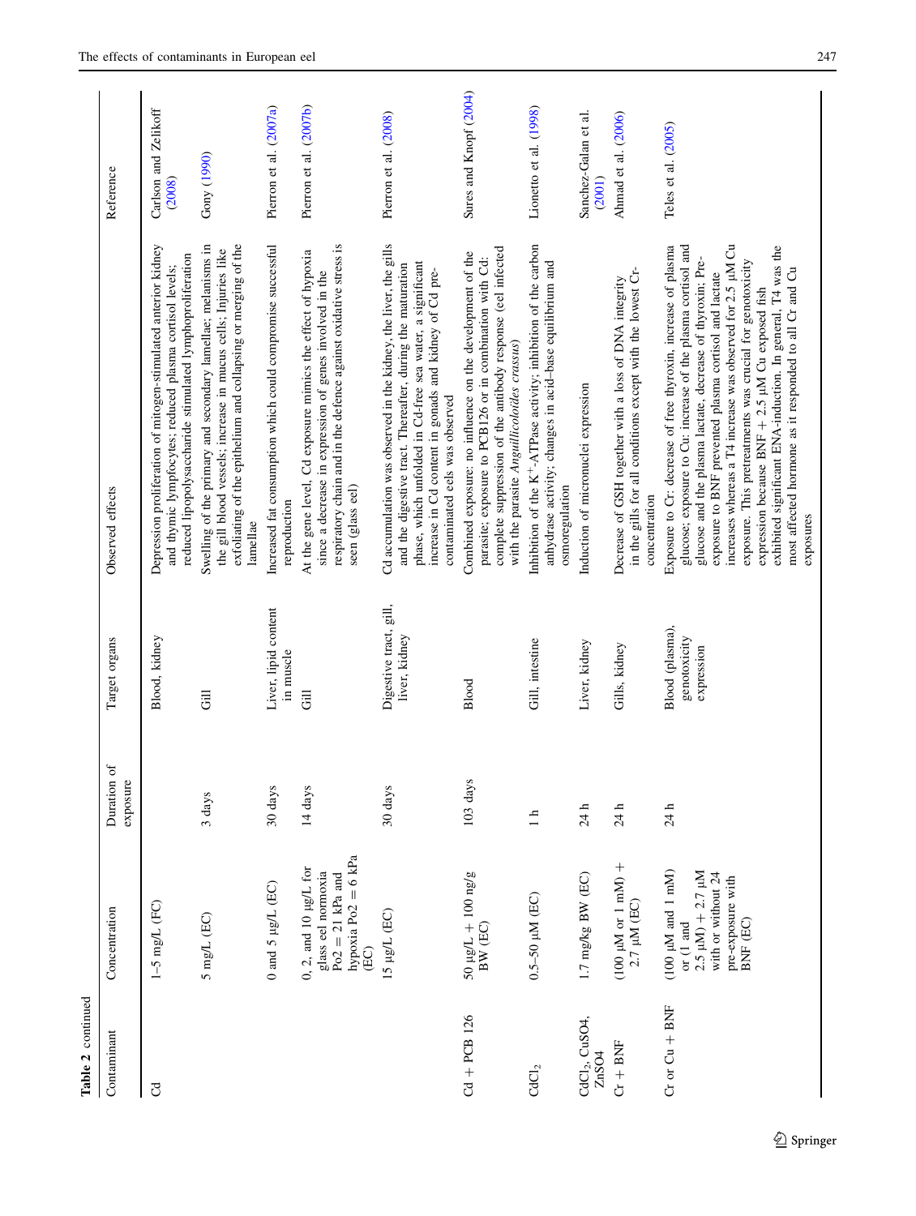**Table 2** continued

| Contaminant | Concentration | Duration of exposure | Target organs | Observed effects | Reference |
|---|---|---|---|---|---|
| Cd | 1–5 mg/L (FC) | | Blood, kidney | Depression proliferation of mitogen-stimulated anterior kidney and thymic lymphocytes; reduced plasma cortisol levels; reduced lipopolysaccharide stimulated lymphoproliferation | Carlson and Zelikoff (2008) |
| | 5 mg/L (EC) | 3 days | Gill | Swelling of the primary and secondary lamellae; melanisms in the gill blood vessels; increase in mucus cells; Injuries like exfoliating of the epithelium and collapsing or merging of the lamellae | Gony (1990) |
| | 0 and 5 µg/L (EC) | 30 days | Liver, lipid content in muscle | Increased fat consumption which could compromise successful reproduction | Pierron et al. (2007a) |
| | 0, 2, and 10 µg/L for glass eel normoxia $Po_2 = 21$ kPa and hypoxia $Po_2 = 6$ kPa (EC) | 14 days | Gill | At the gene level, Cd exposure mimics the effect of hypoxia since a decrease in expression of genes involved in the respiratory chain and in the defence against oxidative stress is seen (glass eel) | Pierron et al. (2007b) |
| | 15 µg/L (EC) | 30 days | Digestive tract, gill, liver, kidney | Cd accumulation was observed in the kidney, the liver, the gills and the digestive tract. Thereafter, during the maturation phase, which unfolded in Cd-free sea water, a significant increase in Cd content in gonads and kidney of Cd pre-contaminated eels was observed | Pierron et al. (2008) |
| Cd + PCB 126 | 50 µg/L + 100 ng/g BW (EC) | 103 days | Blood | Combined exposure: no influence on the development of the parasite; exposure to PCB126 or in combination with Cd: complete suppression of the antibody response (eel infected with the parasite *Anguillicoloides crassus*) | Sures and Knopf (2004) |
| $CdCl_2$ | 0.5–50 µM (EC) | 1 h | Gill, intestine | Inhibition of the $K^+$-ATPase activity; inhibition of the carbon anhydrase activity; changes in acid–base equilibrium and osmoregulation | Lionetto et al. (1998) |
| $CdCl_2$, $CuSO_4$, $ZnSO_4$ | 1.7 mg/kg BW (EC) | 24 h | Liver, kidney | Induction of micronuclei expression | Sanchez-Galan et al. (2001) |
| Cr + BNF | (100 µM or 1 mM) + 2.7 µM (EC) | 24 h | Gills, kidney | Decrease of GSH together with a loss of DNA integrity in the gills for all conditions except with the lowest Cr-concentration | Ahmad et al. (2006) |
| Cr or Cu + BNF | (100 µM and 1 mM) or (1 and 2.5 µM) + 2.7 µM with or without 24 pre-exposure with BNF (EC) | 24 h | Blood (plasma), genotoxicity expression | Exposure to Cr: decrease of free thyroxin, increase of plasma glucose; exposure to Cu: increase of the plasma cortisol and glucose and the plasma lactate, decrease of thyroxin; Pre-exposure to BNF prevented plasma cortisol and lactate increases whereas a T4 increase was observed for 2.5 µM Cu exposure. This pretreatments was crucial for genotoxicity expression because BNF + 2.5 µM Cu exposed fish exhibited significant ENA-induction. In general, T4 was the most affected hormone as it responded to all Cr and Cu exposures | Teles et al. (2005) |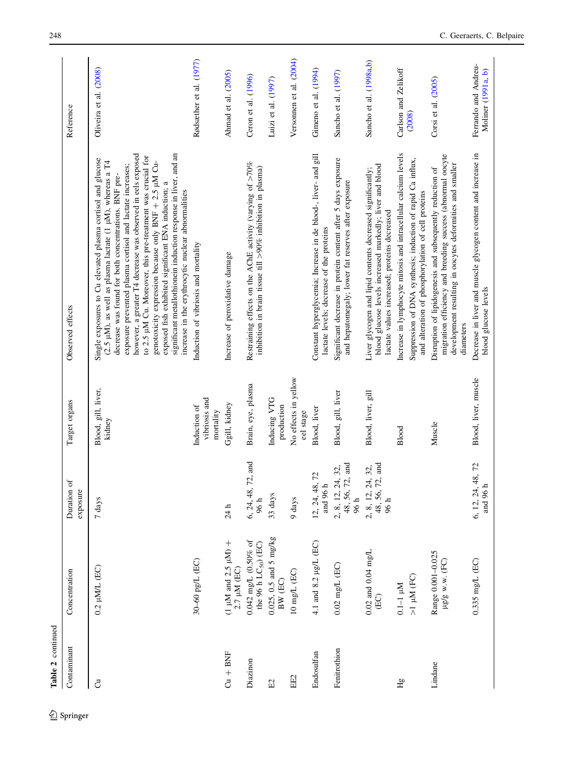**Table 2** continued

| Contaminant | Concentration | Duration of exposure | Target organs | Observed effects | Reference |
|---|---|---|---|---|---|
| Cu | 0.2 μM/L (EC) | 7 days | Blood, gill, liver, kidney | Single exposures to Cu elevated plasma cortisol and glucose (2.5 μM), as well as plasma lactate (1 μM), whereas a T4 decrease was found for both concentrations. BNF pre-exposure prevented plasma cortisol and lactate increases; however, a greater T4 decrease was observed in eels exposed to 2.5 μM Cu. Moreover, this pre-treatment was crucial for genotoxicity expression because only BNF + 2.5 μM Cu-exposed fish exhibited significant ENA induction; a significant metallothionein induction response in liver, and an increase in the erythrocytic nuclear abnormalities | Oliveira et al. (2008) |
| | 30–60 pg/L (EC) | | Induction of vibriosis and mortality | Induction of vibriosis and mortality | Rødsæther et al. (1977) |
| Cu + BNF | (1 μM and 2.5 μM) + 2.7 μM (EC) | 24 h | Ggill, kidney | Increase of peroxidative damage | Ahmad et al. (2005) |
| Diazinon | 0.042 mg/L (0.50% of the 96 h $LC_{50}$) (EC) | 6, 24, 48, 72, and 96 h | Brain, eye, plasma | Restraining effects on the AChE activity (varying of >70% inhibition in brain tissue till >90% inhibition in plasma) | Ceron et al. (1996) |
| E2 | 0.025, 0.5 and 5 mg/kg BW (EC) | 33 days | Inducing VTG production | | Luizi et al. (1997) |
| EE2 | 10 mg/L (EC) | 9 days | No effects in yellow eel stage | | Versonnen et al. (2004) |
| Endosulfan | 4.1 and 8.2 μg/L (EC) | 12, 24, 48, 72 and 96 h | Blood, liver | Constant hyperglycemia; Increase in de blood-, liver- and gill lactate levels; decrease of the proteins | Gimeno et al. (1994) |
| Fenitrothion | 0.02 mg/L (EC) | 2, 8, 12, 24, 32, 48, 56, 72, and 96 h | Blood, gill, liver | Significant decrease in protein content after 5 days exposure and hepatomegaly; lower fat reserves after exposure | Sancho et al. (1997) |
| | 0.02 and 0.04 mg/L (EC) | 2, 8, 12, 24, 32, 48, 56, 72, and 96 h | Blood, liver, gill | Liver glycogen and lipid contents decreased significantly; blood glucose levels increased markedly; liver and blood lactate values increased; proteins decreased | Sancho et al. (1998a, b) |
| Hg | 0.1–1 μM | | Blood | Increase in lymphocyte mitosis and intracellular calcium levels | Carlson and Zelikoff (2008) |
| | >1 μM (FC) | | | Suppression of DNA synthesis; induction of rapid Ca influx, and alteration of phosphorylation of cell proteins | |
| Lindane | Range 0.001–0.025 μg/g w.w. (FC) | | Muscle | Disruption of lipidogenesis and subsequently reduction of migration efficiency and breeding success (abnormal oocyte development resulting in oocytes deformities and smaller diameters | Corsi et al. (2005) |
| | 0.335 mg/L (EC) | 6, 12, 24, 48, 72 and 96 h | Blood, liver, muscle | Decrease in liver and muscle glycogen content and increase in blood glucose levels | Ferrando and Andreu-Moliner (1991a, b) |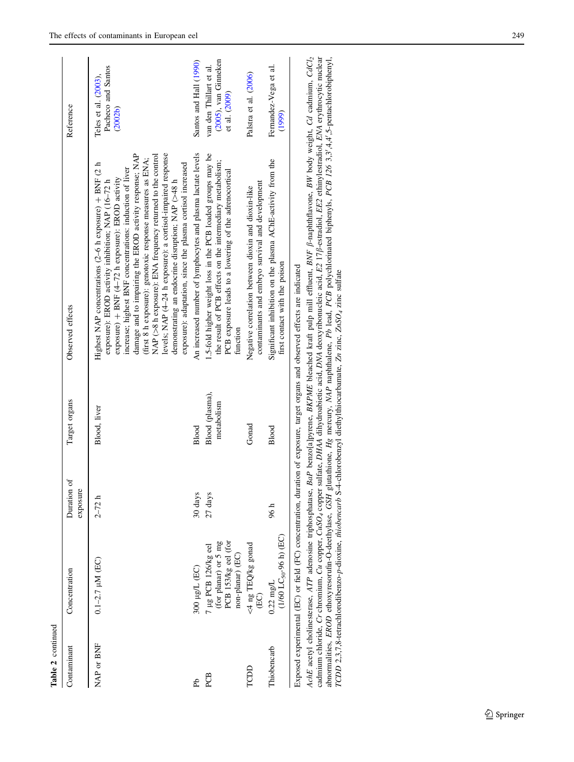**Table 2** continued

| Contaminant | Concentration | Duration of exposure | Target organs | Observed effects | Reference |
|---|---|---|---|---|---|
| NAP or BNF | 0.1–2.7 μM (EC) | 2–72 h | Blood, liver | Highest NAP concentrations (2–6 h exposure) + BNF (2 h exposure): EROD activity inhibition; NAP (16–72 h exposure) + BNF (4–72 h exposure): EROD activity increase; highest BNF concentrations: induction of liver damage and to impairing the EROD activity response; NAP (first 8 h exposure): genotoxic response measures as ENA; NAP (>8 h exposure): ENA frequency returned to the control levels; NAP (4–24 h exposure): a cortisol-impaired response demonstrating an endocrine disruption; NAP (>48 h exposure): adaptation, since the plasma cortisol increased | Teles et al. (2003), Pacheco and Santos (2002b) |
| Pb | 300 μg/L (EC) | 30 days | Blood | An increased number of lymphocytes and plasma lactate levels | Santos and Hall (1990) |
| PCB | 7 μg PCB 126/kg eel (for planar) or 5 mg PCB 153/kg eel (for non-planar) (EC) | 27 days | Blood (plasma), metabolism | 1.5-fold higher weight loss in the PCB loaded groups may be the result of PCB effects on the intermediary metabolism; PCB exposure leads to a lowering of the adrenocortical function | van den Thillart et al. (2005), van Ginneken et al. (2009) |
| TCDD | <4 ng TEQ/kg gonad (EC) | | Gonad | Negative correlation between dioxin and dioxin-like contaminants and embryo survival and development | Palstra et al. (2006) |
| Thiobencarb | 0.22 mg/L ($1/60\ LC_{50}$-96 h) (EC) | 96 h | Blood | Significant inhibition on the plasma AChE-activity from the first contact with the poison | Fernandez-Vega et al. (1999) |

Exposed experimental (EC) or field (FC) concentration, duration of exposure, target organs and observed effects are indicated

*AchE* acetyl cholinesterase, *ATP* adenosine triphosphatase, *BaP* benzo[a]pyrene, *BKPME* bleached kraft pulp mill effluent, *BNF* β-naphthflavone, *BW* body weight, *Cd* cadmium, *CdCl₂* cadmium chloride, *Cr* chromium, *Cu* copper, *CuSO₄* copper sulfate, *DHAA* dihydroabietic acid, *DNA* deoxyribonucleic acid, *E2* 17β-estradiol, *EE2* ethinylestradiol, *ENA* erythrocytic nuclear abnormalities, *EROD* ethoxyresorufin-O-deethylase, *GSH* glutathione, *Hg* mercury, *NAP* naphthalene, *Pb* lead, *PCB* polychlorinated biphenyls, *PCB 126* 3,3′,4,4′,5-pentachlorobiphenyl, *TCDD* 2,3,7,8-tetrachlorodibenzo-p-dioxine, *thiobencarb* S-4-chlorobenzyl diethylthiocarbamate, *Zn* zinc, *ZnSO₄* zinc sulfate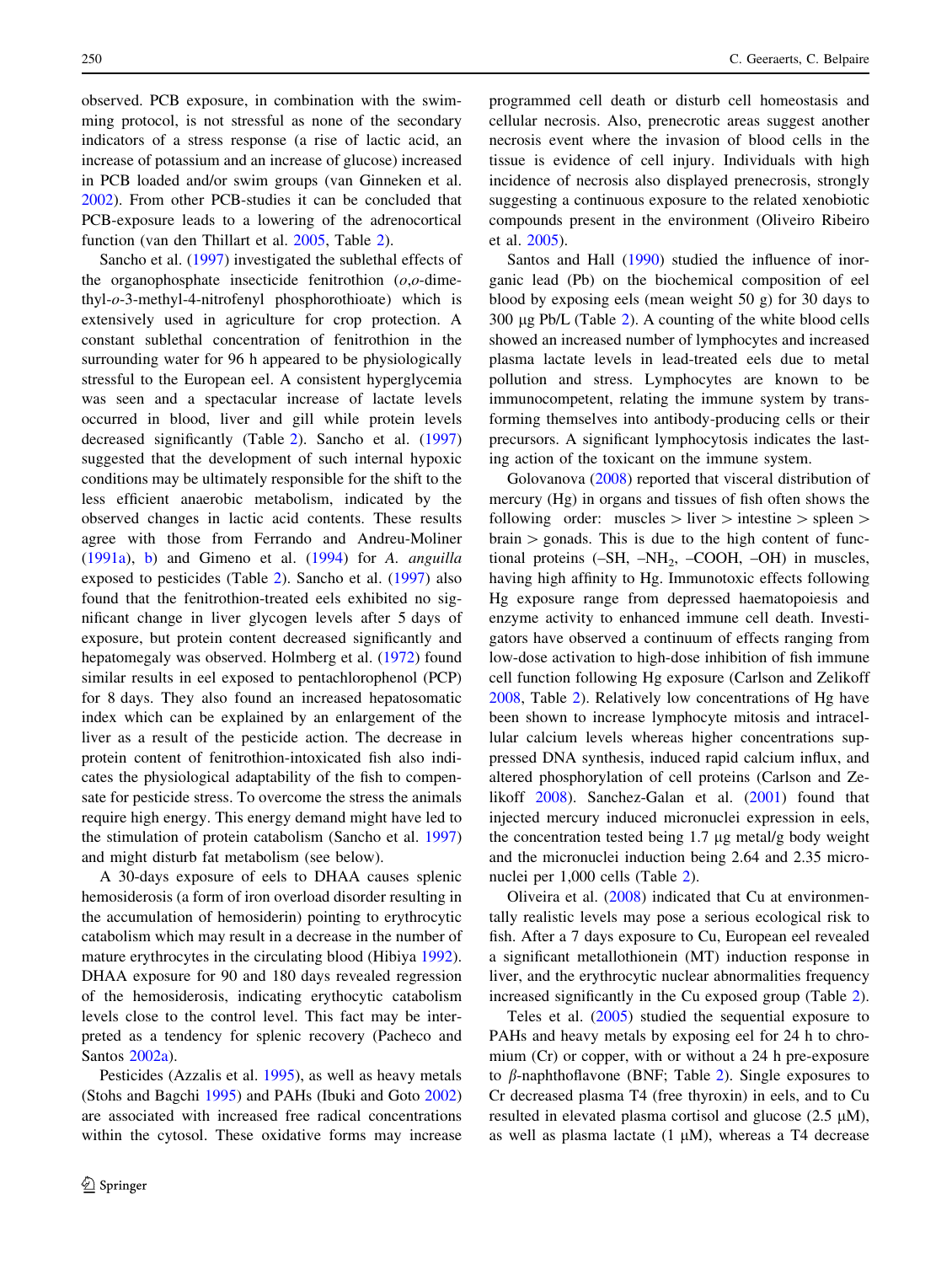observed. PCB exposure, in combination with the swimming protocol, is not stressful as none of the secondary indicators of a stress response (a rise of lactic acid, an increase of potassium and an increase of glucose) increased in PCB loaded and/or swim groups (van Ginneken et al. 2002). From other PCB-studies it can be concluded that PCB-exposure leads to a lowering of the adrenocortical function (van den Thillart et al. 2005, Table 2).

Sancho et al. (1997) investigated the sublethal effects of the organophosphate insecticide fenitrothion (*o,o*-dimethyl-*o*-3-methyl-4-nitrofenyl phosphorothioate) which is extensively used in agriculture for crop protection. A constant sublethal concentration of fenitrothion in the surrounding water for 96 h appeared to be physiologically stressful to the European eel. A consistent hyperglycemia was seen and a spectacular increase of lactate levels occurred in blood, liver and gill while protein levels decreased significantly (Table 2). Sancho et al. (1997) suggested that the development of such internal hypoxic conditions may be ultimately responsible for the shift to the less efficient anaerobic metabolism, indicated by the observed changes in lactic acid contents. These results agree with those from Ferrando and Andreu-Moliner (1991a, b) and Gimeno et al. (1994) for *A. anguilla* exposed to pesticides (Table 2). Sancho et al. (1997) also found that the fenitrothion-treated eels exhibited no significant change in liver glycogen levels after 5 days of exposure, but protein content decreased significantly and hepatomegaly was observed. Holmberg et al. (1972) found similar results in eel exposed to pentachlorophenol (PCP) for 8 days. They also found an increased hepatosomatic index which can be explained by an enlargement of the liver as a result of the pesticide action. The decrease in protein content of fenitrothion-intoxicated fish also indicates the physiological adaptability of the fish to compensate for pesticide stress. To overcome the stress the animals require high energy. This energy demand might have led to the stimulation of protein catabolism (Sancho et al. 1997) and might disturb fat metabolism (see below).

A 30-days exposure of eels to DHAA causes splenic hemosiderosis (a form of iron overload disorder resulting in the accumulation of hemosiderin) pointing to erythrocytic catabolism which may result in a decrease in the number of mature erythrocytes in the circulating blood (Hibiya 1992). DHAA exposure for 90 and 180 days revealed regression of the hemosiderosis, indicating erythocytic catabolism levels close to the control level. This fact may be interpreted as a tendency for splenic recovery (Pacheco and Santos 2002a).

Pesticides (Azzalis et al. 1995), as well as heavy metals (Stohs and Bagchi 1995) and PAHs (Ibuki and Goto 2002) are associated with increased free radical concentrations within the cytosol. These oxidative forms may increase programmed cell death or disturb cell homeostasis and cellular necrosis. Also, prenecrotic areas suggest another necrosis event where the invasion of blood cells in the tissue is evidence of cell injury. Individuals with high incidence of necrosis also displayed prenecrosis, strongly suggesting a continuous exposure to the related xenobiotic compounds present in the environment (Oliveiro Ribeiro et al. 2005).

Santos and Hall (1990) studied the influence of inorganic lead (Pb) on the biochemical composition of eel blood by exposing eels (mean weight 50 g) for 30 days to 300 μg Pb/L (Table 2). A counting of the white blood cells showed an increased number of lymphocytes and increased plasma lactate levels in lead-treated eels due to metal pollution and stress. Lymphocytes are known to be immunocompetent, relating the immune system by transforming themselves into antibody-producing cells or their precursors. A significant lymphocytosis indicates the lasting action of the toxicant on the immune system.

Golovanova (2008) reported that visceral distribution of mercury (Hg) in organs and tissues of fish often shows the following order: muscles > liver > intestine > spleen > brain > gonads. This is due to the high content of functional proteins (–SH, $–NH_2$, –COOH, –OH) in muscles, having high affinity to Hg. Immunotoxic effects following Hg exposure range from depressed haematopoiesis and enzyme activity to enhanced immune cell death. Investigators have observed a continuum of effects ranging from low-dose activation to high-dose inhibition of fish immune cell function following Hg exposure (Carlson and Zelikoff 2008, Table 2). Relatively low concentrations of Hg have been shown to increase lymphocyte mitosis and intracellular calcium levels whereas higher concentrations suppressed DNA synthesis, induced rapid calcium influx, and altered phosphorylation of cell proteins (Carlson and Zelikoff 2008). Sanchez-Galan et al. (2001) found that injected mercury induced micronuclei expression in eels, the concentration tested being 1.7 μg metal/g body weight and the micronuclei induction being 2.64 and 2.35 micronuclei per 1,000 cells (Table 2).

Oliveira et al. (2008) indicated that Cu at environmentally realistic levels may pose a serious ecological risk to fish. After a 7 days exposure to Cu, European eel revealed a significant metallothionein (MT) induction response in liver, and the erythrocytic nuclear abnormalities frequency increased significantly in the Cu exposed group (Table 2).

Teles et al. (2005) studied the sequential exposure to PAHs and heavy metals by exposing eel for 24 h to chromium (Cr) or copper, with or without a 24 h pre-exposure to $\beta$-naphthoflavone (BNF; Table 2). Single exposures to Cr decreased plasma T4 (free thyroxin) in eels, and to Cu resulted in elevated plasma cortisol and glucose (2.5 μM), as well as plasma lactate (1 μM), whereas a T4 decrease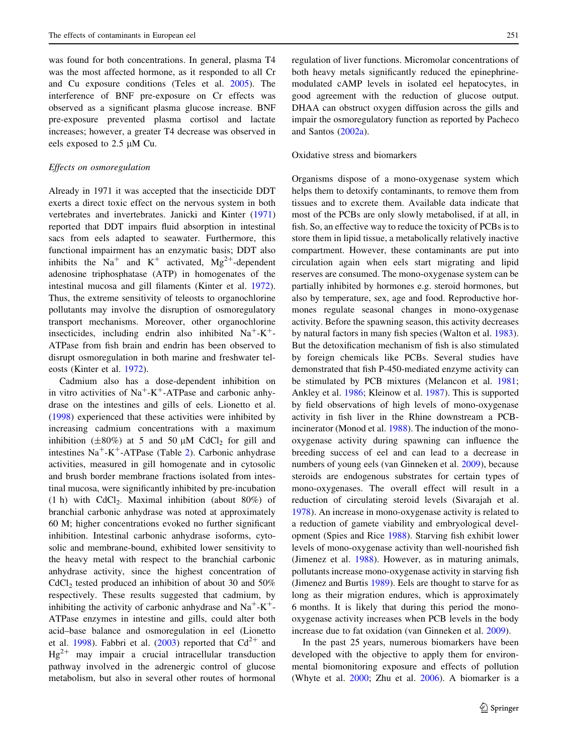was found for both concentrations. In general, plasma T4 was the most affected hormone, as it responded to all Cr and Cu exposure conditions (Teles et al. 2005). The interference of BNF pre-exposure on Cr effects was observed as a significant plasma glucose increase. BNF pre-exposure prevented plasma cortisol and lactate increases; however, a greater T4 decrease was observed in eels exposed to 2.5 μM Cu.

*Effects on osmoregulation*

Already in 1971 it was accepted that the insecticide DDT exerts a direct toxic effect on the nervous system in both vertebrates and invertebrates. Janicki and Kinter (1971) reported that DDT impairs fluid absorption in intestinal sacs from eels adapted to seawater. Furthermore, this functional impairment has an enzymatic basis; DDT also inhibits the $Na^+$ and $K^+$ activated, $Mg^{2+}$-dependent adenosine triphosphatase (ATP) in homogenates of the intestinal mucosa and gill filaments (Kinter et al. 1972). Thus, the extreme sensitivity of teleosts to organochlorine pollutants may involve the disruption of osmoregulatory transport mechanisms. Moreover, other organochlorine insecticides, including endrin also inhibited $Na^+$-$K^+$-ATPase from fish brain and endrin has been observed to disrupt osmoregulation in both marine and freshwater teleosts (Kinter et al. 1972).

Cadmium also has a dose-dependent inhibition on in vitro activities of $Na^+$-$K^+$-ATPase and carbonic anhydrase on the intestines and gills of eels. Lionetto et al. (1998) experienced that these activities were inhibited by increasing cadmium concentrations with a maximum inhibition (±80%) at 5 and 50 μM $CdCl_2$ for gill and intestines $Na^+$-$K^+$-ATPase (Table 2). Carbonic anhydrase activities, measured in gill homogenate and in cytosolic and brush border membrane fractions isolated from intestinal mucosa, were significantly inhibited by pre-incubation (1 h) with $CdCl_2$. Maximal inhibition (about 80%) of branchial carbonic anhydrase was noted at approximately 60 M; higher concentrations evoked no further significant inhibition. Intestinal carbonic anhydrase isoforms, cytosolic and membrane-bound, exhibited lower sensitivity to the heavy metal with respect to the branchial carbonic anhydrase activity, since the highest concentration of $CdCl_2$ tested produced an inhibition of about 30 and 50% respectively. These results suggested that cadmium, by inhibiting the activity of carbonic anhydrase and $Na^+$-$K^+$-ATPase enzymes in intestine and gills, could alter both acid–base balance and osmoregulation in eel (Lionetto et al. 1998). Fabbri et al. (2003) reported that $Cd^{2+}$ and $Hg^{2+}$ may impair a crucial intracellular transduction pathway involved in the adrenergic control of glucose metabolism, but also in several other routes of hormonal regulation of liver functions. Micromolar concentrations of both heavy metals significantly reduced the epinephrine-modulated cAMP levels in isolated eel hepatocytes, in good agreement with the reduction of glucose output. DHAA can obstruct oxygen diffusion across the gills and impair the osmoregulatory function as reported by Pacheco and Santos (2002a).

Oxidative stress and biomarkers

Organisms dispose of a mono-oxygenase system which helps them to detoxify contaminants, to remove them from tissues and to excrete them. Available data indicate that most of the PCBs are only slowly metabolised, if at all, in fish. So, an effective way to reduce the toxicity of PCBs is to store them in lipid tissue, a metabolically relatively inactive compartment. However, these contaminants are put into circulation again when eels start migrating and lipid reserves are consumed. The mono-oxygenase system can be partially inhibited by hormones e.g. steroid hormones, but also by temperature, sex, age and food. Reproductive hormones regulate seasonal changes in mono-oxygenase activity. Before the spawning season, this activity decreases by natural factors in many fish species (Walton et al. 1983). But the detoxification mechanism of fish is also stimulated by foreign chemicals like PCBs. Several studies have demonstrated that fish P-450-mediated enzyme activity can be stimulated by PCB mixtures (Melancon et al. 1981; Ankley et al. 1986; Kleinow et al. 1987). This is supported by field observations of high levels of mono-oxygenase activity in fish liver in the Rhine downstream a PCB-incinerator (Monod et al. 1988). The induction of the mono-oxygenase activity during spawning can influence the breeding success of eel and can lead to a decrease in numbers of young eels (van Ginneken et al. 2009), because steroids are endogenous substrates for certain types of mono-oxygenases. The overall effect will result in a reduction of circulating steroid levels (Sivarajah et al. 1978). An increase in mono-oxygenase activity is related to a reduction of gamete viability and embryological development (Spies and Rice 1988). Starving fish exhibit lower levels of mono-oxygenase activity than well-nourished fish (Jimenez et al. 1988). However, as in maturing animals, pollutants increase mono-oxygenase activity in starving fish (Jimenez and Burtis 1989). Eels are thought to starve for as long as their migration endures, which is approximately 6 months. It is likely that during this period the mono-oxygenase activity increases when PCB levels in the body increase due to fat oxidation (van Ginneken et al. 2009).

In the past 25 years, numerous biomarkers have been developed with the objective to apply them for environmental biomonitoring exposure and effects of pollution (Whyte et al. 2000; Zhu et al. 2006). A biomarker is a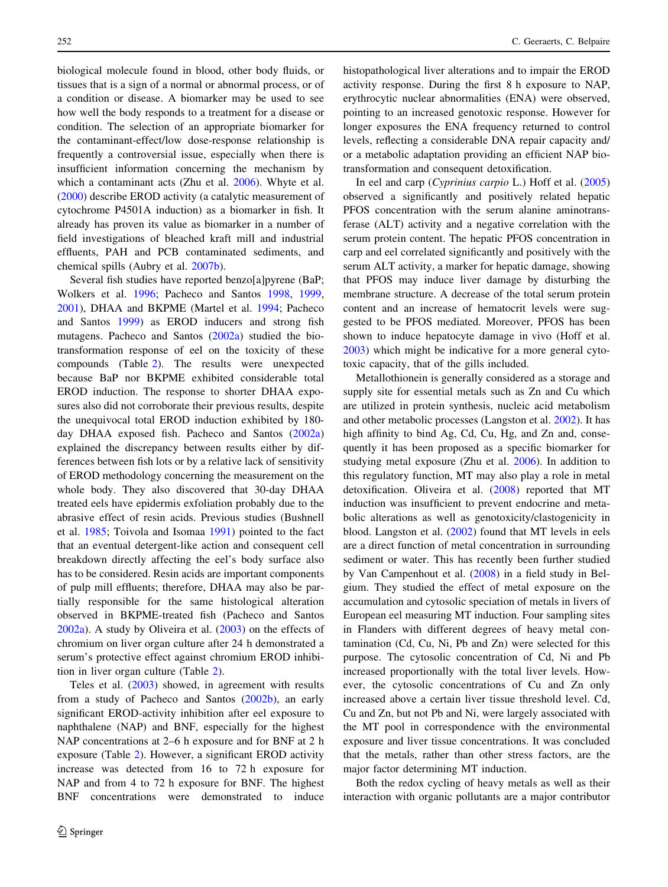biological molecule found in blood, other body fluids, or tissues that is a sign of a normal or abnormal process, or of a condition or disease. A biomarker may be used to see how well the body responds to a treatment for a disease or condition. The selection of an appropriate biomarker for the contaminant-effect/low dose-response relationship is frequently a controversial issue, especially when there is insufficient information concerning the mechanism by which a contaminant acts (Zhu et al. 2006). Whyte et al. (2000) describe EROD activity (a catalytic measurement of cytochrome P4501A induction) as a biomarker in fish. It already has proven its value as biomarker in a number of field investigations of bleached kraft mill and industrial effluents, PAH and PCB contaminated sediments, and chemical spills (Aubry et al. 2007b).

Several fish studies have reported benzo[a]pyrene (BaP; Wolkers et al. 1996; Pacheco and Santos 1998, 1999, 2001), DHAA and BKPME (Martel et al. 1994; Pacheco and Santos 1999) as EROD inducers and strong fish mutagens. Pacheco and Santos (2002a) studied the biotransformation response of eel on the toxicity of these compounds (Table 2). The results were unexpected because BaP nor BKPME exhibited considerable total EROD induction. The response to shorter DHAA exposures also did not corroborate their previous results, despite the unequivocal total EROD induction exhibited by 180-day DHAA exposed fish. Pacheco and Santos (2002a) explained the discrepancy between results either by differences between fish lots or by a relative lack of sensitivity of EROD methodology concerning the measurement on the whole body. They also discovered that 30-day DHAA treated eels have epidermis exfoliation probably due to the abrasive effect of resin acids. Previous studies (Bushnell et al. 1985; Toivola and Isomaa 1991) pointed to the fact that an eventual detergent-like action and consequent cell breakdown directly affecting the eel's body surface also has to be considered. Resin acids are important components of pulp mill effluents; therefore, DHAA may also be partially responsible for the same histological alteration observed in BKPME-treated fish (Pacheco and Santos 2002a). A study by Oliveira et al. (2003) on the effects of chromium on liver organ culture after 24 h demonstrated a serum's protective effect against chromium EROD inhibition in liver organ culture (Table 2).

Teles et al. (2003) showed, in agreement with results from a study of Pacheco and Santos (2002b), an early significant EROD-activity inhibition after eel exposure to naphthalene (NAP) and BNF, especially for the highest NAP concentrations at 2–6 h exposure and for BNF at 2 h exposure (Table 2). However, a significant EROD activity increase was detected from 16 to 72 h exposure for NAP and from 4 to 72 h exposure for BNF. The highest BNF concentrations were demonstrated to induce histopathological liver alterations and to impair the EROD activity response. During the first 8 h exposure to NAP, erythrocytic nuclear abnormalities (ENA) were observed, pointing to an increased genotoxic response. However for longer exposures the ENA frequency returned to control levels, reflecting a considerable DNA repair capacity and/or a metabolic adaptation providing an efficient NAP biotransformation and consequent detoxification.

In eel and carp (*Cyprinius carpio* L.) Hoff et al. (2005) observed a significantly and positively related hepatic PFOS concentration with the serum alanine aminotransferase (ALT) activity and a negative correlation with the serum protein content. The hepatic PFOS concentration in carp and eel correlated significantly and positively with the serum ALT activity, a marker for hepatic damage, showing that PFOS may induce liver damage by disturbing the membrane structure. A decrease of the total serum protein content and an increase of hematocrit levels were suggested to be PFOS mediated. Moreover, PFOS has been shown to induce hepatocyte damage in vivo (Hoff et al. 2003) which might be indicative for a more general cytotoxic capacity, that of the gills included.

Metallothionein is generally considered as a storage and supply site for essential metals such as Zn and Cu which are utilized in protein synthesis, nucleic acid metabolism and other metabolic processes (Langston et al. 2002). It has high affinity to bind Ag, Cd, Cu, Hg, and Zn and, consequently it has been proposed as a specific biomarker for studying metal exposure (Zhu et al. 2006). In addition to this regulatory function, MT may also play a role in metal detoxification. Oliveira et al. (2008) reported that MT induction was insufficient to prevent endocrine and metabolic alterations as well as genotoxicity/clastogenicity in blood. Langston et al. (2002) found that MT levels in eels are a direct function of metal concentration in surrounding sediment or water. This has recently been further studied by Van Campenhout et al. (2008) in a field study in Belgium. They studied the effect of metal exposure on the accumulation and cytosolic speciation of metals in livers of European eel measuring MT induction. Four sampling sites in Flanders with different degrees of heavy metal contamination (Cd, Cu, Ni, Pb and Zn) were selected for this purpose. The cytosolic concentration of Cd, Ni and Pb increased proportionally with the total liver levels. However, the cytosolic concentrations of Cu and Zn only increased above a certain liver tissue threshold level. Cd, Cu and Zn, but not Pb and Ni, were largely associated with the MT pool in correspondence with the environmental exposure and liver tissue concentrations. It was concluded that the metals, rather than other stress factors, are the major factor determining MT induction.

Both the redox cycling of heavy metals as well as their interaction with organic pollutants are a major contributor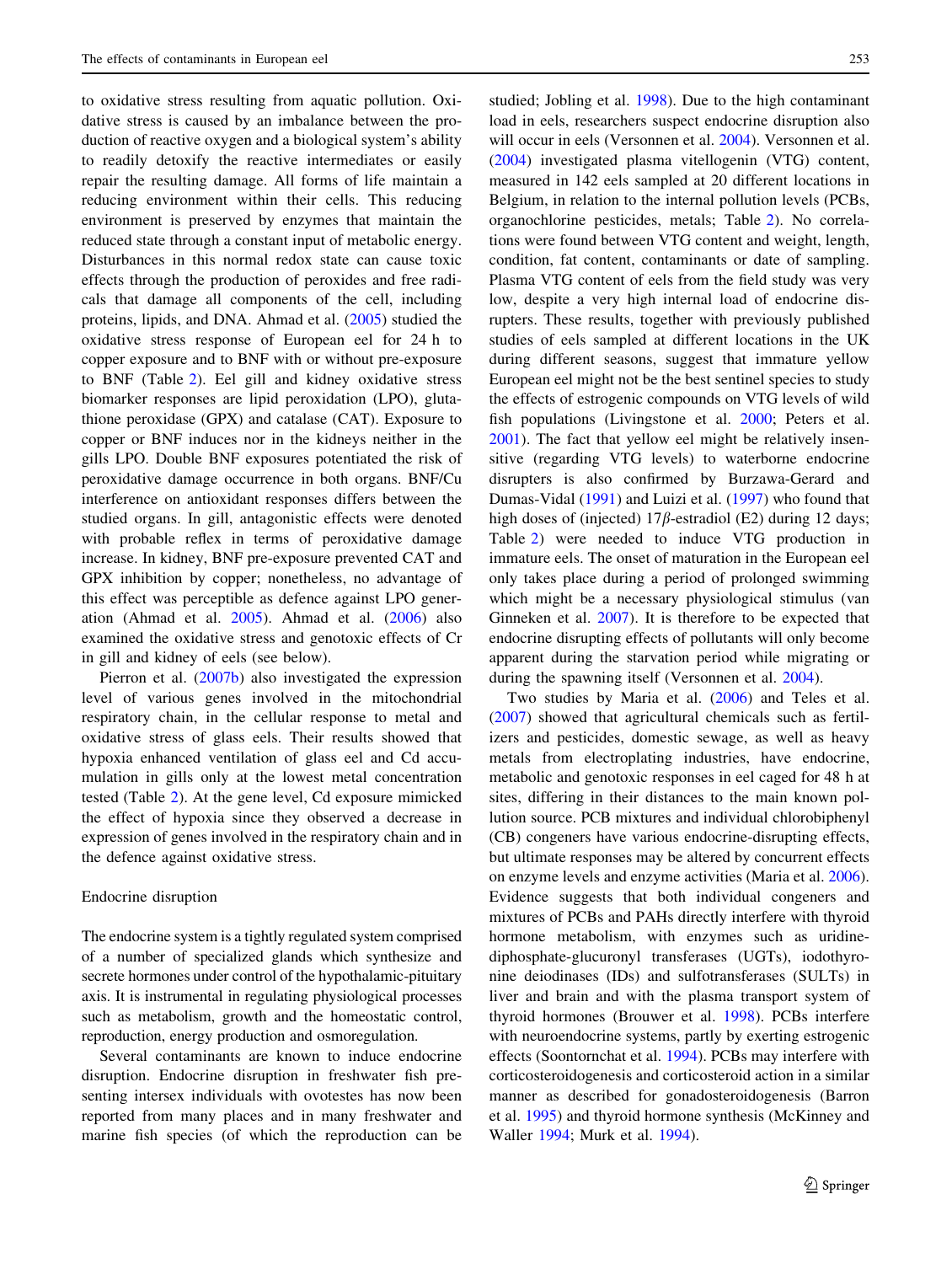to oxidative stress resulting from aquatic pollution. Oxidative stress is caused by an imbalance between the production of reactive oxygen and a biological system's ability to readily detoxify the reactive intermediates or easily repair the resulting damage. All forms of life maintain a reducing environment within their cells. This reducing environment is preserved by enzymes that maintain the reduced state through a constant input of metabolic energy. Disturbances in this normal redox state can cause toxic effects through the production of peroxides and free radicals that damage all components of the cell, including proteins, lipids, and DNA. Ahmad et al. (2005) studied the oxidative stress response of European eel for 24 h to copper exposure and to BNF with or without pre-exposure to BNF (Table 2). Eel gill and kidney oxidative stress biomarker responses are lipid peroxidation (LPO), glutathione peroxidase (GPX) and catalase (CAT). Exposure to copper or BNF induces nor in the kidneys neither in the gills LPO. Double BNF exposures potentiated the risk of peroxidative damage occurrence in both organs. BNF/Cu interference on antioxidant responses differs between the studied organs. In gill, antagonistic effects were denoted with probable reflex in terms of peroxidative damage increase. In kidney, BNF pre-exposure prevented CAT and GPX inhibition by copper; nonetheless, no advantage of this effect was perceptible as defence against LPO generation (Ahmad et al. 2005). Ahmad et al. (2006) also examined the oxidative stress and genotoxic effects of Cr in gill and kidney of eels (see below).

Pierron et al. (2007b) also investigated the expression level of various genes involved in the mitochondrial respiratory chain, in the cellular response to metal and oxidative stress of glass eels. Their results showed that hypoxia enhanced ventilation of glass eel and Cd accumulation in gills only at the lowest metal concentration tested (Table 2). At the gene level, Cd exposure mimicked the effect of hypoxia since they observed a decrease in expression of genes involved in the respiratory chain and in the defence against oxidative stress.

## Endocrine disruption

The endocrine system is a tightly regulated system comprised of a number of specialized glands which synthesize and secrete hormones under control of the hypothalamic-pituitary axis. It is instrumental in regulating physiological processes such as metabolism, growth and the homeostatic control, reproduction, energy production and osmoregulation.

Several contaminants are known to induce endocrine disruption. Endocrine disruption in freshwater fish presenting intersex individuals with ovotestes has now been reported from many places and in many freshwater and marine fish species (of which the reproduction can be studied; Jobling et al. 1998). Due to the high contaminant load in eels, researchers suspect endocrine disruption also will occur in eels (Versonnen et al. 2004). Versonnen et al. (2004) investigated plasma vitellogenin (VTG) content, measured in 142 eels sampled at 20 different locations in Belgium, in relation to the internal pollution levels (PCBs, organochlorine pesticides, metals; Table 2). No correlations were found between VTG content and weight, length, condition, fat content, contaminants or date of sampling. Plasma VTG content of eels from the field study was very low, despite a very high internal load of endocrine disrupters. These results, together with previously published studies of eels sampled at different locations in the UK during different seasons, suggest that immature yellow European eel might not be the best sentinel species to study the effects of estrogenic compounds on VTG levels of wild fish populations (Livingstone et al. 2000; Peters et al. 2001). The fact that yellow eel might be relatively insensitive (regarding VTG levels) to waterborne endocrine disrupters is also confirmed by Burzawa-Gerard and Dumas-Vidal (1991) and Luizi et al. (1997) who found that high doses of (injected) 17$\beta$-estradiol (E2) during 12 days; Table 2) were needed to induce VTG production in immature eels. The onset of maturation in the European eel only takes place during a period of prolonged swimming which might be a necessary physiological stimulus (van Ginneken et al. 2007). It is therefore to be expected that endocrine disrupting effects of pollutants will only become apparent during the starvation period while migrating or during the spawning itself (Versonnen et al. 2004).

Two studies by Maria et al. (2006) and Teles et al. (2007) showed that agricultural chemicals such as fertilizers and pesticides, domestic sewage, as well as heavy metals from electroplating industries, have endocrine, metabolic and genotoxic responses in eel caged for 48 h at sites, differing in their distances to the main known pollution source. PCB mixtures and individual chlorobiphenyl (CB) congeners have various endocrine-disrupting effects, but ultimate responses may be altered by concurrent effects on enzyme levels and enzyme activities (Maria et al. 2006). Evidence suggests that both individual congeners and mixtures of PCBs and PAHs directly interfere with thyroid hormone metabolism, with enzymes such as uridine-diphosphate-glucuronyl transferases (UGTs), iodothyronine deiodinases (IDs) and sulfotransferases (SULTs) in liver and brain and with the plasma transport system of thyroid hormones (Brouwer et al. 1998). PCBs interfere with neuroendocrine systems, partly by exerting estrogenic effects (Soontornchat et al. 1994). PCBs may interfere with corticosteroidogenesis and corticosteroid action in a similar manner as described for gonadosteroidogenesis (Barron et al. 1995) and thyroid hormone synthesis (McKinney and Waller 1994; Murk et al. 1994).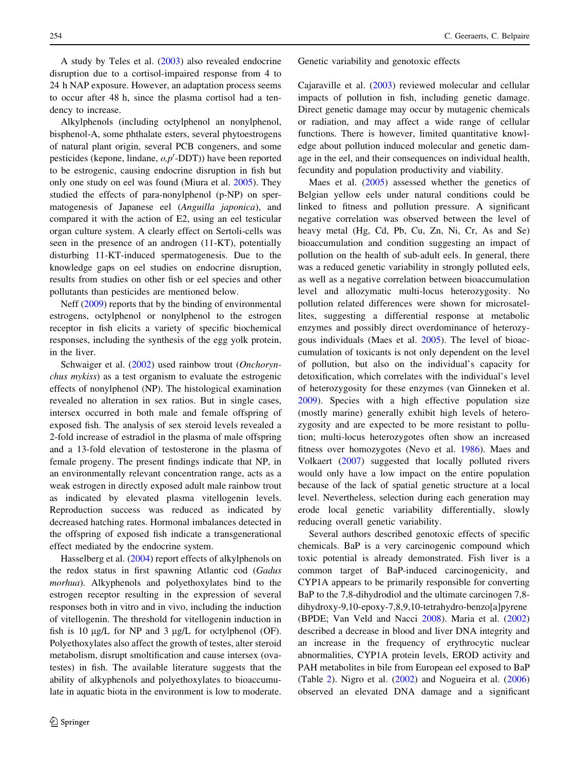A study by Teles et al. (2003) also revealed endocrine disruption due to a cortisol-impaired response from 4 to 24 h NAP exposure. However, an adaptation process seems to occur after 48 h, since the plasma cortisol had a tendency to increase.

Alkylphenols (including octylphenol an nonylphenol, bisphenol-A, some phthalate esters, several phytoestrogens of natural plant origin, several PCB congeners, and some pesticides (kepone, lindane, *o,p′*-DDT)) have been reported to be estrogenic, causing endocrine disruption in fish but only one study on eel was found (Miura et al. 2005). They studied the effects of para-nonylphenol (p-NP) on spermatogenesis of Japanese eel (*Anguilla japonica*), and compared it with the action of E2, using an eel testicular organ culture system. A clearly effect on Sertoli-cells was seen in the presence of an androgen (11-KT), potentially disturbing 11-KT-induced spermatogenesis. Due to the knowledge gaps on eel studies on endocrine disruption, results from studies on other fish or eel species and other pollutants than pesticides are mentioned below.

Neff (2009) reports that by the binding of environmental estrogens, octylphenol or nonylphenol to the estrogen receptor in fish elicits a variety of specific biochemical responses, including the synthesis of the egg yolk protein, in the liver.

Schwaiger et al. (2002) used rainbow trout (*Onchorynchus mykiss*) as a test organism to evaluate the estrogenic effects of nonylphenol (NP). The histological examination revealed no alteration in sex ratios. But in single cases, intersex occurred in both male and female offspring of exposed fish. The analysis of sex steroid levels revealed a 2-fold increase of estradiol in the plasma of male offspring and a 13-fold elevation of testosterone in the plasma of female progeny. The present findings indicate that NP, in an environmentally relevant concentration range, acts as a weak estrogen in directly exposed adult male rainbow trout as indicated by elevated plasma vitellogenin levels. Reproduction success was reduced as indicated by decreased hatching rates. Hormonal imbalances detected in the offspring of exposed fish indicate a transgenerational effect mediated by the endocrine system.

Hasselberg et al. (2004) report effects of alkylphenols on the redox status in first spawning Atlantic cod (*Gadus morhua*). Alkyphenols and polyethoxylates bind to the estrogen receptor resulting in the expression of several responses both in vitro and in vivo, including the induction of vitellogenin. The threshold for vitellogenin induction in fish is 10 μg/L for NP and 3 μg/L for octylphenol (OF). Polyethoxylates also affect the growth of testes, alter steroid metabolism, disrupt smoltification and cause intersex (ovatestes) in fish. The available literature suggests that the ability of alkyphenols and polyethoxylates to bioaccumulate in aquatic biota in the environment is low to moderate.

### Genetic variability and genotoxic effects

Cajaraville et al. (2003) reviewed molecular and cellular impacts of pollution in fish, including genetic damage. Direct genetic damage may occur by mutagenic chemicals or radiation, and may affect a wide range of cellular functions. There is however, limited quantitative knowledge about pollution induced molecular and genetic damage in the eel, and their consequences on individual health, fecundity and population productivity and viability.

Maes et al. (2005) assessed whether the genetics of Belgian yellow eels under natural conditions could be linked to fitness and pollution pressure. A significant negative correlation was observed between the level of heavy metal (Hg, Cd, Pb, Cu, Zn, Ni, Cr, As and Se) bioaccumulation and condition suggesting an impact of pollution on the health of sub-adult eels. In general, there was a reduced genetic variability in strongly polluted eels, as well as a negative correlation between bioaccumulation level and allozymatic multi-locus heterozygosity. No pollution related differences were shown for microsatellites, suggesting a differential response at metabolic enzymes and possibly direct overdominance of heterozygous individuals (Maes et al. 2005). The level of bioaccumulation of toxicants is not only dependent on the level of pollution, but also on the individual's capacity for detoxification, which correlates with the individual's level of heterozygosity for these enzymes (van Ginneken et al. 2009). Species with a high effective population size (mostly marine) generally exhibit high levels of heterozygosity and are expected to be more resistant to pollution; multi-locus heterozygotes often show an increased fitness over homozygotes (Nevo et al. 1986). Maes and Volkaert (2007) suggested that locally polluted rivers would only have a low impact on the entire population because of the lack of spatial genetic structure at a local level. Nevertheless, selection during each generation may erode local genetic variability differentially, slowly reducing overall genetic variability.

Several authors described genotoxic effects of specific chemicals. BaP is a very carcinogenic compound which toxic potential is already demonstrated. Fish liver is a common target of BaP-induced carcinogenicity, and CYP1A appears to be primarily responsible for converting BaP to the 7,8-dihydrodiol and the ultimate carcinogen 7,8-dihydroxy-9,10-epoxy-7,8,9,10-tetrahydro-benzo[a]pyrene (BPDE; Van Veld and Nacci 2008). Maria et al. (2002) described a decrease in blood and liver DNA integrity and an increase in the frequency of erythrocytic nuclear abnormalities, CYP1A protein levels, EROD activity and PAH metabolites in bile from European eel exposed to BaP (Table 2). Nigro et al. (2002) and Nogueira et al. (2006) observed an elevated DNA damage and a significant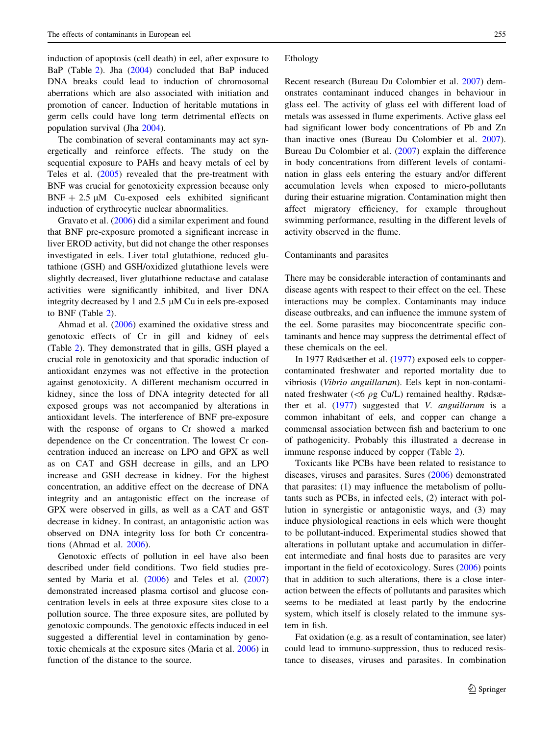induction of apoptosis (cell death) in eel, after exposure to BaP (Table 2). Jha (2004) concluded that BaP induced DNA breaks could lead to induction of chromosomal aberrations which are also associated with initiation and promotion of cancer. Induction of heritable mutations in germ cells could have long term detrimental effects on population survival (Jha 2004).

The combination of several contaminants may act synergetically and reinforce effects. The study on the sequential exposure to PAHs and heavy metals of eel by Teles et al. (2005) revealed that the pre-treatment with BNF was crucial for genotoxicity expression because only BNF + 2.5 μM Cu-exposed eels exhibited significant induction of erythrocytic nuclear abnormalities.

Gravato et al. (2006) did a similar experiment and found that BNF pre-exposure promoted a significant increase in liver EROD activity, but did not change the other responses investigated in eels. Liver total glutathione, reduced glutathione (GSH) and GSH/oxidized glutathione levels were slightly decreased, liver glutathione reductase and catalase activities were significantly inhibited, and liver DNA integrity decreased by 1 and 2.5 μM Cu in eels pre-exposed to BNF (Table 2).

Ahmad et al. (2006) examined the oxidative stress and genotoxic effects of Cr in gill and kidney of eels (Table 2). They demonstrated that in gills, GSH played a crucial role in genotoxicity and that sporadic induction of antioxidant enzymes was not effective in the protection against genotoxicity. A different mechanism occurred in kidney, since the loss of DNA integrity detected for all exposed groups was not accompanied by alterations in antioxidant levels. The interference of BNF pre-exposure with the response of organs to Cr showed a marked dependence on the Cr concentration. The lowest Cr concentration induced an increase on LPO and GPX as well as on CAT and GSH decrease in gills, and an LPO increase and GSH decrease in kidney. For the highest concentration, an additive effect on the decrease of DNA integrity and an antagonistic effect on the increase of GPX were observed in gills, as well as a CAT and GST decrease in kidney. In contrast, an antagonistic action was observed on DNA integrity loss for both Cr concentrations (Ahmad et al. 2006).

Genotoxic effects of pollution in eel have also been described under field conditions. Two field studies presented by Maria et al. (2006) and Teles et al. (2007) demonstrated increased plasma cortisol and glucose concentration levels in eels at three exposure sites close to a pollution source. The three exposure sites, are polluted by genotoxic compounds. The genotoxic effects induced in eel suggested a differential level in contamination by genotoxic chemicals at the exposure sites (Maria et al. 2006) in function of the distance to the source.

### Ethology

Recent research (Bureau Du Colombier et al. 2007) demonstrates contaminant induced changes in behaviour in glass eel. The activity of glass eel with different load of metals was assessed in flume experiments. Active glass eel had significant lower body concentrations of Pb and Zn than inactive ones (Bureau Du Colombier et al. 2007). Bureau Du Colombier et al. (2007) explain the difference in body concentrations from different levels of contamination in glass eels entering the estuary and/or different accumulation levels when exposed to micro-pollutants during their estuarine migration. Contamination might then affect migratory efficiency, for example throughout swimming performance, resulting in the different levels of activity observed in the flume.

### Contaminants and parasites

There may be considerable interaction of contaminants and disease agents with respect to their effect on the eel. These interactions may be complex. Contaminants may induce disease outbreaks, and can influence the immune system of the eel. Some parasites may bioconcentrate specific contaminants and hence may suppress the detrimental effect of these chemicals on the eel.

In 1977 Rødsæther et al. (1977) exposed eels to copper-contaminated freshwater and reported mortality due to vibriosis (*Vibrio anguillarum*). Eels kept in non-contaminated freshwater (<6 ρg Cu/L) remained healthy. Rødsæther et al. (1977) suggested that *V. anguillarum* is a common inhabitant of eels, and copper can change a commensal association between fish and bacterium to one of pathogenicity. Probably this illustrated a decrease in immune response induced by copper (Table 2).

Toxicants like PCBs have been related to resistance to diseases, viruses and parasites. Sures (2006) demonstrated that parasites: (1) may influence the metabolism of pollutants such as PCBs, in infected eels, (2) interact with pollution in synergistic or antagonistic ways, and (3) may induce physiological reactions in eels which were thought to be pollutant-induced. Experimental studies showed that alterations in pollutant uptake and accumulation in different intermediate and final hosts due to parasites are very important in the field of ecotoxicology. Sures (2006) points that in addition to such alterations, there is a close interaction between the effects of pollutants and parasites which seems to be mediated at least partly by the endocrine system, which itself is closely related to the immune system in fish.

Fat oxidation (e.g. as a result of contamination, see later) could lead to immuno-suppression, thus to reduced resistance to diseases, viruses and parasites. In combination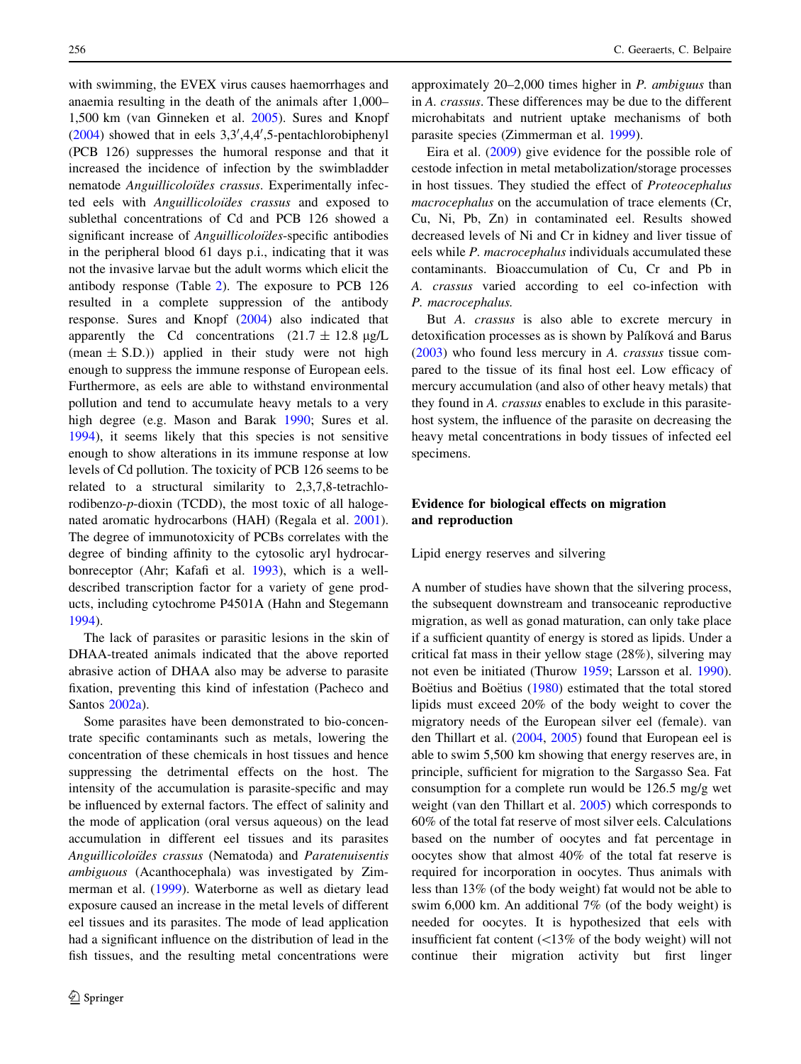with swimming, the EVEX virus causes haemorrhages and anaemia resulting in the death of the animals after 1,000–1,500 km (van Ginneken et al. 2005). Sures and Knopf (2004) showed that in eels 3,3′,4,4′,5-pentachlorobiphenyl (PCB 126) suppresses the humoral response and that it increased the incidence of infection by the swimbladder nematode *Anguillicoloïdes crassus*. Experimentally infected eels with *Anguillicoloïdes crassus* and exposed to sublethal concentrations of Cd and PCB 126 showed a significant increase of *Anguillicoloïdes*-specific antibodies in the peripheral blood 61 days p.i., indicating that it was not the invasive larvae but the adult worms which elicit the antibody response (Table 2). The exposure to PCB 126 resulted in a complete suppression of the antibody response. Sures and Knopf (2004) also indicated that apparently the Cd concentrations (21.7 ± 12.8 μg/L (mean ± S.D.)) applied in their study were not high enough to suppress the immune response of European eels. Furthermore, as eels are able to withstand environmental pollution and tend to accumulate heavy metals to a very high degree (e.g. Mason and Barak 1990; Sures et al. 1994), it seems likely that this species is not sensitive enough to show alterations in its immune response at low levels of Cd pollution. The toxicity of PCB 126 seems to be related to a structural similarity to 2,3,7,8-tetrachlorodibenzo-*p*-dioxin (TCDD), the most toxic of all halogenated aromatic hydrocarbons (HAH) (Regala et al. 2001). The degree of immunotoxicity of PCBs correlates with the degree of binding affinity to the cytosolic aryl hydrocarbonreceptor (Ahr; Kafafi et al. 1993), which is a well-described transcription factor for a variety of gene products, including cytochrome P4501A (Hahn and Stegemann 1994).

The lack of parasites or parasitic lesions in the skin of DHAA-treated animals indicated that the above reported abrasive action of DHAA also may be adverse to parasite fixation, preventing this kind of infestation (Pacheco and Santos 2002a).

Some parasites have been demonstrated to bio-concentrate specific contaminants such as metals, lowering the concentration of these chemicals in host tissues and hence suppressing the detrimental effects on the host. The intensity of the accumulation is parasite-specific and may be influenced by external factors. The effect of salinity and the mode of application (oral versus aqueous) on the lead accumulation in different eel tissues and its parasites *Anguillicoloïdes crassus* (Nematoda) and *Paratenuisentis ambiguous* (Acanthocephala) was investigated by Zimmerman et al. (1999). Waterborne as well as dietary lead exposure caused an increase in the metal levels of different eel tissues and its parasites. The mode of lead application had a significant influence on the distribution of lead in the fish tissues, and the resulting metal concentrations were approximately 20–2,000 times higher in *P. ambiguus* than in *A. crassus*. These differences may be due to the different microhabitats and nutrient uptake mechanisms of both parasite species (Zimmerman et al. 1999).

Eira et al. (2009) give evidence for the possible role of cestode infection in metal metabolization/storage processes in host tissues. They studied the effect of *Proteocephalus macrocephalus* on the accumulation of trace elements (Cr, Cu, Ni, Pb, Zn) in contaminated eel. Results showed decreased levels of Ni and Cr in kidney and liver tissue of eels while *P. macrocephalus* individuals accumulated these contaminants. Bioaccumulation of Cu, Cr and Pb in *A. crassus* varied according to eel co-infection with *P. macrocephalus.*

But *A. crassus* is also able to excrete mercury in detoxification processes as is shown by Palíková and Barus (2003) who found less mercury in *A. crassus* tissue compared to the tissue of its final host eel. Low efficacy of mercury accumulation (and also of other heavy metals) that they found in *A. crassus* enables to exclude in this parasite-host system, the influence of the parasite on decreasing the heavy metal concentrations in body tissues of infected eel specimens.

## Evidence for biological effects on migration and reproduction

### Lipid energy reserves and silvering

A number of studies have shown that the silvering process, the subsequent downstream and transoceanic reproductive migration, as well as gonad maturation, can only take place if a sufficient quantity of energy is stored as lipids. Under a critical fat mass in their yellow stage (28%), silvering may not even be initiated (Thurow 1959; Larsson et al. 1990). Boëtius and Boëtius (1980) estimated that the total stored lipids must exceed 20% of the body weight to cover the migratory needs of the European silver eel (female). van den Thillart et al. (2004, 2005) found that European eel is able to swim 5,500 km showing that energy reserves are, in principle, sufficient for migration to the Sargasso Sea. Fat consumption for a complete run would be 126.5 mg/g wet weight (van den Thillart et al. 2005) which corresponds to 60% of the total fat reserve of most silver eels. Calculations based on the number of oocytes and fat percentage in oocytes show that almost 40% of the total fat reserve is required for incorporation in oocytes. Thus animals with less than 13% (of the body weight) fat would not be able to swim 6,000 km. An additional 7% (of the body weight) is needed for oocytes. It is hypothesized that eels with insufficient fat content (<13% of the body weight) will not continue their migration activity but first linger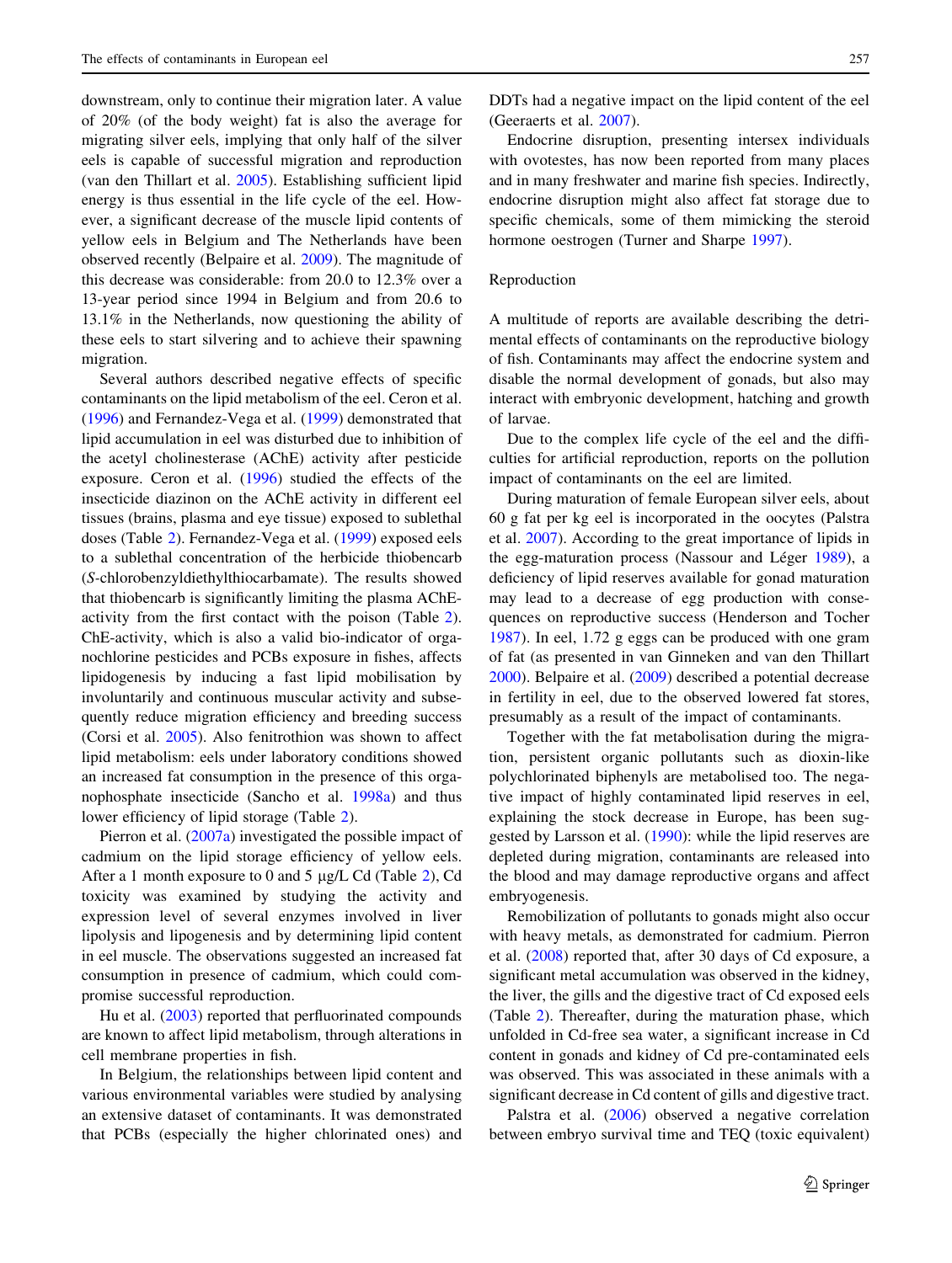downstream, only to continue their migration later. A value of 20% (of the body weight) fat is also the average for migrating silver eels, implying that only half of the silver eels is capable of successful migration and reproduction (van den Thillart et al. 2005). Establishing sufficient lipid energy is thus essential in the life cycle of the eel. However, a significant decrease of the muscle lipid contents of yellow eels in Belgium and The Netherlands have been observed recently (Belpaire et al. 2009). The magnitude of this decrease was considerable: from 20.0 to 12.3% over a 13-year period since 1994 in Belgium and from 20.6 to 13.1% in the Netherlands, now questioning the ability of these eels to start silvering and to achieve their spawning migration.

Several authors described negative effects of specific contaminants on the lipid metabolism of the eel. Ceron et al. (1996) and Fernandez-Vega et al. (1999) demonstrated that lipid accumulation in eel was disturbed due to inhibition of the acetyl cholinesterase (AChE) activity after pesticide exposure. Ceron et al. (1996) studied the effects of the insecticide diazinon on the AChE activity in different eel tissues (brains, plasma and eye tissue) exposed to sublethal doses (Table 2). Fernandez-Vega et al. (1999) exposed eels to a sublethal concentration of the herbicide thiobencarb (*S*-chlorobenzyldiethylthiocarbamate). The results showed that thiobencarb is significantly limiting the plasma AChE-activity from the first contact with the poison (Table 2). ChE-activity, which is also a valid bio-indicator of organochlorine pesticides and PCBs exposure in fishes, affects lipidogenesis by inducing a fast lipid mobilisation by involuntarily and continuous muscular activity and subsequently reduce migration efficiency and breeding success (Corsi et al. 2005). Also fenitrothion was shown to affect lipid metabolism: eels under laboratory conditions showed an increased fat consumption in the presence of this organophosphate insecticide (Sancho et al. 1998a) and thus lower efficiency of lipid storage (Table 2).

Pierron et al. (2007a) investigated the possible impact of cadmium on the lipid storage efficiency of yellow eels. After a 1 month exposure to 0 and 5 μg/L Cd (Table 2), Cd toxicity was examined by studying the activity and expression level of several enzymes involved in liver lipolysis and lipogenesis and by determining lipid content in eel muscle. The observations suggested an increased fat consumption in presence of cadmium, which could compromise successful reproduction.

Hu et al. (2003) reported that perfluorinated compounds are known to affect lipid metabolism, through alterations in cell membrane properties in fish.

In Belgium, the relationships between lipid content and various environmental variables were studied by analysing an extensive dataset of contaminants. It was demonstrated that PCBs (especially the higher chlorinated ones) and DDTs had a negative impact on the lipid content of the eel (Geeraerts et al. 2007).

Endocrine disruption, presenting intersex individuals with ovotestes, has now been reported from many places and in many freshwater and marine fish species. Indirectly, endocrine disruption might also affect fat storage due to specific chemicals, some of them mimicking the steroid hormone oestrogen (Turner and Sharpe 1997).

### Reproduction

A multitude of reports are available describing the detrimental effects of contaminants on the reproductive biology of fish. Contaminants may affect the endocrine system and disable the normal development of gonads, but also may interact with embryonic development, hatching and growth of larvae.

Due to the complex life cycle of the eel and the difficulties for artificial reproduction, reports on the pollution impact of contaminants on the eel are limited.

During maturation of female European silver eels, about 60 g fat per kg eel is incorporated in the oocytes (Palstra et al. 2007). According to the great importance of lipids in the egg-maturation process (Nassour and Léger 1989), a deficiency of lipid reserves available for gonad maturation may lead to a decrease of egg production with consequences on reproductive success (Henderson and Tocher 1987). In eel, 1.72 g eggs can be produced with one gram of fat (as presented in van Ginneken and van den Thillart 2000). Belpaire et al. (2009) described a potential decrease in fertility in eel, due to the observed lowered fat stores, presumably as a result of the impact of contaminants.

Together with the fat metabolisation during the migration, persistent organic pollutants such as dioxin-like polychlorinated biphenyls are metabolised too. The negative impact of highly contaminated lipid reserves in eel, explaining the stock decrease in Europe, has been suggested by Larsson et al. (1990): while the lipid reserves are depleted during migration, contaminants are released into the blood and may damage reproductive organs and affect embryogenesis.

Remobilization of pollutants to gonads might also occur with heavy metals, as demonstrated for cadmium. Pierron et al. (2008) reported that, after 30 days of Cd exposure, a significant metal accumulation was observed in the kidney, the liver, the gills and the digestive tract of Cd exposed eels (Table 2). Thereafter, during the maturation phase, which unfolded in Cd-free sea water, a significant increase in Cd content in gonads and kidney of Cd pre-contaminated eels was observed. This was associated in these animals with a significant decrease in Cd content of gills and digestive tract.

Palstra et al. (2006) observed a negative correlation between embryo survival time and TEQ (toxic equivalent)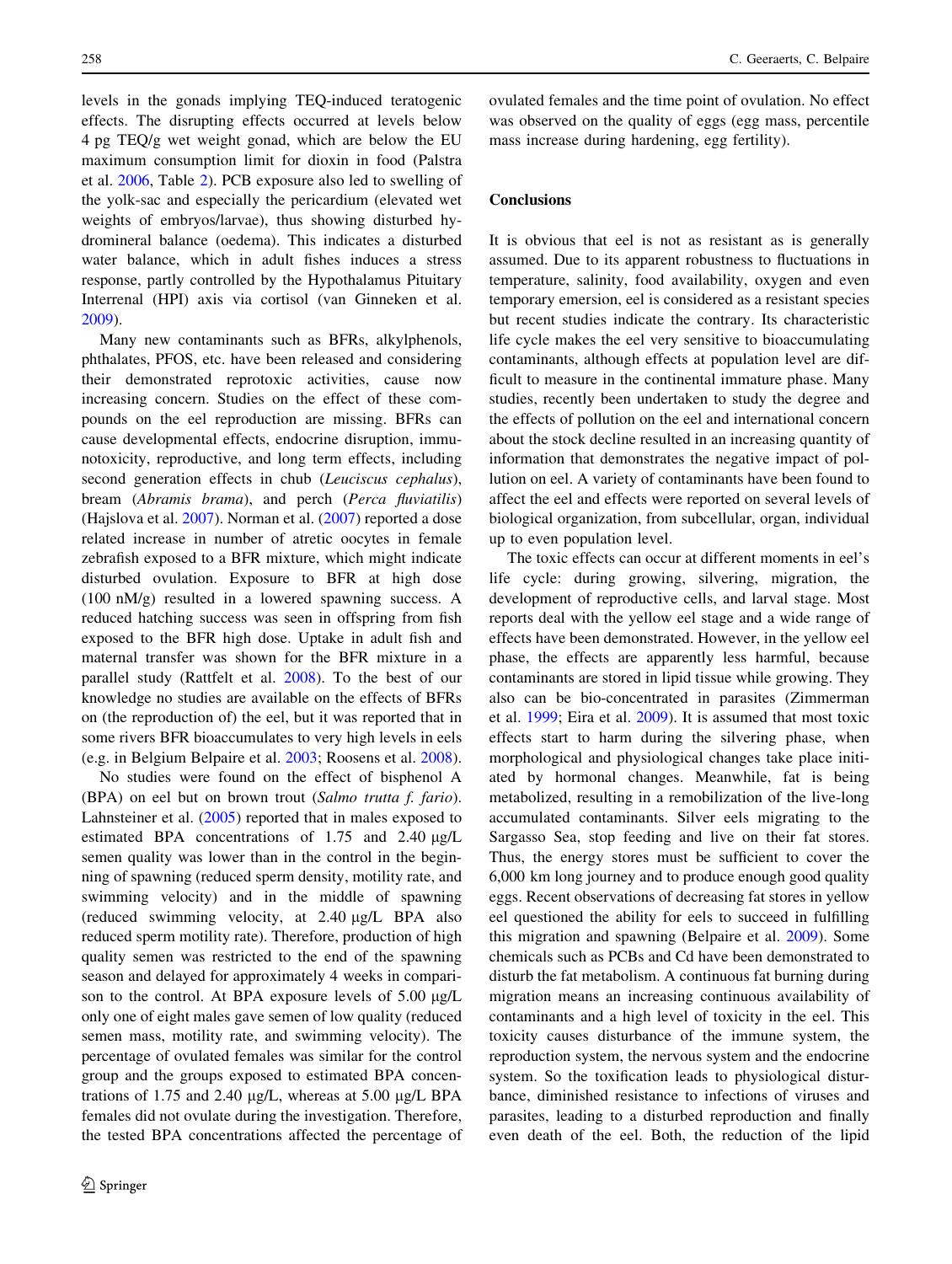levels in the gonads implying TEQ-induced teratogenic effects. The disrupting effects occurred at levels below 4 pg TEQ/g wet weight gonad, which are below the EU maximum consumption limit for dioxin in food (Palstra et al. 2006, Table 2). PCB exposure also led to swelling of the yolk-sac and especially the pericardium (elevated wet weights of embryos/larvae), thus showing disturbed hydromineral balance (oedema). This indicates a disturbed water balance, which in adult fishes induces a stress response, partly controlled by the Hypothalamus Pituitary Interrenal (HPI) axis via cortisol (van Ginneken et al. 2009).

Many new contaminants such as BFRs, alkylphenols, phthalates, PFOS, etc. have been released and considering their demonstrated reprotoxic activities, cause now increasing concern. Studies on the effect of these compounds on the eel reproduction are missing. BFRs can cause developmental effects, endocrine disruption, immunotoxicity, reproductive, and long term effects, including second generation effects in chub (*Leuciscus cephalus*), bream (*Abramis brama*), and perch (*Perca fluviatilis*) (Hajslova et al. 2007). Norman et al. (2007) reported a dose related increase in number of atretic oocytes in female zebrafish exposed to a BFR mixture, which might indicate disturbed ovulation. Exposure to BFR at high dose (100 nM/g) resulted in a lowered spawning success. A reduced hatching success was seen in offspring from fish exposed to the BFR high dose. Uptake in adult fish and maternal transfer was shown for the BFR mixture in a parallel study (Rattfelt et al. 2008). To the best of our knowledge no studies are available on the effects of BFRs on (the reproduction of) the eel, but it was reported that in some rivers BFR bioaccumulates to very high levels in eels (e.g. in Belgium Belpaire et al. 2003; Roosens et al. 2008).

No studies were found on the effect of bisphenol A (BPA) on eel but on brown trout (*Salmo trutta f. fario*). Lahnsteiner et al. (2005) reported that in males exposed to estimated BPA concentrations of 1.75 and 2.40 μg/L semen quality was lower than in the control in the beginning of spawning (reduced sperm density, motility rate, and swimming velocity) and in the middle of spawning (reduced swimming velocity, at 2.40 μg/L BPA also reduced sperm motility rate). Therefore, production of high quality semen was restricted to the end of the spawning season and delayed for approximately 4 weeks in comparison to the control. At BPA exposure levels of 5.00 μg/L only one of eight males gave semen of low quality (reduced semen mass, motility rate, and swimming velocity). The percentage of ovulated females was similar for the control group and the groups exposed to estimated BPA concentrations of 1.75 and 2.40 μg/L, whereas at 5.00 μg/L BPA females did not ovulate during the investigation. Therefore, the tested BPA concentrations affected the percentage of ovulated females and the time point of ovulation. No effect was observed on the quality of eggs (egg mass, percentile mass increase during hardening, egg fertility).

## Conclusions

It is obvious that eel is not as resistant as is generally assumed. Due to its apparent robustness to fluctuations in temperature, salinity, food availability, oxygen and even temporary emersion, eel is considered as a resistant species but recent studies indicate the contrary. Its characteristic life cycle makes the eel very sensitive to bioaccumulating contaminants, although effects at population level are difficult to measure in the continental immature phase. Many studies, recently been undertaken to study the degree and the effects of pollution on the eel and international concern about the stock decline resulted in an increasing quantity of information that demonstrates the negative impact of pollution on eel. A variety of contaminants have been found to affect the eel and effects were reported on several levels of biological organization, from subcellular, organ, individual up to even population level.

The toxic effects can occur at different moments in eel's life cycle: during growing, silvering, migration, the development of reproductive cells, and larval stage. Most reports deal with the yellow eel stage and a wide range of effects have been demonstrated. However, in the yellow eel phase, the effects are apparently less harmful, because contaminants are stored in lipid tissue while growing. They also can be bio-concentrated in parasites (Zimmerman et al. 1999; Eira et al. 2009). It is assumed that most toxic effects start to harm during the silvering phase, when morphological and physiological changes take place initiated by hormonal changes. Meanwhile, fat is being metabolized, resulting in a remobilization of the live-long accumulated contaminants. Silver eels migrating to the Sargasso Sea, stop feeding and live on their fat stores. Thus, the energy stores must be sufficient to cover the 6,000 km long journey and to produce enough good quality eggs. Recent observations of decreasing fat stores in yellow eel questioned the ability for eels to succeed in fulfilling this migration and spawning (Belpaire et al. 2009). Some chemicals such as PCBs and Cd have been demonstrated to disturb the fat metabolism. A continuous fat burning during migration means an increasing continuous availability of contaminants and a high level of toxicity in the eel. This toxicity causes disturbance of the immune system, the reproduction system, the nervous system and the endocrine system. So the toxification leads to physiological disturbance, diminished resistance to infections of viruses and parasites, leading to a disturbed reproduction and finally even death of the eel. Both, the reduction of the lipid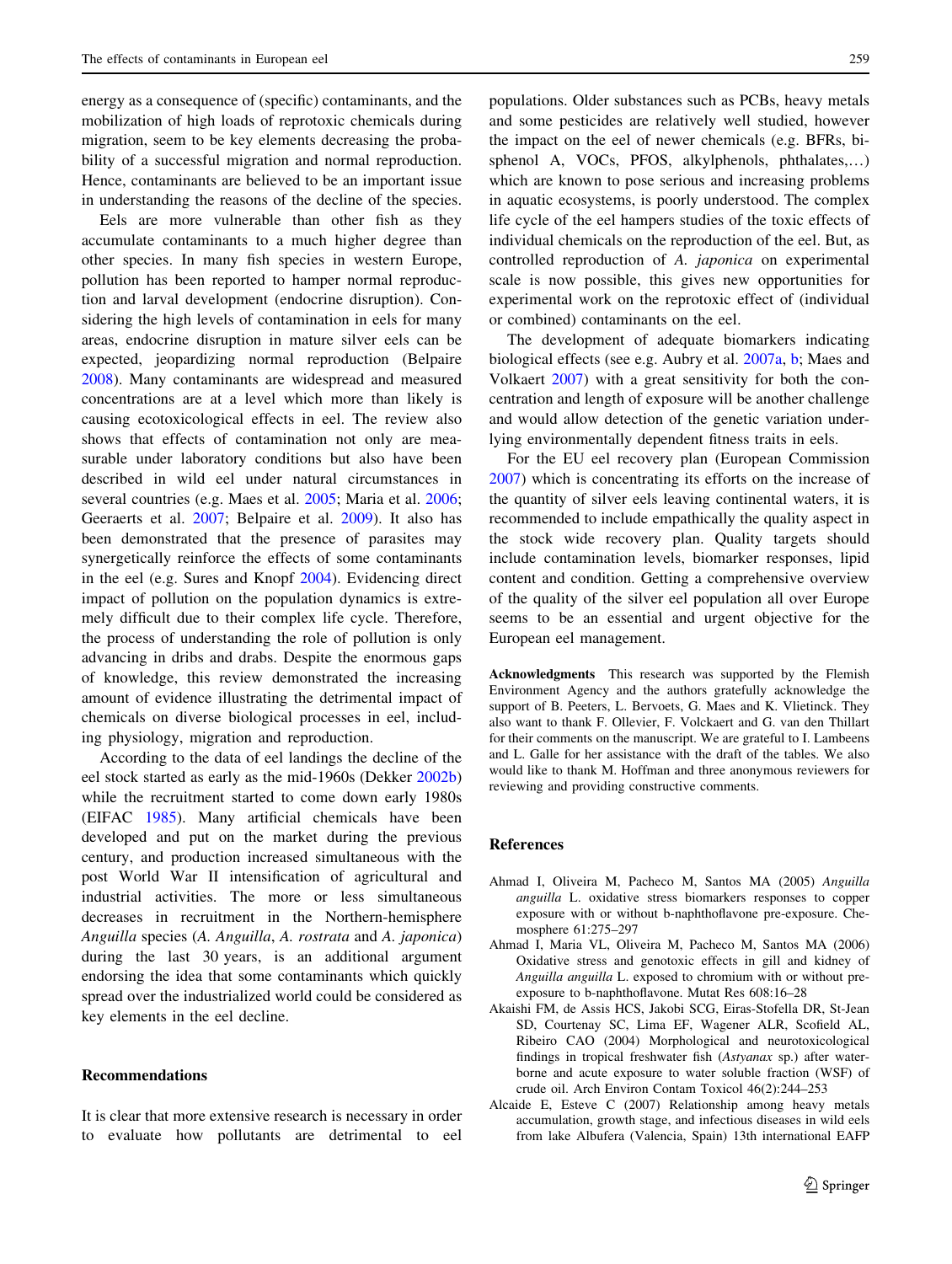energy as a consequence of (specific) contaminants, and the mobilization of high loads of reprotoxic chemicals during migration, seem to be key elements decreasing the probability of a successful migration and normal reproduction. Hence, contaminants are believed to be an important issue in understanding the reasons of the decline of the species.

Eels are more vulnerable than other fish as they accumulate contaminants to a much higher degree than other species. In many fish species in western Europe, pollution has been reported to hamper normal reproduction and larval development (endocrine disruption). Considering the high levels of contamination in eels for many areas, endocrine disruption in mature silver eels can be expected, jeopardizing normal reproduction (Belpaire 2008). Many contaminants are widespread and measured concentrations are at a level which more than likely is causing ecotoxicological effects in eel. The review also shows that effects of contamination not only are measurable under laboratory conditions but also have been described in wild eel under natural circumstances in several countries (e.g. Maes et al. 2005; Maria et al. 2006; Geeraerts et al. 2007; Belpaire et al. 2009). It also has been demonstrated that the presence of parasites may synergetically reinforce the effects of some contaminants in the eel (e.g. Sures and Knopf 2004). Evidencing direct impact of pollution on the population dynamics is extremely difficult due to their complex life cycle. Therefore, the process of understanding the role of pollution is only advancing in dribs and drabs. Despite the enormous gaps of knowledge, this review demonstrated the increasing amount of evidence illustrating the detrimental impact of chemicals on diverse biological processes in eel, including physiology, migration and reproduction.

According to the data of eel landings the decline of the eel stock started as early as the mid-1960s (Dekker 2002b) while the recruitment started to come down early 1980s (EIFAC 1985). Many artificial chemicals have been developed and put on the market during the previous century, and production increased simultaneous with the post World War II intensification of agricultural and industrial activities. The more or less simultaneous decreases in recruitment in the Northern-hemisphere *Anguilla* species (*A. Anguilla*, *A. rostrata* and *A. japonica*) during the last 30 years, is an additional argument endorsing the idea that some contaminants which quickly spread over the industrialized world could be considered as key elements in the eel decline.

## Recommendations

It is clear that more extensive research is necessary in order to evaluate how pollutants are detrimental to eel populations. Older substances such as PCBs, heavy metals and some pesticides are relatively well studied, however the impact on the eel of newer chemicals (e.g. BFRs, bisphenol A, VOCs, PFOS, alkylphenols, phthalates,…) which are known to pose serious and increasing problems in aquatic ecosystems, is poorly understood. The complex life cycle of the eel hampers studies of the toxic effects of individual chemicals on the reproduction of the eel. But, as controlled reproduction of *A. japonica* on experimental scale is now possible, this gives new opportunities for experimental work on the reprotoxic effect of (individual or combined) contaminants on the eel.

The development of adequate biomarkers indicating biological effects (see e.g. Aubry et al. 2007a, b; Maes and Volkaert 2007) with a great sensitivity for both the concentration and length of exposure will be another challenge and would allow detection of the genetic variation underlying environmentally dependent fitness traits in eels.

For the EU eel recovery plan (European Commission 2007) which is concentrating its efforts on the increase of the quantity of silver eels leaving continental waters, it is recommended to include empathically the quality aspect in the stock wide recovery plan. Quality targets should include contamination levels, biomarker responses, lipid content and condition. Getting a comprehensive overview of the quality of the silver eel population all over Europe seems to be an essential and urgent objective for the European eel management.

**Acknowledgments** This research was supported by the Flemish Environment Agency and the authors gratefully acknowledge the support of B. Peeters, L. Bervoets, G. Maes and K. Vlietinck. They also want to thank F. Ollevier, F. Volckaert and G. van den Thillart for their comments on the manuscript. We are grateful to I. Lambeens and L. Galle for her assistance with the draft of the tables. We also would like to thank M. Hoffman and three anonymous reviewers for reviewing and providing constructive comments.

## References

Ahmad I, Oliveira M, Pacheco M, Santos MA (2005) *Anguilla anguilla* L. oxidative stress biomarkers responses to copper exposure with or without b-naphthoflavone pre-exposure. Chemosphere 61:275–297

Ahmad I, Maria VL, Oliveira M, Pacheco M, Santos MA (2006) Oxidative stress and genotoxic effects in gill and kidney of *Anguilla anguilla* L. exposed to chromium with or without pre-exposure to b-naphthoflavone. Mutat Res 608:16–28

Akaishi FM, de Assis HCS, Jakobi SCG, Eiras-Stofella DR, St-Jean SD, Courtenay SC, Lima EF, Wagener ALR, Scofield AL, Ribeiro CAO (2004) Morphological and neurotoxicological findings in tropical freshwater fish (*Astyanax* sp.) after waterborne and acute exposure to water soluble fraction (WSF) of crude oil. Arch Environ Contam Toxicol 46(2):244–253

Alcaide E, Esteve C (2007) Relationship among heavy metals accumulation, growth stage, and infectious diseases in wild eels from lake Albufera (Valencia, Spain) 13th international EAFP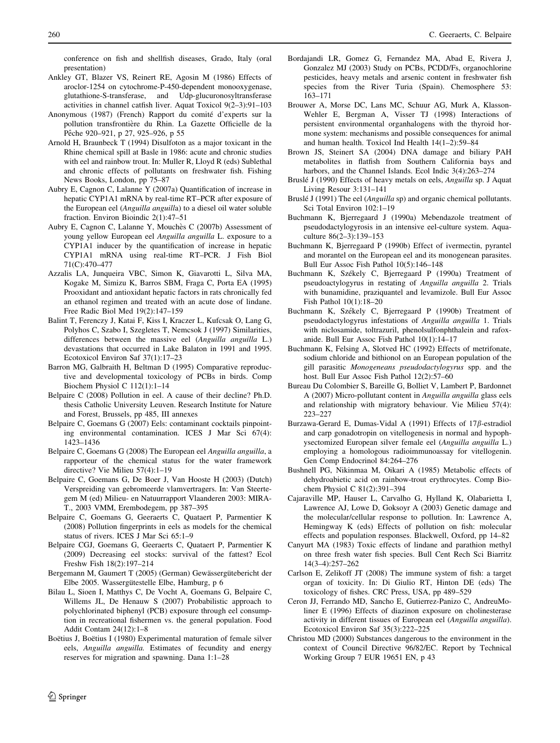conference on fish and shellfish diseases, Grado, Italy (oral presentation)

Ankley GT, Blazer VS, Reinert RE, Agosin M (1986) Effects of aroclor-1254 on cytochrome-P-450-dependent monooxygenase, glutathione-S-transferase, and Udp-glucuronosyltransferase activities in channel catfish liver. Aquat Toxicol 9(2–3):91–103

Anonymous (1987) (French) Rapport du comité d'experts sur la pollution transfrontière du Rhin. La Gazette Officielle de la Pêche 920–921, p 27, 925–926, p 55

Arnold H, Braunbeck T (1994) Disulfoton as a major toxicant in the Rhine chemical spill at Basle in 1986: acute and chronic studies with eel and rainbow trout. In: Muller R, Lloyd R (eds) Sublethal and chronic effects of pollutants on freshwater fish. Fishing News Books, London, pp 75–87

Aubry E, Cagnon C, Lalanne Y (2007a) Quantification of increase in hepatic CYP1A1 mRNA by real-time RT–PCR after exposure of the European eel (*Anguilla anguilla*) to a diesel oil water soluble fraction. Environ Bioindic 2(1):47–51

Aubry E, Cagnon C, Lalanne Y, Mouchès C (2007b) Assessment of young yellow European eel *Anguilla anguilla* L. exposure to a CYP1A1 inducer by the quantification of increase in hepatic CYP1A1 mRNA using real-time RT–PCR. J Fish Biol 71(C):470–477

Azzalis LA, Junqueira VBC, Simon K, Giavarotti L, Silva MA, Kogake M, Simizu K, Barros SBM, Fraga C, Porta EA (1995) Prooxidant and antioxidant hepatic factors in rats chronically fed an ethanol regimen and treated with an acute dose of lindane. Free Radic Biol Med 19(2):147–159

Balint T, Ferenczy J, Katai F, Kiss I, Kraczer L, Kufcsak O, Lang G, Polyhos C, Szabo I, Szegletes T, Nemcsok J (1997) Similarities, differences between the massive eel (*Anguilla anguilla* L.) devastations that occurred in Lake Balaton in 1991 and 1995. Ecotoxicol Environ Saf 37(1):17–23

Barron MG, Galbraith H, Beltman D (1995) Comparative reproductive and developmental toxicology of PCBs in birds. Comp Biochem Physiol C 112(1):1–14

Belpaire C (2008) Pollution in eel. A cause of their decline? Ph.D. thesis Catholic University Leuven. Research Institute for Nature and Forest, Brussels, pp 485, III annexes

Belpaire C, Goemans G (2007) Eels: contaminant cocktails pinpointing environmental contamination. ICES J Mar Sci 67(4): 1423–1436

Belpaire C, Goemans G (2008) The European eel *Anguilla anguilla*, a rapporteur of the chemical status for the water framework directive? Vie Milieu 57(4):1–19

Belpaire C, Goemans G, De Boer J, Van Hooste H (2003) (Dutch) Verspreiding van gebromeerde vlamvertragers. In: Van Steertegem M (ed) Milieu- en Natuurrapport Vlaanderen 2003: MIRA-T., 2003 VMM, Erembodegem, pp 387–395

Belpaire C, Goemans G, Geeraerts C, Quataert P, Parmentier K (2008) Pollution fingerprints in eels as models for the chemical status of rivers. ICES J Mar Sci 65:1–9

Belpaire CGJ, Goemans G, Geeraerts C, Quataert P, Parmentier K (2009) Decreasing eel stocks: survival of the fattest? Ecol Freshw Fish 18(2):197–214

Bergemann M, Gaumert T (2005) (German) Gewässergütebericht der Elbe 2005. Wassergütestelle Elbe, Hamburg, p 6

Bilau L, Sioen I, Matthys C, De Vocht A, Goemans G, Belpaire C, Willems JL, De Henauw S (2007) Probabilistic approach to polychlorinated biphenyl (PCB) exposure through eel consumption in recreational fishermen vs. the general population. Food Addit Contam 24(12):1–8

Boëtius J, Boëtius I (1980) Experimental maturation of female silver eels, *Anguilla anguilla*. Estimates of fecundity and energy reserves for migration and spawning. Dana 1:1–28

Bordajandi LR, Gomez G, Fernandez MA, Abad E, Rivera J, Gonzalez MJ (2003) Study on PCBs, PCDD/Fs, organochlorine pesticides, heavy metals and arsenic content in freshwater fish species from the River Turia (Spain). Chemosphere 53: 163–171

Brouwer A, Morse DC, Lans MC, Schuur AG, Murk A, Klasson-Wehler E, Bergman A, Visser TJ (1998) Interactions of persistent environmental organhalogens with the thyroid hormone system: mechanisms and possible consequences for animal and human health. Toxicol Ind Health 14(1–2):59–84

Brown JS, Steinert SA (2004) DNA damage and biliary PAH metabolites in flatfish from Southern California bays and harbors, and the Channel Islands. Ecol Indic 3(4):263–274

Bruslé J (1990) Effects of heavy metals on eels, *Anguilla* sp. J Aquat Living Resour 3:131–141

Bruslé J (1991) The eel (*Anguilla* sp) and organic chemical pollutants. Sci Total Environ 102:1–19

Buchmann K, Bjerregaard J (1990a) Mebendazole treatment of pseudodactylogyrosis in an intensive eel-culture system. Aquaculture 86(2–3):139–153

Buchmann K, Bjerregaard P (1990b) Effect of ivermectin, pyrantel and morantel on the European eel and its monogenean parasites. Bull Eur Assoc Fish Pathol 10(5):146–148

Buchmann K, Székely C, Bjerregaard P (1990a) Treatment of pseudoactylogyrus in restating of *Anguilla anguilla* 2. Trials with bunamidine, praziquantel and levamizole. Bull Eur Assoc Fish Pathol 10(1):18–20

Buchmann K, Székely C, Bjerregaard P (1990b) Treatment of pseudodactylogyrus infestations of *Anguilla anguilla* 1. Trials with niclosamide, toltrazuril, phenolsulfonphthalein and rafoxanide. Bull Eur Assoc Fish Pathol 10(1):14–17

Buchmann K, Felsing A, Slotved HC (1992) Effects of metrifonate, sodium chloride and bithionol on an European population of the gill parasitic *Monogeneans pseudodactylogyrus* spp. and the host. Bull Eur Assoc Fish Pathol 12(2):57–60

Bureau Du Colombier S, Bareille G, Bolliet V, Lambert P, Bardonnet A (2007) Micro-pollutant content in *Anguilla anguilla* glass eels and relationship with migratory behaviour. Vie Milieu 57(4): 223–227

Burzawa-Gerard E, Dumas-Vidal A (1991) Effects of 17$\beta$-estradiol and carp gonadotropin on vitellogenesis in normal and hypophysectomized European silver female eel (*Anguilla anguilla* L.) employing a homologous radioimmunoassay for vitellogenin. Gen Comp Endocrinol 84:264–276

Bushnell PG, Nikinmaa M, Oikari A (1985) Metabolic effects of dehydroabietic acid on rainbow-trout erythrocytes. Comp Biochem Physiol C 81(2):391–394

Cajaraville MP, Hauser L, Carvalho G, Hylland K, Olabarietta I, Lawrence AJ, Lowe D, Goksoyr A (2003) Genetic damage and the molecular/cellular response to pollution. In: Lawrence A, Hemingway K (eds) Effects of pollution on fish: molecular effects and population responses. Blackwell, Oxford, pp 14–82

Canyurt MA (1983) Toxic effects of lindane and parathion methyl on three fresh water fish species. Bull Cent Rech Sci Biarritz 14(3–4):257–262

Carlson E, Zelikoff JT (2008) The immune system of fish: a target organ of toxicity. In: Di Giulio RT, Hinton DE (eds) The toxicology of fishes. CRC Press, USA, pp 489–529

Ceron JJ, Ferrando MD, Sancho E, Gutierrez-Panizo C, AndreuMoliner E (1996) Effects of diazinon exposure on cholinesterase activity in different tissues of European eel (*Anguilla anguilla*). Ecotoxicol Environ Saf 35(3):222–225

Christou MD (2000) Substances dangerous to the environment in the context of Council Directive 96/82/EC. Report by Technical Working Group 7 EUR 19651 EN, p 43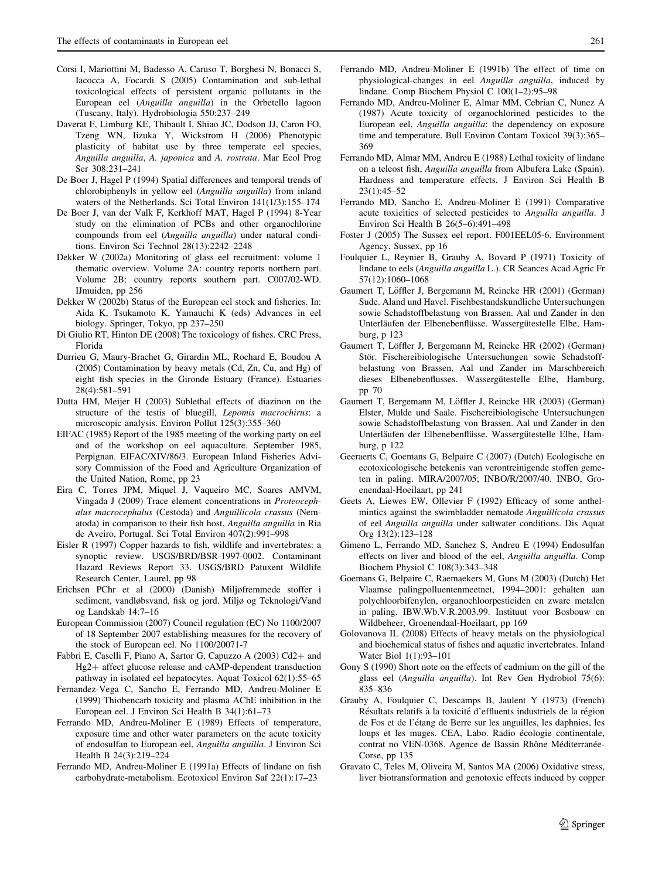Corsi I, Mariottini M, Badesso A, Caruso T, Borghesi N, Bonacci S, Iacocca A, Focardi S (2005) Contamination and sub-lethal toxicological effects of persistent organic pollutants in the European eel (*Anguilla anguilla*) in the Orbetello lagoon (Tuscany, Italy). Hydrobiologia 550:237–249

Daverat F, Limburg KE, Thibault I, Shiao JC, Dodson JJ, Caron FO, Tzeng WN, Iizuka Y, Wickstrom H (2006) Phenotypic plasticity of habitat use by three temperate eel species, *Anguilla anguilla*, *A. japonica* and *A. rostrata*. Mar Ecol Prog Ser 308:231–241

De Boer J, Hagel P (1994) Spatial differences and temporal trends of chlorobiphenyls in yellow eel (*Anguilla anguilla*) from inland waters of the Netherlands. Sci Total Environ 141(1/3):155–174

De Boer J, van der Valk F, Kerkhoff MAT, Hagel P (1994) 8-Year study on the elimination of PCBs and other organochlorine compounds from eel (*Anguilla anguilla*) under natural conditions. Environ Sci Technol 28(13):2242–2248

Dekker W (2002a) Monitoring of glass eel recruitment: volume 1 thematic overview. Volume 2A: country reports northern part. Volume 2B: country reports southern part. C007/02-WD. IJmuiden, pp 256

Dekker W (2002b) Status of the European eel stock and fisheries. In: Aida K, Tsukamoto K, Yamauchi K (eds) Advances in eel biology. Springer, Tokyo, pp 237–250

Di Giulio RT, Hinton DE (2008) The toxicology of fishes. CRC Press, Florida

Durrieu G, Maury-Brachet G, Girardin ML, Rochard E, Boudou A (2005) Contamination by heavy metals (Cd, Zn, Cu, and Hg) of eight fish species in the Gironde Estuary (France). Estuaries 28(4):581–591

Dutta HM, Meijer H (2003) Sublethal effects of diazinon on the structure of the testis of bluegill, *Lepomis macrochirus*: a microscopic analysis. Environ Pollut 125(3):355–360

EIFAC (1985) Report of the 1985 meeting of the working party on eel and of the workshop on eel aquaculture. September 1985, Perpignan. EIFAC/XIV/86/3. European Inland Fisheries Advisory Commission of the Food and Agriculture Organization of the United Nation, Rome, pp 23

Eira C, Torres JPM, Miquel J, Vaqueiro MC, Soares AMVM, Vingada J (2009) Trace element concentrations in *Proteocephalus macrocephalus* (Cestoda) and *Anguillicola crassus* (Nematoda) in comparison to their fish host, *Anguilla anguilla* in Ria de Aveiro, Portugal. Sci Total Environ 407(2):991–998

Eisler R (1997) Copper hazards to fish, wildlife and invertebrates: a synoptic review. USGS/BRD/BSR-1997-0002. Contaminant Hazard Reviews Report 33. USGS/BRD Patuxent Wildlife Research Center, Laurel, pp 98

Erichsen PChr et al (2000) (Danish) Miljøfremmede stoffer i sediment, vandløbsvand, fisk og jord. Miljø og Teknologi/Vand og Landskab 14:7–16

European Commission (2007) Council regulation (EC) No 1100/2007 of 18 September 2007 establishing measures for the recovery of the stock of European eel. No 1100/20071-7

Fabbri E, Caselli F, Piano A, Sartor G, Capuzzo A (2003) Cd2+ and Hg2+ affect glucose release and cAMP-dependent transduction pathway in isolated eel hepatocytes. Aquat Toxicol 62(1):55–65

Fernandez-Vega C, Sancho E, Ferrando MD, Andreu-Moliner E (1999) Thiobencarb toxicity and plasma AChE inhibition in the European eel. J Environ Sci Health B 34(1):61–73

Ferrando MD, Andreu-Moliner E (1989) Effects of temperature, exposure time and other water parameters on the acute toxicity of endosulfan to European eel, *Anguilla anguilla*. J Environ Sci Health B 24(3):219–224

Ferrando MD, Andreu-Moliner E (1991a) Effects of lindane on fish carbohydrate-metabolism. Ecotoxicol Environ Saf 22(1):17–23

Ferrando MD, Andreu-Moliner E (1991b) The effect of time on physiological-changes in eel *Anguilla anguilla*, induced by lindane. Comp Biochem Physiol C 100(1–2):95–98

Ferrando MD, Andreu-Moliner E, Almar MM, Cebrian C, Nunez A (1987) Acute toxicity of organochlorined pesticides to the European eel, *Anguilla anguilla*: the dependency on exposure time and temperature. Bull Environ Contam Toxicol 39(3):365–369

Ferrando MD, Almar MM, Andreu E (1988) Lethal toxicity of lindane on a teleost fish, *Anguilla anguilla* from Albufera Lake (Spain). Hardness and temperature effects. J Environ Sci Health B 23(1):45–52

Ferrando MD, Sancho E, Andreu-Moliner E (1991) Comparative acute toxicities of selected pesticides to *Anguilla anguilla*. J Environ Sci Health B 26(5–6):491–498

Foster J (2005) The Sussex eel report. F001EEL05-6. Environment Agency, Sussex, pp 16

Foulquier L, Reynier B, Grauby A, Bovard P (1971) Toxicity of lindane to eels (*Anguilla anguilla* L.). CR Seances Acad Agric Fr 57(12):1060–1068

Gaumert T, Löffler J, Bergemann M, Reincke HR (2001) (German) Sude. Aland und Havel. Fischbestandskundliche Untersuchungen sowie Schadstoffbelastung von Brassen. Aal und Zander in den Unterläufen der Elbenebenflüsse. Wassergütestelle Elbe, Hamburg, p 123

Gaumert T, Löffler J, Bergemann M, Reincke HR (2002) (German) Stör. Fischereibiologische Untersuchungen sowie Schadstoffbelastung von Brassen, Aal und Zander im Marschbereich dieses Elbenebenflusses. Wassergütestelle Elbe, Hamburg, pp 70

Gaumert T, Bergemann M, Löffler J, Reincke HR (2003) (German) Elster, Mulde und Saale. Fischereibiologische Untersuchungen sowie Schadstoffbelastung von Brassen. Aal und Zander in den Unterläufen der Elbenebenflüsse. Wassergütestelle Elbe, Hamburg, p 122

Geeraerts C, Goemans G, Belpaire C (2007) (Dutch) Ecologische en ecotoxicologische betekenis van verontreinigende stoffen gemeten in paling. MIRA/2007/05; INBO/R/2007/40. INBO, Groenendaal-Hoeilaart, pp 241

Geets A, Liewes EW, Ollevier F (1992) Efficacy of some anthelmintics against the swimbladder nematode *Anguillicola crassus* of eel *Anguilla anguilla* under saltwater conditions. Dis Aquat Org 13(2):123–128

Gimeno L, Ferrando MD, Sanchez S, Andreu E (1994) Endosulfan effects on liver and blood of the eel, *Anguilla anguilla*. Comp Biochem Physiol C 108(3):343–348

Goemans G, Belpaire C, Raemaekers M, Guns M (2003) (Dutch) Het Vlaamse palingpolluentenmeetnet, 1994–2001: gehalten aan polychloorbifenylen, organochloorpesticiden en zware metalen in paling. IBW.Wb.V.R.2003.99. Instituut voor Bosbouw en Wildbeheer, Groenendaal-Hoeilaart, pp 169

Golovanova IL (2008) Effects of heavy metals on the physiological and biochemical status of fishes and aquatic invertebrates. Inland Water Biol 1(1):93–101

Gony S (1990) Short note on the effects of cadmium on the gill of the glass eel (*Anguilla anguilla*). Int Rev Gen Hydrobiol 75(6): 835–836

Grauby A, Foulquier C, Descamps B, Jaulent Y (1973) (French) Résultats relatifs à la toxicité d'effluents industriels de la région de Fos et de l'étang de Berre sur les anguilles, les daphnies, les loups et les muges. CEA, Labo. Radio écologie continentale, contrat no VEN-0368. Agence de Bassin Rhône Méditerranée-Corse, pp 135

Gravato C, Teles M, Oliveira M, Santos MA (2006) Oxidative stress, liver biotransformation and genotoxic effects induced by copper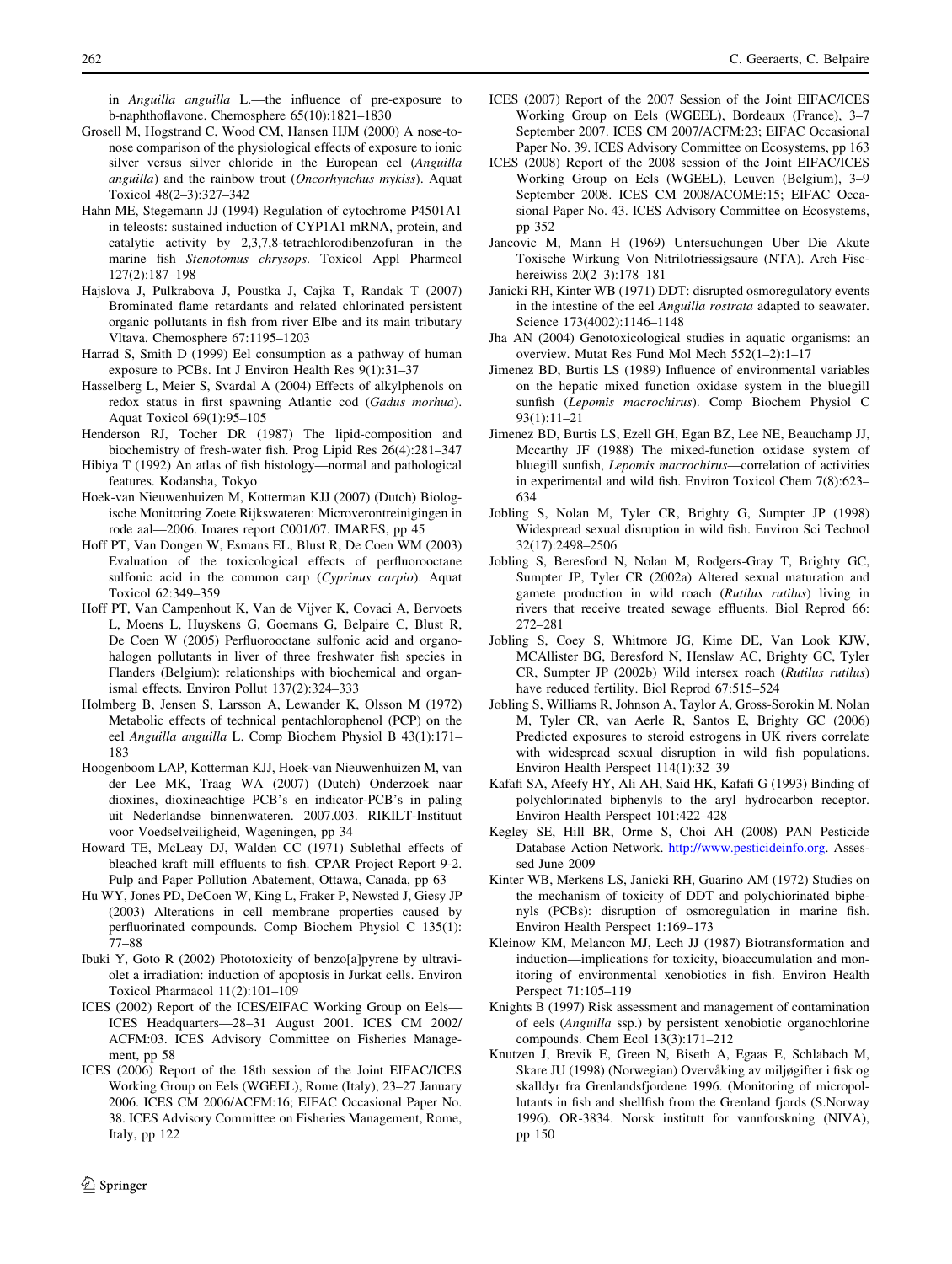in *Anguilla anguilla* L.—the influence of pre-exposure to b-naphthoflavone. Chemosphere 65(10):1821–1830

Grosell M, Hogstrand C, Wood CM, Hansen HJM (2000) A nose-to-nose comparison of the physiological effects of exposure to ionic silver versus silver chloride in the European eel (*Anguilla anguilla*) and the rainbow trout (*Oncorhynchus mykiss*). Aquat Toxicol 48(2–3):327–342

Hahn ME, Stegemann JJ (1994) Regulation of cytochrome P4501A1 in teleosts: sustained induction of CYP1A1 mRNA, protein, and catalytic activity by 2,3,7,8-tetrachlorodibenzofuran in the marine fish *Stenotomus chrysops*. Toxicol Appl Pharmcol 127(2):187–198

Hajslova J, Pulkrabova J, Poustka J, Cajka T, Randak T (2007) Brominated flame retardants and related chlorinated persistent organic pollutants in fish from river Elbe and its main tributary Vltava. Chemosphere 67:1195–1203

Harrad S, Smith D (1999) Eel consumption as a pathway of human exposure to PCBs. Int J Environ Health Res 9(1):31–37

Hasselberg L, Meier S, Svardal A (2004) Effects of alkylphenols on redox status in first spawning Atlantic cod (*Gadus morhua*). Aquat Toxicol 69(1):95–105

Henderson RJ, Tocher DR (1987) The lipid-composition and biochemistry of fresh-water fish. Prog Lipid Res 26(4):281–347

Hibiya T (1992) An atlas of fish histology—normal and pathological features. Kodansha, Tokyo

Hoek-van Nieuwenhuizen M, Kotterman KJJ (2007) (Dutch) Biologische Monitoring Zoete Rijkswateren: Microverontreinigingen in rode aal—2006. Imares report C001/07. IMARES, pp 45

Hoff PT, Van Dongen W, Esmans EL, Blust R, De Coen WM (2003) Evaluation of the toxicological effects of perfluorooctane sulfonic acid in the common carp (*Cyprinus carpio*). Aquat Toxicol 62:349–359

Hoff PT, Van Campenhout K, Van de Vijver K, Covaci A, Bervoets L, Moens L, Huyskens G, Goemans G, Belpaire C, Blust R, De Coen W (2005) Perfluorooctane sulfonic acid and organohalogen pollutants in liver of three freshwater fish species in Flanders (Belgium): relationships with biochemical and organismal effects. Environ Pollut 137(2):324–333

Holmberg B, Jensen S, Larsson A, Lewander K, Olsson M (1972) Metabolic effects of technical pentachlorophenol (PCP) on the eel *Anguilla anguilla* L. Comp Biochem Physiol B 43(1):171–183

Hoogenboom LAP, Kotterman KJJ, Hoek-van Nieuwenhuizen M, van der Lee MK, Traag WA (2007) (Dutch) Onderzoek naar dioxines, dioxineachtige PCB's en indicator-PCB's in paling uit Nederlandse binnenwateren. 2007.003. RIKILT-Instituut voor Voedselveiligheid, Wageningen, pp 34

Howard TE, McLeay DJ, Walden CC (1971) Sublethal effects of bleached kraft mill effluents to fish. CPAR Project Report 9-2. Pulp and Paper Pollution Abatement, Ottawa, Canada, pp 63

Hu WY, Jones PD, DeCoen W, King L, Fraker P, Newsted J, Giesy JP (2003) Alterations in cell membrane properties caused by perfluorinated compounds. Comp Biochem Physiol C 135(1):77–88

Ibuki Y, Goto R (2002) Phototoxicity of benzo[a]pyrene by ultraviolet a irradiation: induction of apoptosis in Jurkat cells. Environ Toxicol Pharmacol 11(2):101–109

ICES (2002) Report of the ICES/EIFAC Working Group on Eels—ICES Headquarters—28–31 August 2001. ICES CM 2002/ACFM:03. ICES Advisory Committee on Fisheries Management, pp 58

ICES (2006) Report of the 18th session of the Joint EIFAC/ICES Working Group on Eels (WGEEL), Rome (Italy), 23–27 January 2006. ICES CM 2006/ACFM:16; EIFAC Occasional Paper No. 38. ICES Advisory Committee on Fisheries Management, Rome, Italy, pp 122

ICES (2007) Report of the 2007 Session of the Joint EIFAC/ICES Working Group on Eels (WGEEL), Bordeaux (France), 3–7 September 2007. ICES CM 2007/ACFM:23; EIFAC Occasional Paper No. 39. ICES Advisory Committee on Ecosystems, pp 163

ICES (2008) Report of the 2008 session of the Joint EIFAC/ICES Working Group on Eels (WGEEL), Leuven (Belgium), 3–9 September 2008. ICES CM 2008/ACOME:15; EIFAC Occasional Paper No. 43. ICES Advisory Committee on Ecosystems, pp 352

Jancovic M, Mann H (1969) Untersuchungen Uber Die Akute Toxische Wirkung Von Nitrilotriessigsaure (NTA). Arch Fischereiwiss 20(2–3):178–181

Janicki RH, Kinter WB (1971) DDT: disrupted osmoregulatory events in the intestine of the eel *Anguilla rostrata* adapted to seawater. Science 173(4002):1146–1148

Jha AN (2004) Genotoxicological studies in aquatic organisms: an overview. Mutat Res Fund Mol Mech 552(1–2):1–17

Jimenez BD, Burtis LS (1989) Influence of environmental variables on the hepatic mixed function oxidase system in the bluegill sunfish (*Lepomis macrochirus*). Comp Biochem Physiol C 93(1):11–21

Jimenez BD, Burtis LS, Ezell GH, Egan BZ, Lee NE, Beauchamp JJ, Mccarthy JF (1988) The mixed-function oxidase system of bluegill sunfish, *Lepomis macrochirus*—correlation of activities in experimental and wild fish. Environ Toxicol Chem 7(8):623–634

Jobling S, Nolan M, Tyler CR, Brighty G, Sumpter JP (1998) Widespread sexual disruption in wild fish. Environ Sci Technol 32(17):2498–2506

Jobling S, Beresford N, Nolan M, Rodgers-Gray T, Brighty GC, Sumpter JP, Tyler CR (2002a) Altered sexual maturation and gamete production in wild roach (*Rutilus rutilus*) living in rivers that receive treated sewage effluents. Biol Reprod 66:272–281

Jobling S, Coey S, Whitmore JG, Kime DE, Van Look KJW, MCAllister BG, Beresford N, Henslaw AC, Brighty GC, Tyler CR, Sumpter JP (2002b) Wild intersex roach (*Rutilus rutilus*) have reduced fertility. Biol Reprod 67:515–524

Jobling S, Williams R, Johnson A, Taylor A, Gross-Sorokin M, Nolan M, Tyler CR, van Aerle R, Santos E, Brighty GC (2006) Predicted exposures to steroid estrogens in UK rivers correlate with widespread sexual disruption in wild fish populations. Environ Health Perspect 114(1):32–39

Kafafi SA, Afeefy HY, Ali AH, Said HK, Kafafi G (1993) Binding of polychlorinated biphenyls to the aryl hydrocarbon receptor. Environ Health Perspect 101:422–428

Kegley SE, Hill BR, Orme S, Choi AH (2008) PAN Pesticide Database Action Network. http://www.pesticideinfo.org. Assessed June 2009

Kinter WB, Merkens LS, Janicki RH, Guarino AM (1972) Studies on the mechanism of toxicity of DDT and polychiorinated biphenyls (PCBs): disruption of osmoregulation in marine fish. Environ Health Perspect 1:169–173

Kleinow KM, Melancon MJ, Lech JJ (1987) Biotransformation and induction—implications for toxicity, bioaccumulation and monitoring of environmental xenobiotics in fish. Environ Health Perspect 71:105–119

Knights B (1997) Risk assessment and management of contamination of eels (*Anguilla* ssp.) by persistent xenobiotic organochlorine compounds. Chem Ecol 13(3):171–212

Knutzen J, Brevik E, Green N, Biseth A, Egaas E, Schlabach M, Skare JU (1998) (Norwegian) Overvåking av miljøgifter i fisk og skalldyr fra Grenlandsfjordene 1996. (Monitoring of micropollutants in fish and shellfish from the Grenland fjords (S.Norway 1996). OR-3834. Norsk institutt for vannforskning (NIVA), pp 150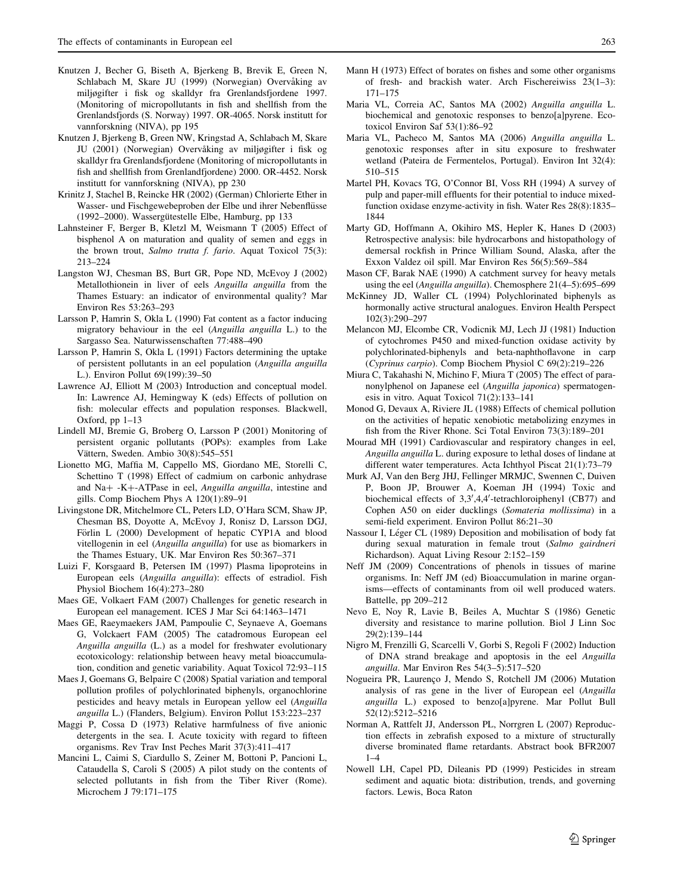Knutzen J, Becher G, Biseth A, Bjerkeng B, Brevik E, Green N, Schlabach M, Skare JU (1999) (Norwegian) Overvåking av miljøgifter i fisk og skalldyr fra Grenlandsfjordene 1997. (Monitoring of micropollutants in fish and shellfish from the Grenlandsfjords (S. Norway) 1997. OR-4065. Norsk institutt for vannforskning (NIVA), pp 195

Knutzen J, Bjerkeng B, Green NW, Kringstad A, Schlabach M, Skare JU (2001) (Norwegian) Overvåking av miljøgifter i fisk og skalldyr fra Grenlandsfjordene (Monitoring of micropollutants in fish and shellfish from Grenlandfjordene) 2000. OR-4452. Norsk institutt for vannforskning (NIVA), pp 230

Krinitz J, Stachel B, Reincke HR (2002) (German) Chlorierte Ether in Wasser- und Fischgewebeproben der Elbe und ihrer Nebenflüsse (1992–2000). Wassergütestelle Elbe, Hamburg, pp 133

Lahnsteiner F, Berger B, Kletzl M, Weismann T (2005) Effect of bisphenol A on maturation and quality of semen and eggs in the brown trout, *Salmo trutta f. fario*. Aquat Toxicol 75(3): 213–224

Langston WJ, Chesman BS, Burt GR, Pope ND, McEvoy J (2002) Metallothionein in liver of eels *Anguilla anguilla* from the Thames Estuary: an indicator of environmental quality? Mar Environ Res 53:263–293

Larsson P, Hamrin S, Okla L (1990) Fat content as a factor inducing migratory behaviour in the eel (*Anguilla anguilla* L.) to the Sargasso Sea. Naturwissenschaften 77:488–490

Larsson P, Hamrin S, Okla L (1991) Factors determining the uptake of persistent pollutants in an eel population (*Anguilla anguilla* L.). Environ Pollut 69(199):39–50

Lawrence AJ, Elliott M (2003) Introduction and conceptual model. In: Lawrence AJ, Hemingway K (eds) Effects of pollution on fish: molecular effects and population responses. Blackwell, Oxford, pp 1–13

Lindell MJ, Bremie G, Broberg O, Larsson P (2001) Monitoring of persistent organic pollutants (POPs): examples from Lake Vättern, Sweden. Ambio 30(8):545–551

Lionetto MG, Maffia M, Cappello MS, Giordano ME, Storelli C, Schettino T (1998) Effect of cadmium on carbonic anhydrase and Na+ -K+-ATPase in eel, *Anguilla anguilla*, intestine and gills. Comp Biochem Phys A 120(1):89–91

Livingstone DR, Mitchelmore CL, Peters LD, O'Hara SCM, Shaw JP, Chesman BS, Doyotte A, McEvoy J, Ronisz D, Larsson DGJ, Förlin L (2000) Development of hepatic CYP1A and blood vitellogenin in eel (*Anguilla anguilla*) for use as biomarkers in the Thames Estuary, UK. Mar Environ Res 50:367–371

Luizi F, Korsgaard B, Petersen IM (1997) Plasma lipoproteins in European eels (*Anguilla anguilla*): effects of estradiol. Fish Physiol Biochem 16(4):273–280

Maes GE, Volkaert FAM (2007) Challenges for genetic research in European eel management. ICES J Mar Sci 64:1463–1471

Maes GE, Raeymaekers JAM, Pampoulie C, Seynaeve A, Goemans G, Volckaert FAM (2005) The catadromous European eel *Anguilla anguilla* (L.) as a model for freshwater evolutionary ecotoxicology: relationship between heavy metal bioaccumulation, condition and genetic variability. Aquat Toxicol 72:93–115

Maes J, Goemans G, Belpaire C (2008) Spatial variation and temporal pollution profiles of polychlorinated biphenyls, organochlorine pesticides and heavy metals in European yellow eel (*Anguilla anguilla* L.) (Flanders, Belgium). Environ Pollut 153:223–237

Maggi P, Cossa D (1973) Relative harmfulness of five anionic detergents in the sea. I. Acute toxicity with regard to fifteen organisms. Rev Trav Inst Peches Marit 37(3):411–417

Mancini L, Caimi S, Ciardullo S, Zeiner M, Bottoni P, Pancioni L, Cataudella S, Caroli S (2005) A pilot study on the contents of selected pollutants in fish from the Tiber River (Rome). Microchem J 79:171–175

Mann H (1973) Effect of borates on fishes and some other organisms of fresh- and brackish water. Arch Fischereiwiss 23(1–3): 171–175

Maria VL, Correia AC, Santos MA (2002) *Anguilla anguilla* L. biochemical and genotoxic responses to benzo[a]pyrene. Ecotoxicol Environ Saf 53(1):86–92

Maria VL, Pacheco M, Santos MA (2006) *Anguilla anguilla* L. genotoxic responses after in situ exposure to freshwater wetland (Pateira de Fermentelos, Portugal). Environ Int 32(4): 510–515

Martel PH, Kovacs TG, O'Connor BI, Voss RH (1994) A survey of pulp and paper-mill effluents for their potential to induce mixed-function oxidase enzyme-activity in fish. Water Res 28(8):1835–1844

Marty GD, Hoffmann A, Okihiro MS, Hepler K, Hanes D (2003) Retrospective analysis: bile hydrocarbons and histopathology of demersal rockfish in Prince William Sound, Alaska, after the Exxon Valdez oil spill. Mar Environ Res 56(5):569–584

Mason CF, Barak NAE (1990) A catchment survey for heavy metals using the eel (*Anguilla anguilla*). Chemosphere 21(4–5):695–699

McKinney JD, Waller CL (1994) Polychlorinated biphenyls as hormonally active structural analogues. Environ Health Perspect 102(3):290–297

Melancon MJ, Elcombe CR, Vodicnik MJ, Lech JJ (1981) Induction of cytochromes P450 and mixed-function oxidase activity by polychlorinated-biphenyls and beta-naphthoflavone in carp (*Cyprinus carpio*). Comp Biochem Physiol C 69(2):219–226

Miura C, Takahashi N, Michino F, Miura T (2005) The effect of para-nonylphenol on Japanese eel (*Anguilla japonica*) spermatogenesis in vitro. Aquat Toxicol 71(2):133–141

Monod G, Devaux A, Riviere JL (1988) Effects of chemical pollution on the activities of hepatic xenobiotic metabolizing enzymes in fish from the River Rhone. Sci Total Environ 73(3):189–201

Mourad MH (1991) Cardiovascular and respiratory changes in eel, *Anguilla anguilla* L. during exposure to lethal doses of lindane at different water temperatures. Acta Ichthyol Piscat 21(1):73–79

Murk AJ, Van den Berg JHJ, Fellinger MRMJC, Swennen C, Duiven P, Boon JP, Brouwer A, Koeman JH (1994) Toxic and biochemical effects of 3,3′,4,4′-tetrachloroiphenyl (CB77) and Cophen A50 on eider ducklings (*Somateria mollissima*) in a semi-field experiment. Environ Pollut 86:21–30

Nassour I, Léger CL (1989) Deposition and mobilisation of body fat during sexual maturation in female trout (*Salmo gairdneri* Richardson). Aquat Living Resour 2:152–159

Neff JM (2009) Concentrations of phenols in tissues of marine organisms. In: Neff JM (ed) Bioaccumulation in marine organisms—effects of contaminants from oil well produced waters. Battelle, pp 209–212

Nevo E, Noy R, Lavie B, Beiles A, Muchtar S (1986) Genetic diversity and resistance to marine pollution. Biol J Linn Soc 29(2):139–144

Nigro M, Frenzilli G, Scarcelli V, Gorbi S, Regoli F (2002) Induction of DNA strand breakage and apoptosis in the eel *Anguilla anguilla*. Mar Environ Res 54(3–5):517–520

Nogueira PR, Laurenço J, Mendo S, Rotchell JM (2006) Mutation analysis of ras gene in the liver of European eel (*Anguilla anguilla* L.) exposed to benzo[a]pyrene. Mar Pollut Bull 52(12):5212–5216

Norman A, Rattfelt JJ, Andersson PL, Norrgren L (2007) Reproduction effects in zebrafish exposed to a mixture of structurally diverse brominated flame retardants. Abstract book BFR2007 1–4

Nowell LH, Capel PD, Dileanis PD (1999) Pesticides in stream sediment and aquatic biota: distribution, trends, and governing factors. Lewis, Boca Raton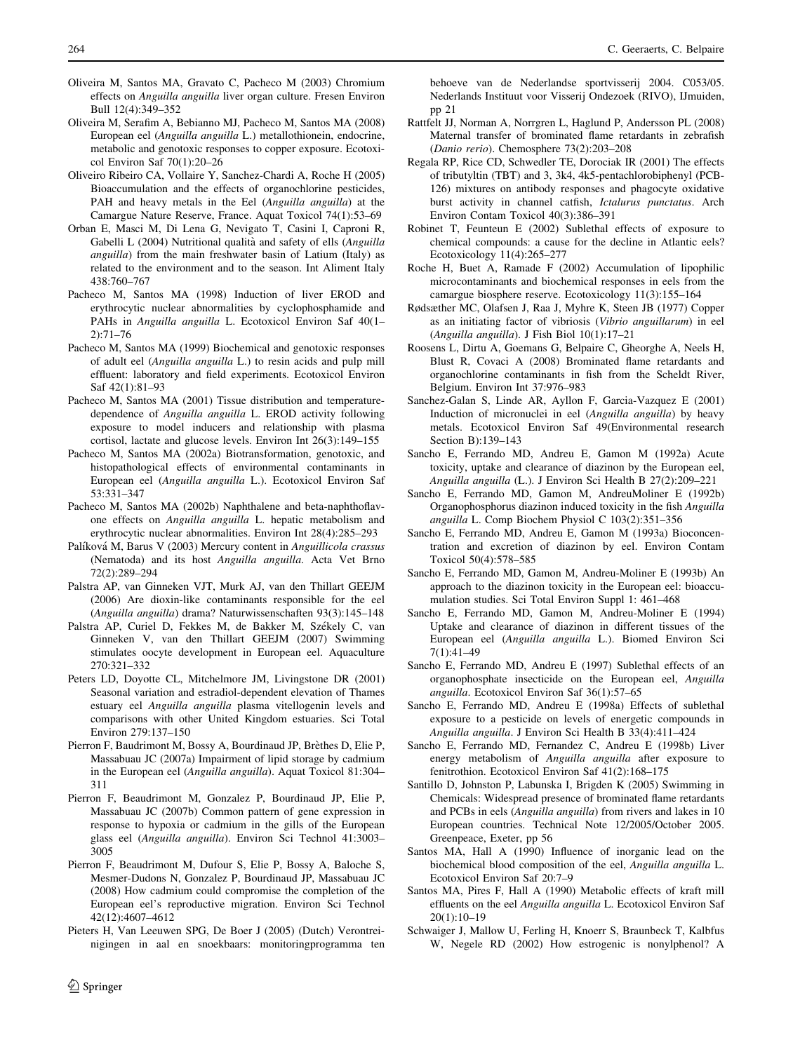Oliveira M, Santos MA, Gravato C, Pacheco M (2003) Chromium effects on *Anguilla anguilla* liver organ culture. Fresen Environ Bull 12(4):349–352

Oliveira M, Serafim A, Bebianno MJ, Pacheco M, Santos MA (2008) European eel (*Anguilla anguilla* L.) metallothionein, endocrine, metabolic and genotoxic responses to copper exposure. Ecotoxicol Environ Saf 70(1):20–26

Oliveiro Ribeiro CA, Vollaire Y, Sanchez-Chardi A, Roche H (2005) Bioaccumulation and the effects of organochlorine pesticides, PAH and heavy metals in the Eel (*Anguilla anguilla*) at the Camargue Nature Reserve, France. Aquat Toxicol 74(1):53–69

Orban E, Masci M, Di Lena G, Nevigato T, Casini I, Caproni R, Gabelli L (2004) Nutritional qualità and safety of ells (*Anguilla anguilla*) from the main freshwater basin of Latium (Italy) as related to the environment and to the season. Int Aliment Italy 438:760–767

Pacheco M, Santos MA (1998) Induction of liver EROD and erythrocytic nuclear abnormalities by cyclophosphamide and PAHs in *Anguilla anguilla* L. Ecotoxicol Environ Saf 40(1–2):71–76

Pacheco M, Santos MA (1999) Biochemical and genotoxic responses of adult eel (*Anguilla anguilla* L.) to resin acids and pulp mill effluent: laboratory and field experiments. Ecotoxicol Environ Saf 42(1):81–93

Pacheco M, Santos MA (2001) Tissue distribution and temperature-dependence of *Anguilla anguilla* L. EROD activity following exposure to model inducers and relationship with plasma cortisol, lactate and glucose levels. Environ Int 26(3):149–155

Pacheco M, Santos MA (2002a) Biotransformation, genotoxic, and histopathological effects of environmental contaminants in European eel (*Anguilla anguilla* L.). Ecotoxicol Environ Saf 53:331–347

Pacheco M, Santos MA (2002b) Naphthalene and beta-naphthoflavone effects on *Anguilla anguilla* L. hepatic metabolism and erythrocytic nuclear abnormalities. Environ Int 28(4):285–293

Palíková M, Barus V (2003) Mercury content in *Anguillicola crassus* (Nematoda) and its host *Anguilla anguilla*. Acta Vet Brno 72(2):289–294

Palstra AP, van Ginneken VJT, Murk AJ, van den Thillart GEEJM (2006) Are dioxin-like contaminants responsible for the eel (*Anguilla anguilla*) drama? Naturwissenschaften 93(3):145–148

Palstra AP, Curiel D, Fekkes M, de Bakker M, Székely C, van Ginneken V, van den Thillart GEEJM (2007) Swimming stimulates oocyte development in European eel. Aquaculture 270:321–332

Peters LD, Doyotte CL, Mitchelmore JM, Livingstone DR (2001) Seasonal variation and estradiol-dependent elevation of Thames estuary eel *Anguilla anguilla* plasma vitellogenin levels and comparisons with other United Kingdom estuaries. Sci Total Environ 279:137–150

Pierron F, Baudrimont M, Bossy A, Bourdinaud JP, Brèthes D, Elie P, Massabuau JC (2007a) Impairment of lipid storage by cadmium in the European eel (*Anguilla anguilla*). Aquat Toxicol 81:304–311

Pierron F, Beaudrimont M, Gonzalez P, Bourdinaud JP, Elie P, Massabuau JC (2007b) Common pattern of gene expression in response to hypoxia or cadmium in the gills of the European glass eel (*Anguilla anguilla*). Environ Sci Technol 41:3003–3005

Pierron F, Beaudrimont M, Dufour S, Elie P, Bossy A, Baloche S, Mesmer-Dudons N, Gonzalez P, Bourdinaud JP, Massabuau JC (2008) How cadmium could compromise the completion of the European eel's reproductive migration. Environ Sci Technol 42(12):4607–4612

Pieters H, Van Leeuwen SPG, De Boer J (2005) (Dutch) Verontreinigingen in aal en snoekbaars: monitoringprogramma ten behoeve van de Nederlandse sportvisserij 2004. C053/05. Nederlands Instituut voor Visserij Ondezoek (RIVO), IJmuiden, pp 21

Rattfelt JJ, Norman A, Norrgren L, Haglund P, Andersson PL (2008) Maternal transfer of brominated flame retardants in zebrafish (*Danio rerio*). Chemosphere 73(2):203–208

Regala RP, Rice CD, Schwedler TE, Dorociak IR (2001) The effects of tributyltin (TBT) and 3, 3k4, 4k5-pentachlorobiphenyl (PCB-126) mixtures on antibody responses and phagocyte oxidative burst activity in channel catfish, *Ictalurus punctatus*. Arch Environ Contam Toxicol 40(3):386–391

Robinet T, Feunteun E (2002) Sublethal effects of exposure to chemical compounds: a cause for the decline in Atlantic eels? Ecotoxicology 11(4):265–277

Roche H, Buet A, Ramade F (2002) Accumulation of lipophilic microcontaminants and biochemical responses in eels from the camargue biosphere reserve. Ecotoxicology 11(3):155–164

Rødsæther MC, Olafsen J, Raa J, Myhre K, Steen JB (1977) Copper as an initiating factor of vibriosis (*Vibrio anguillarum*) in eel (*Anguilla anguilla*). J Fish Biol 10(1):17–21

Roosens L, Dirtu A, Goemans G, Belpaire C, Gheorghe A, Neels H, Blust R, Covaci A (2008) Brominated flame retardants and organochlorine contaminants in fish from the Scheldt River, Belgium. Environ Int 37:976–983

Sanchez-Galan S, Linde AR, Ayllon F, Garcia-Vazquez E (2001) Induction of micronuclei in eel (*Anguilla anguilla*) by heavy metals. Ecotoxicol Environ Saf 49(Environmental research Section B):139–143

Sancho E, Ferrando MD, Andreu E, Gamon M (1992a) Acute toxicity, uptake and clearance of diazinon by the European eel, *Anguilla anguilla* (L.). J Environ Sci Health B 27(2):209–221

Sancho E, Ferrando MD, Gamon M, AndreuMoliner E (1992b) Organophosphorus diazinon induced toxicity in the fish *Anguilla anguilla* L. Comp Biochem Physiol C 103(2):351–356

Sancho E, Ferrando MD, Andreu E, Gamon M (1993a) Bioconcentration and excretion of diazinon by eel. Environ Contam Toxicol 50(4):578–585

Sancho E, Ferrando MD, Gamon M, Andreu-Moliner E (1993b) An approach to the diazinon toxicity in the European eel: bioaccumulation studies. Sci Total Environ Suppl 1: 461–468

Sancho E, Ferrando MD, Gamon M, Andreu-Moliner E (1994) Uptake and clearance of diazinon in different tissues of the European eel (*Anguilla anguilla* L.). Biomed Environ Sci 7(1):41–49

Sancho E, Ferrando MD, Andreu E (1997) Sublethal effects of an organophosphate insecticide on the European eel, *Anguilla anguilla*. Ecotoxicol Environ Saf 36(1):57–65

Sancho E, Ferrando MD, Andreu E (1998a) Effects of sublethal exposure to a pesticide on levels of energetic compounds in *Anguilla anguilla*. J Environ Sci Health B 33(4):411–424

Sancho E, Ferrando MD, Fernandez C, Andreu E (1998b) Liver energy metabolism of *Anguilla anguilla* after exposure to fenitrothion. Ecotoxicol Environ Saf 41(2):168–175

Santillo D, Johnston P, Labunska I, Brigden K (2005) Swimming in Chemicals: Widespread presence of brominated flame retardants and PCBs in eels (*Anguilla anguilla*) from rivers and lakes in 10 European countries. Technical Note 12/2005/October 2005. Greenpeace, Exeter, pp 56

Santos MA, Hall A (1990) Influence of inorganic lead on the biochemical blood composition of the eel, *Anguilla anguilla* L. Ecotoxicol Environ Saf 20:7–9

Santos MA, Pires F, Hall A (1990) Metabolic effects of kraft mill effluents on the eel *Anguilla anguilla* L. Ecotoxicol Environ Saf 20(1):10–19

Schwaiger J, Mallow U, Ferling H, Knoerr S, Braunbeck T, Kalbfus W, Negele RD (2002) How estrogenic is nonylphenol? A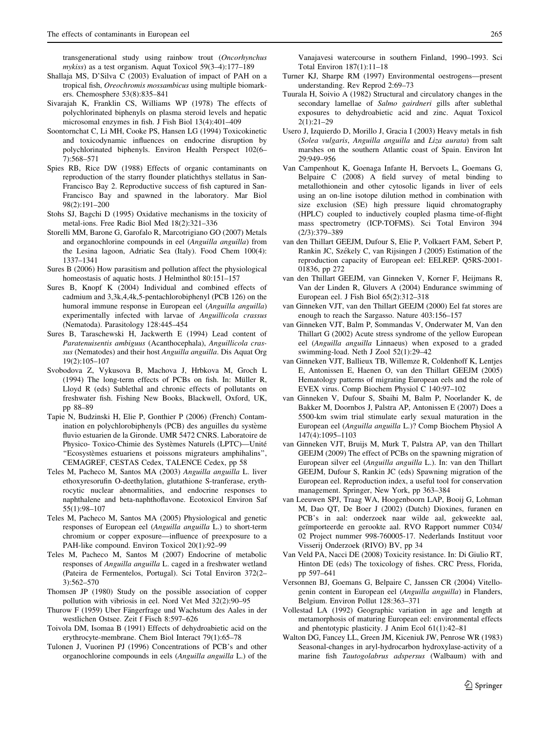transgenerational study using rainbow trout (*Oncorhynchus mykiss*) as a test organism. Aquat Toxicol 59(3–4):177–189

Shallaja MS, D'Silva C (2003) Evaluation of impact of PAH on a tropical fish, *Oreochromis mossambicus* using multiple biomarkers. Chemosphere 53(8):835–841

Sivarajah K, Franklin CS, Williams WP (1978) The effects of polychlorinated biphenyls on plasma steroid levels and hepatic microsomal enzymes in fish. J Fish Biol 13(4):401–409

Soontornchat C, Li MH, Cooke PS, Hansen LG (1994) Toxicokinetic and toxicodynamic influences on endocrine disruption by polychlorinated biphenyls. Environ Health Perspect 102(6–7):568–571

Spies RB, Rice DW (1988) Effects of organic contaminants on reproduction of the starry flounder platichthys stellatus in San-Francisco Bay 2. Reproductive success of fish captured in San-Francisco Bay and spawned in the laboratory. Mar Biol 98(2):191–200

Stohs SJ, Bagchi D (1995) Oxidative mechanisms in the toxicity of metal-ions. Free Radic Biol Med 18(2):321–336

Storelli MM, Barone G, Garofalo R, Marcotrigiano GO (2007) Metals and organochlorine compounds in eel (*Anguilla anguilla*) from the Lesina lagoon, Adriatic Sea (Italy). Food Chem 100(4): 1337–1341

Sures B (2006) How parasitism and pollution affect the physiological homeostasis of aquatic hosts. J Helminthol 80:151–157

Sures B, Knopf K (2004) Individual and combined effects of cadmium and 3,3k,4,4k,5-pentachlorobiphenyl (PCB 126) on the humoral immune response in European eel (*Anguilla anguilla*) experimentally infected with larvae of *Anguillicola crassus* (Nematoda). Parasitology 128:445–454

Sures B, Taraschewski H, Jackwerth E (1994) Lead content of *Paratenuisentis ambiguus* (Acanthocephala), *Anguillicola crassus* (Nematodes) and their host *Anguilla anguilla*. Dis Aquat Org 19(2):105–107

Svobodova Z, Vykusova B, Machova J, Hrbkova M, Groch L (1994) The long-term effects of PCBs on fish. In: Müller R, Lloyd R (eds) Sublethal and chronic effects of pollutants on freshwater fish. Fishing New Books, Blackwell, Oxford, UK, pp 88–89

Tapie N, Budzinski H, Elie P, Gonthier P (2006) (French) Contamination en polychlorobiphenyls (PCB) des anguilles du système fluvio estuarien de la Gironde. UMR 5472 CNRS. Laboratoire de Physico- Toxico-Chimie des Systèmes Naturels (LPTC)—Unité "Ecosystèmes estuariens et poissons migrateurs amphihalins", CEMAGREF, CESTAS Cedex, TALENCE Cedex, pp 58

Teles M, Pacheco M, Santos MA (2003) *Anguilla anguilla* L. liver ethoxyresorufin O-deethylation, glutathione S-tranferase, erythrocytic nuclear abnormalities, and endocrine responses to naphthalene and beta-naphthoflavone. Ecotoxicol Environ Saf 55(1):98–107

Teles M, Pacheco M, Santos MA (2005) Physiological and genetic responses of European eel (*Anguilla anguilla* L.) to short-term chromium or copper exposure—influence of preexposure to a PAH-like compound. Environ Toxicol 20(1):92–99

Teles M, Pacheco M, Santos M (2007) Endocrine of metabolic responses of *Anguilla anguilla* L. caged in a freshwater wetland (Pateira de Fermentelos, Portugal). Sci Total Environ 372(2–3):562–570

Thomsen JP (1980) Study on the possible association of copper pollution with vibriosis in eel. Nord Vet Med 32(2):90–95

Thurow F (1959) Uber Fängerfrage und Wachstum des Aales in der westlichen Ostsee. Zeit f Fisch 8:597–626

Toivola DM, Isomaa B (1991) Effects of dehydroabietic acid on the erythrocyte-membrane. Chem Biol Interact 79(1):65–78

Tulonen J, Vuorinen PJ (1996) Concentrations of PCB's and other organochlorine compounds in eels (*Anguilla anguilla* L.) of the Vanajavesi watercourse in southern Finland, 1990–1993. Sci Total Environ 187(1):11–18

Turner KJ, Sharpe RM (1997) Environmental oestrogens—present understanding. Rev Reprod 2:69–73

Tuurala H, Soivio A (1982) Structural and circulatory changes in the secondary lamellae of *Salmo gairdneri* gills after sublethal exposures to dehydroabietic acid and zinc. Aquat Toxicol 2(1):21–29

Usero J, Izquierdo D, Morillo J, Gracia I (2003) Heavy metals in fish (*Solea vulgaris*, *Anguilla anguilla* and *Liza aurata*) from salt marshes on the southern Atlantic coast of Spain. Environ Int 29:949–956

Van Campenhout K, Goenaga Infante H, Bervoets L, Goemans G, Belpaire C (2008) A field survey of metal binding to metallothionein and other cytosolic ligands in liver of eels using an on-line isotope dilution method in combination with size exclusion (SE) high pressure liquid chromatography (HPLC) coupled to inductively coupled plasma time-of-flight mass spectrometry (ICP-TOFMS). Sci Total Environ 394 (2/3):379–389

van den Thillart GEEJM, Dufour S, Elie P, Volkaert FAM, Sebert P, Rankin JC, Székely C, van Rijsingen J (2005) Estimation of the reproduction capacity of European eel: EELREP. Q5RS-2001-01836, pp 272

van den Thillart GEEJM, van Ginneken V, Korner F, Heijmans R, Van der Linden R, Gluvers A (2004) Endurance swimming of European eel. J Fish Biol 65(2):312–318

van Ginneken VJT, van den Thillart GEEJM (2000) Eel fat stores are enough to reach the Sargasso. Nature 403:156–157

van Ginneken VJT, Balm P, Sommandas V, Onderwater M, Van den Thillart G (2002) Acute stress syndrome of the yellow European eel (*Anguilla anguilla* Linnaeus) when exposed to a graded swimming-load. Neth J Zool 52(1):29–42

van Ginneken VJT, Ballieux TB, Willemze R, Coldenhoff K, Lentjes E, Antonissen E, Haenen O, van den Thillart GEEJM (2005) Hematology patterns of migrating European eels and the role of EVEX virus. Comp Biochem Physiol C 140:97–102

van Ginneken V, Dufour S, Sbaihi M, Balm P, Noorlander K, de Bakker M, Doornbos J, Palstra AP, Antonissen E (2007) Does a 5500-km swim trial stimulate early sexual maturation in the European eel (*Anguilla anguilla* L.)? Comp Biochem Physiol A 147(4):1095–1103

van Ginneken VJT, Bruijs M, Murk T, Palstra AP, van den Thillart GEEJM (2009) The effect of PCBs on the spawning migration of European silver eel (*Anguilla anguilla* L.). In: van den Thillart GEEJM, Dufour S, Rankin JC (eds) Spawning migration of the European eel. Reproduction index, a useful tool for conservation management. Springer, New York, pp 363–384

van Leeuwen SPJ, Traag WA, Hoogenboorn LAP, Booij G, Lohman M, Dao QT, De Boer J (2002) (Dutch) Dioxines, furanen en PCB's in aal: onderzoek naar wilde aal, gekweekte aal, geïmporteerde en gerookte aal. RVO Rapport nummer C034/02 Project nummer 998-760005-17. Nederlands Instituut voor Visserij Onderzoek (RIVO) BV, pp 34

Van Veld PA, Nacci DE (2008) Toxicity resistance. In: Di Giulio RT, Hinton DE (eds) The toxicology of fishes. CRC Press, Florida, pp 597–641

Versonnen BJ, Goemans G, Belpaire C, Janssen CR (2004) Vitellogenin content in European eel (*Anguilla anguilla*) in Flanders, Belgium. Environ Pollut 128:363–371

Vollestad LA (1992) Geographic variation in age and length at metamorphosis of maturing European eel: environmental effects and phentotypic plasticity. J Anim Ecol 61(1):42–81

Walton DG, Fancey LL, Green JM, Kiceniuk JW, Penrose WR (1983) Seasonal-changes in aryl-hydrocarbon hydroxylase-activity of a marine fish *Tautogolabrus adspersus* (Walbaum) with and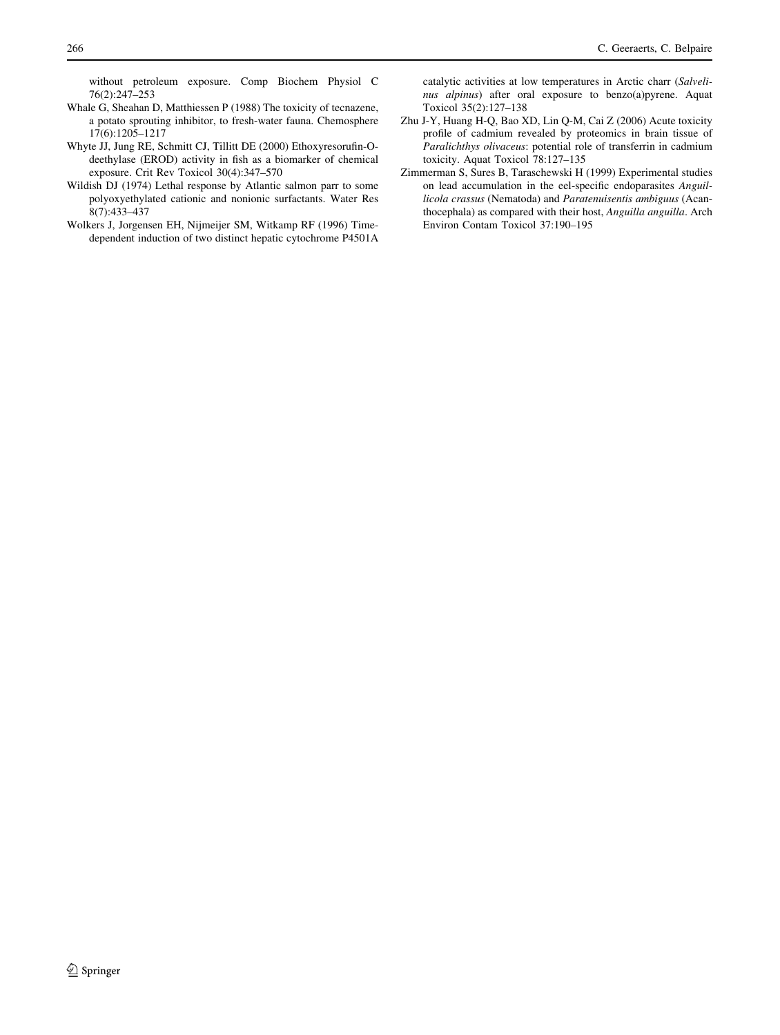without petroleum exposure. Comp Biochem Physiol C 76(2):247–253

Whale G, Sheahan D, Matthiessen P (1988) The toxicity of tecnazene, a potato sprouting inhibitor, to fresh-water fauna. Chemosphere 17(6):1205–1217

Whyte JJ, Jung RE, Schmitt CJ, Tillitt DE (2000) Ethoxyresorufin-O-deethylase (EROD) activity in fish as a biomarker of chemical exposure. Crit Rev Toxicol 30(4):347–570

Wildish DJ (1974) Lethal response by Atlantic salmon parr to some polyoxyethylated cationic and nonionic surfactants. Water Res 8(7):433–437

Wolkers J, Jorgensen EH, Nijmeijer SM, Witkamp RF (1996) Time-dependent induction of two distinct hepatic cytochrome P4501A catalytic activities at low temperatures in Arctic charr (*Salvelinus alpinus*) after oral exposure to benzo(a)pyrene. Aquat Toxicol 35(2):127–138

Zhu J-Y, Huang H-Q, Bao XD, Lin Q-M, Cai Z (2006) Acute toxicity profile of cadmium revealed by proteomics in brain tissue of *Paralichthys olivaceus*: potential role of transferrin in cadmium toxicity. Aquat Toxicol 78:127–135

Zimmerman S, Sures B, Taraschewski H (1999) Experimental studies on lead accumulation in the eel-specific endoparasites *Anguillicola crassus* (Nematoda) and *Paratenuisentis ambiguus* (Acanthocephala) as compared with their host, *Anguilla anguilla*. Arch Environ Contam Toxicol 37:190–195